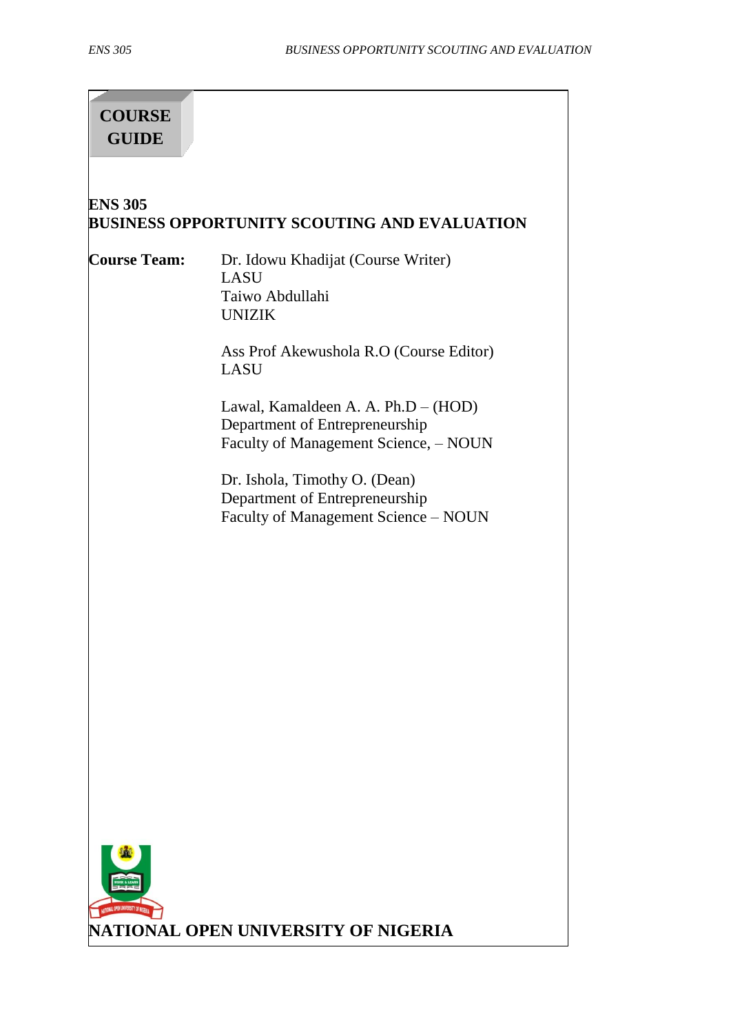# COURSE GUIDE

## ENS 305
## BUSINESS OPPORTUNITY SCOUTING AND EVALUATION

**Course Team:**

Dr. Idowu Khadijat (Course Writer)
LASU
Taiwo Abdullahi
UNIZIK

Ass Prof Akewushola R.O (Course Editor)
LASU

Lawal, Kamaldeen A. A. Ph.D – (HOD)
Department of Entrepreneurship
Faculty of Management Science, – NOUN

Dr. Ishola, Timothy O. (Dean)
Department of Entrepreneurship
Faculty of Management Science – NOUN

**NATIONAL OPEN UNIVERSITY OF NIGERIA**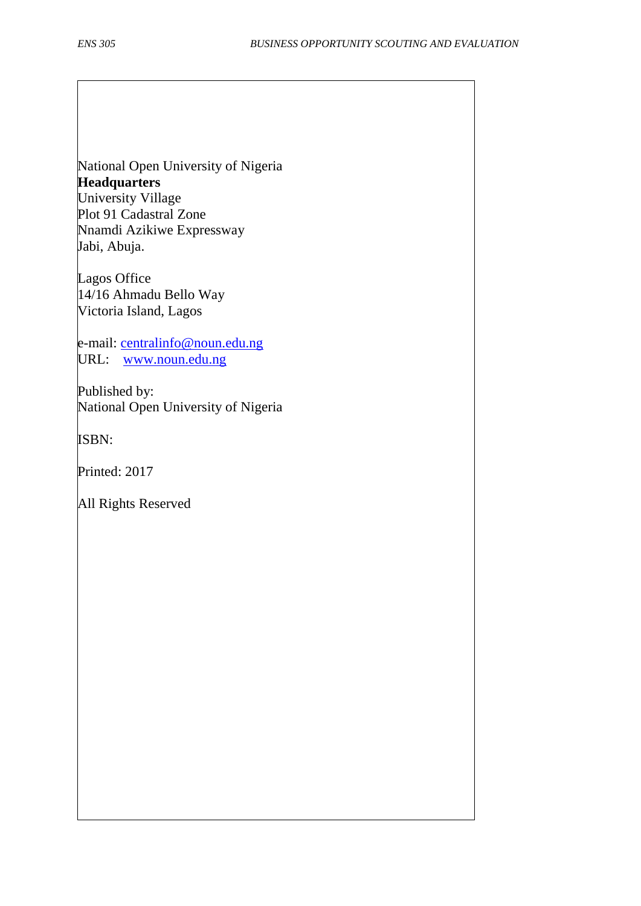National Open University of Nigeria
**Headquarters**
University Village
Plot 91 Cadastral Zone
Nnamdi Azikiwe Expressway
Jabi, Abuja.

Lagos Office
14/16 Ahmadu Bello Way
Victoria Island, Lagos

e-mail: centralinfo@noun.edu.ng
URL: www.noun.edu.ng

Published by:
National Open University of Nigeria

ISBN:

Printed: 2017

All Rights Reserved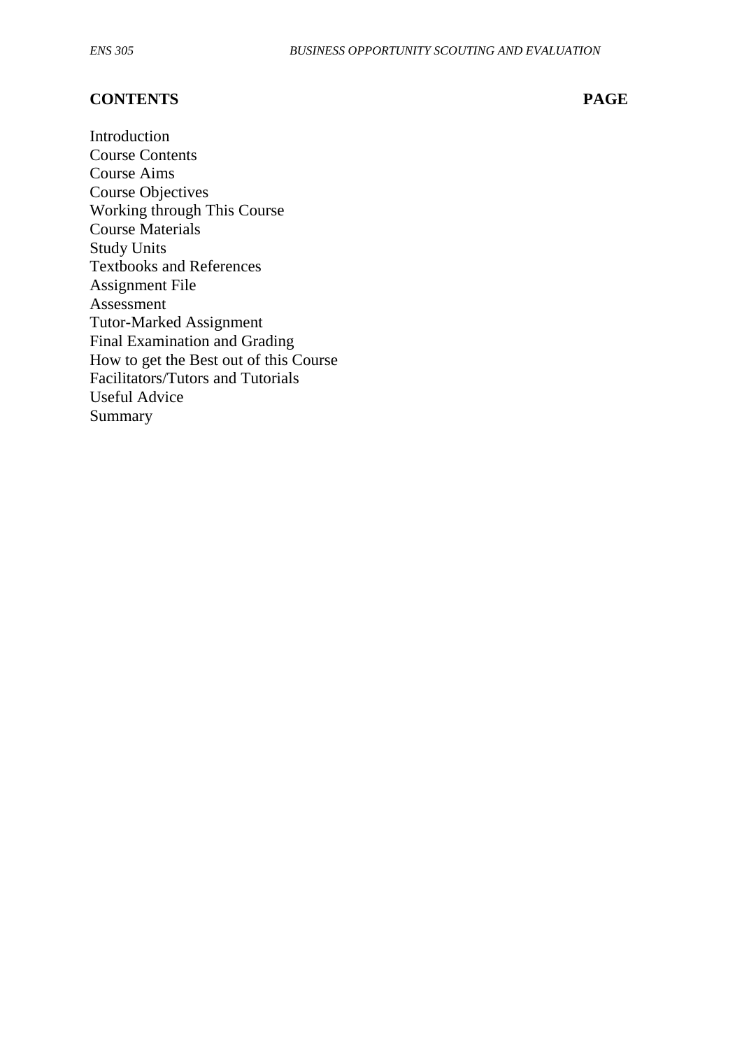**CONTENTS** **PAGE**

Introduction
Course Contents
Course Aims
Course Objectives
Working through This Course
Course Materials
Study Units
Textbooks and References
Assignment File
Assessment
Tutor-Marked Assignment
Final Examination and Grading
How to get the Best out of this Course
Facilitators/Tutors and Tutorials
Useful Advice
Summary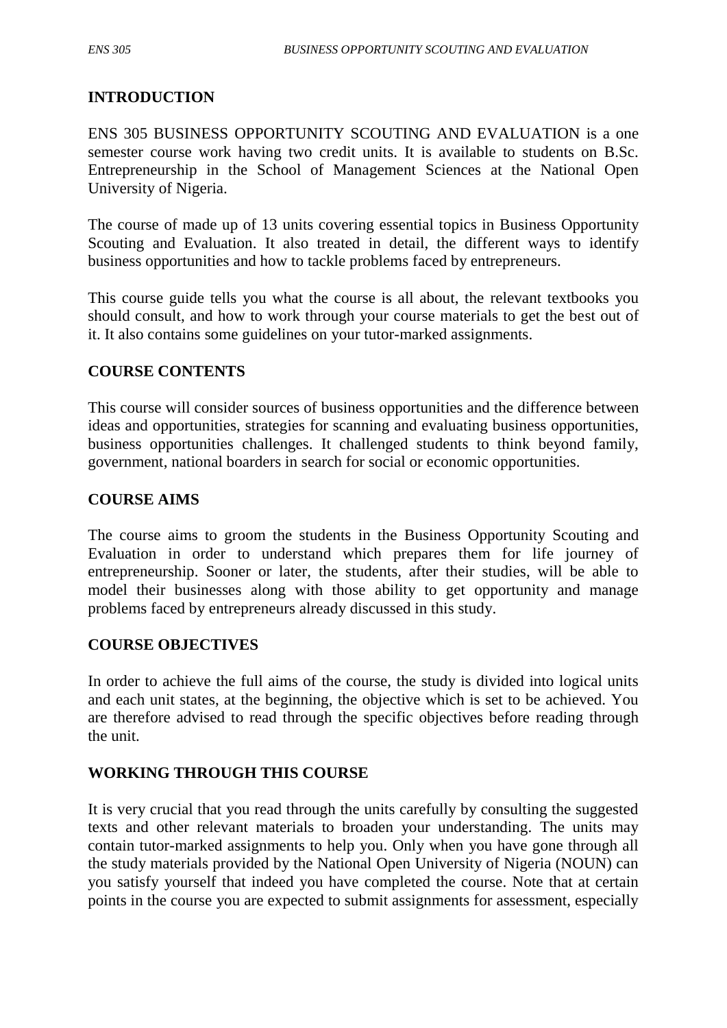## INTRODUCTION

ENS 305 BUSINESS OPPORTUNITY SCOUTING AND EVALUATION is a one semester course work having two credit units. It is available to students on B.Sc. Entrepreneurship in the School of Management Sciences at the National Open University of Nigeria.

The course of made up of 13 units covering essential topics in Business Opportunity Scouting and Evaluation. It also treated in detail, the different ways to identify business opportunities and how to tackle problems faced by entrepreneurs.

This course guide tells you what the course is all about, the relevant textbooks you should consult, and how to work through your course materials to get the best out of it. It also contains some guidelines on your tutor-marked assignments.

## COURSE CONTENTS

This course will consider sources of business opportunities and the difference between ideas and opportunities, strategies for scanning and evaluating business opportunities, business opportunities challenges. It challenged students to think beyond family, government, national boarders in search for social or economic opportunities.

## COURSE AIMS

The course aims to groom the students in the Business Opportunity Scouting and Evaluation in order to understand which prepares them for life journey of entrepreneurship. Sooner or later, the students, after their studies, will be able to model their businesses along with those ability to get opportunity and manage problems faced by entrepreneurs already discussed in this study.

## COURSE OBJECTIVES

In order to achieve the full aims of the course, the study is divided into logical units and each unit states, at the beginning, the objective which is set to be achieved. You are therefore advised to read through the specific objectives before reading through the unit.

## WORKING THROUGH THIS COURSE

It is very crucial that you read through the units carefully by consulting the suggested texts and other relevant materials to broaden your understanding. The units may contain tutor-marked assignments to help you. Only when you have gone through all the study materials provided by the National Open University of Nigeria (NOUN) can you satisfy yourself that indeed you have completed the course. Note that at certain points in the course you are expected to submit assignments for assessment, especially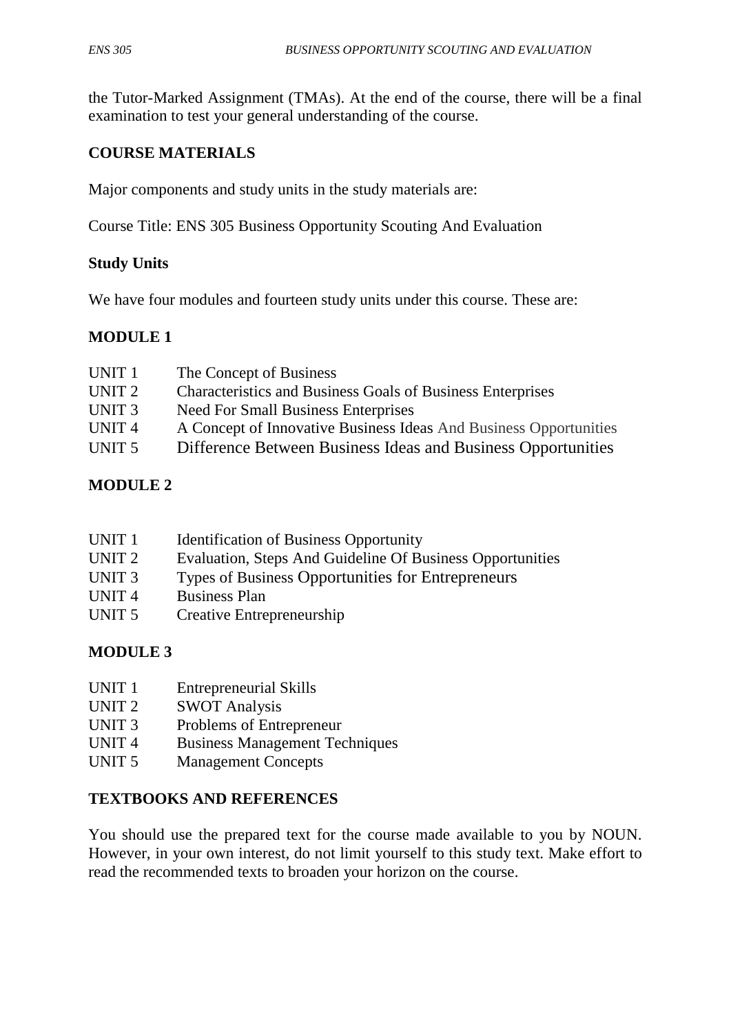the Tutor-Marked Assignment (TMAs). At the end of the course, there will be a final examination to test your general understanding of the course.

## COURSE MATERIALS

Major components and study units in the study materials are:

Course Title: ENS 305 Business Opportunity Scouting And Evaluation

### Study Units

We have four modules and fourteen study units under this course. These are:

### MODULE 1

UNIT 1 The Concept of Business
UNIT 2 Characteristics and Business Goals of Business Enterprises
UNIT 3 Need For Small Business Enterprises
UNIT 4 A Concept of Innovative Business Ideas And Business Opportunities
UNIT 5 Difference Between Business Ideas and Business Opportunities

### MODULE 2

UNIT 1 Identification of Business Opportunity
UNIT 2 Evaluation, Steps And Guideline Of Business Opportunities
UNIT 3 Types of Business Opportunities for Entrepreneurs
UNIT 4 Business Plan
UNIT 5 Creative Entrepreneurship

### MODULE 3

UNIT 1 Entrepreneurial Skills
UNIT 2 SWOT Analysis
UNIT 3 Problems of Entrepreneur
UNIT 4 Business Management Techniques
UNIT 5 Management Concepts

## TEXTBOOKS AND REFERENCES

You should use the prepared text for the course made available to you by NOUN. However, in your own interest, do not limit yourself to this study text. Make effort to read the recommended texts to broaden your horizon on the course.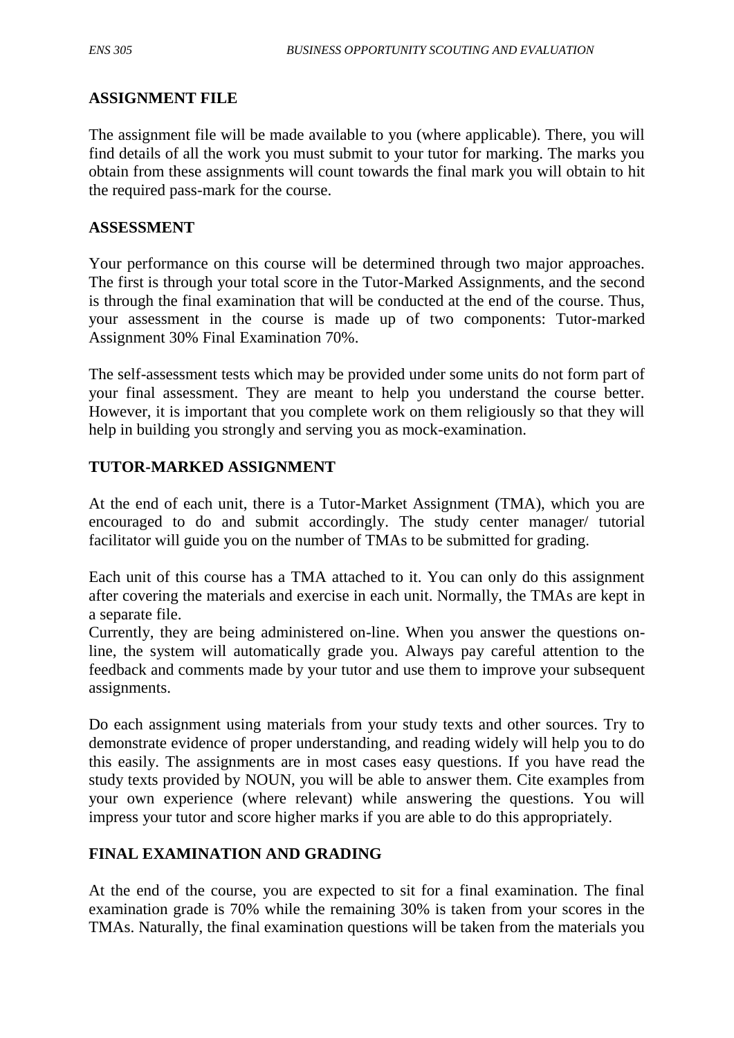## ASSIGNMENT FILE

The assignment file will be made available to you (where applicable). There, you will find details of all the work you must submit to your tutor for marking. The marks you obtain from these assignments will count towards the final mark you will obtain to hit the required pass-mark for the course.

## ASSESSMENT

Your performance on this course will be determined through two major approaches. The first is through your total score in the Tutor-Marked Assignments, and the second is through the final examination that will be conducted at the end of the course. Thus, your assessment in the course is made up of two components: Tutor-marked Assignment 30% Final Examination 70%.

The self-assessment tests which may be provided under some units do not form part of your final assessment. They are meant to help you understand the course better. However, it is important that you complete work on them religiously so that they will help in building you strongly and serving you as mock-examination.

## TUTOR-MARKED ASSIGNMENT

At the end of each unit, there is a Tutor-Market Assignment (TMA), which you are encouraged to do and submit accordingly. The study center manager/ tutorial facilitator will guide you on the number of TMAs to be submitted for grading.

Each unit of this course has a TMA attached to it. You can only do this assignment after covering the materials and exercise in each unit. Normally, the TMAs are kept in a separate file.

Currently, they are being administered on-line. When you answer the questions on-line, the system will automatically grade you. Always pay careful attention to the feedback and comments made by your tutor and use them to improve your subsequent assignments.

Do each assignment using materials from your study texts and other sources. Try to demonstrate evidence of proper understanding, and reading widely will help you to do this easily. The assignments are in most cases easy questions. If you have read the study texts provided by NOUN, you will be able to answer them. Cite examples from your own experience (where relevant) while answering the questions. You will impress your tutor and score higher marks if you are able to do this appropriately.

## FINAL EXAMINATION AND GRADING

At the end of the course, you are expected to sit for a final examination. The final examination grade is 70% while the remaining 30% is taken from your scores in the TMAs. Naturally, the final examination questions will be taken from the materials you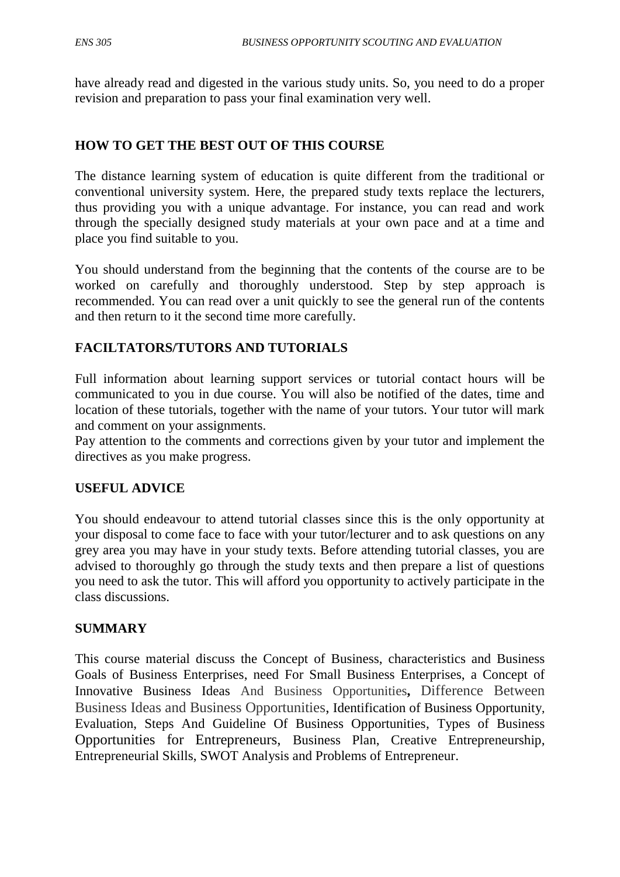have already read and digested in the various study units. So, you need to do a proper revision and preparation to pass your final examination very well.

## HOW TO GET THE BEST OUT OF THIS COURSE

The distance learning system of education is quite different from the traditional or conventional university system. Here, the prepared study texts replace the lecturers, thus providing you with a unique advantage. For instance, you can read and work through the specially designed study materials at your own pace and at a time and place you find suitable to you.

You should understand from the beginning that the contents of the course are to be worked on carefully and thoroughly understood. Step by step approach is recommended. You can read over a unit quickly to see the general run of the contents and then return to it the second time more carefully.

## FACILTATORS/TUTORS AND TUTORIALS

Full information about learning support services or tutorial contact hours will be communicated to you in due course. You will also be notified of the dates, time and location of these tutorials, together with the name of your tutors. Your tutor will mark and comment on your assignments.

Pay attention to the comments and corrections given by your tutor and implement the directives as you make progress.

## USEFUL ADVICE

You should endeavour to attend tutorial classes since this is the only opportunity at your disposal to come face to face with your tutor/lecturer and to ask questions on any grey area you may have in your study texts. Before attending tutorial classes, you are advised to thoroughly go through the study texts and then prepare a list of questions you need to ask the tutor. This will afford you opportunity to actively participate in the class discussions.

## SUMMARY

This course material discuss the Concept of Business, characteristics and Business Goals of Business Enterprises, need For Small Business Enterprises, a Concept of Innovative Business Ideas And Business Opportunities**,** Difference Between Business Ideas and Business Opportunities, Identification of Business Opportunity, Evaluation, Steps And Guideline Of Business Opportunities, Types of Business Opportunities for Entrepreneurs, Business Plan, Creative Entrepreneurship, Entrepreneurial Skills, SWOT Analysis and Problems of Entrepreneur.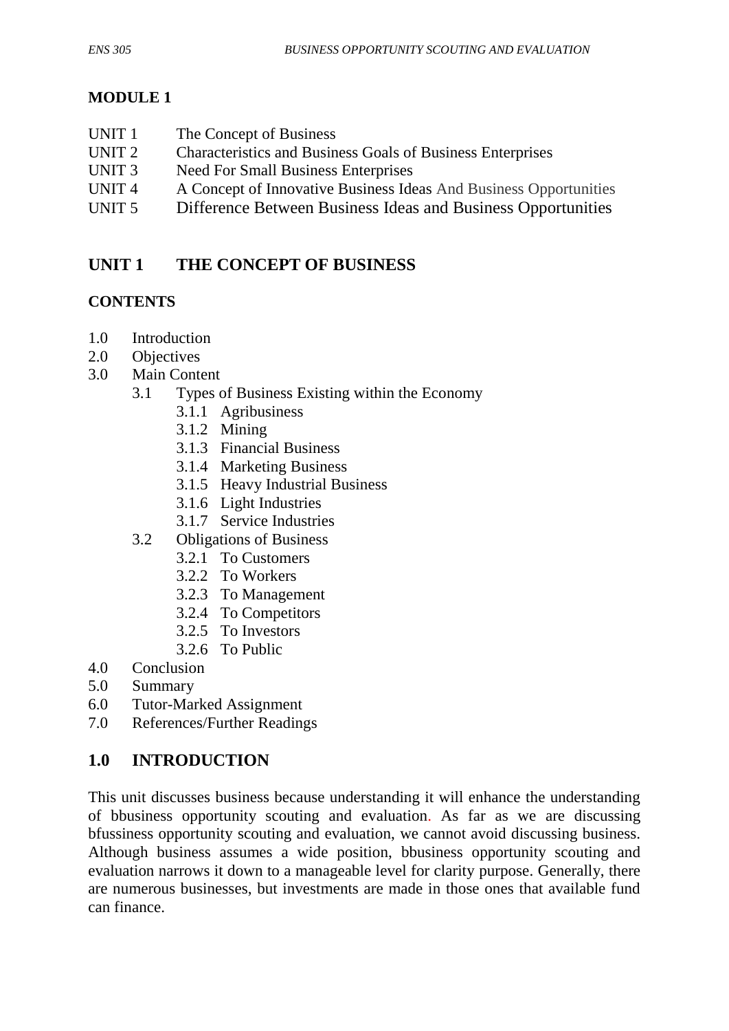## MODULE 1

- UNIT 1 The Concept of Business
- UNIT 2 Characteristics and Business Goals of Business Enterprises
- UNIT 3 Need For Small Business Enterprises
- UNIT 4 A Concept of Innovative Business Ideas And Business Opportunities
- UNIT 5 Difference Between Business Ideas and Business Opportunities

## UNIT 1 THE CONCEPT OF BUSINESS

### CONTENTS

- 1.0 Introduction
- 2.0 Objectives
- 3.0 Main Content
  - 3.1 Types of Business Existing within the Economy
    - 3.1.1 Agribusiness
    - 3.1.2 Mining
    - 3.1.3 Financial Business
    - 3.1.4 Marketing Business
    - 3.1.5 Heavy Industrial Business
    - 3.1.6 Light Industries
    - 3.1.7 Service Industries
  - 3.2 Obligations of Business
    - 3.2.1 To Customers
    - 3.2.2 To Workers
    - 3.2.3 To Management
    - 3.2.4 To Competitors
    - 3.2.5 To Investors
    - 3.2.6 To Public
- 4.0 Conclusion
- 5.0 Summary
- 6.0 Tutor-Marked Assignment
- 7.0 References/Further Readings

## 1.0 INTRODUCTION

This unit discusses business because understanding it will enhance the understanding of bbusiness opportunity scouting and evaluation. As far as we are discussing bfussiness opportunity scouting and evaluation, we cannot avoid discussing business. Although business assumes a wide position, bbusiness opportunity scouting and evaluation narrows it down to a manageable level for clarity purpose. Generally, there are numerous businesses, but investments are made in those ones that available fund can finance.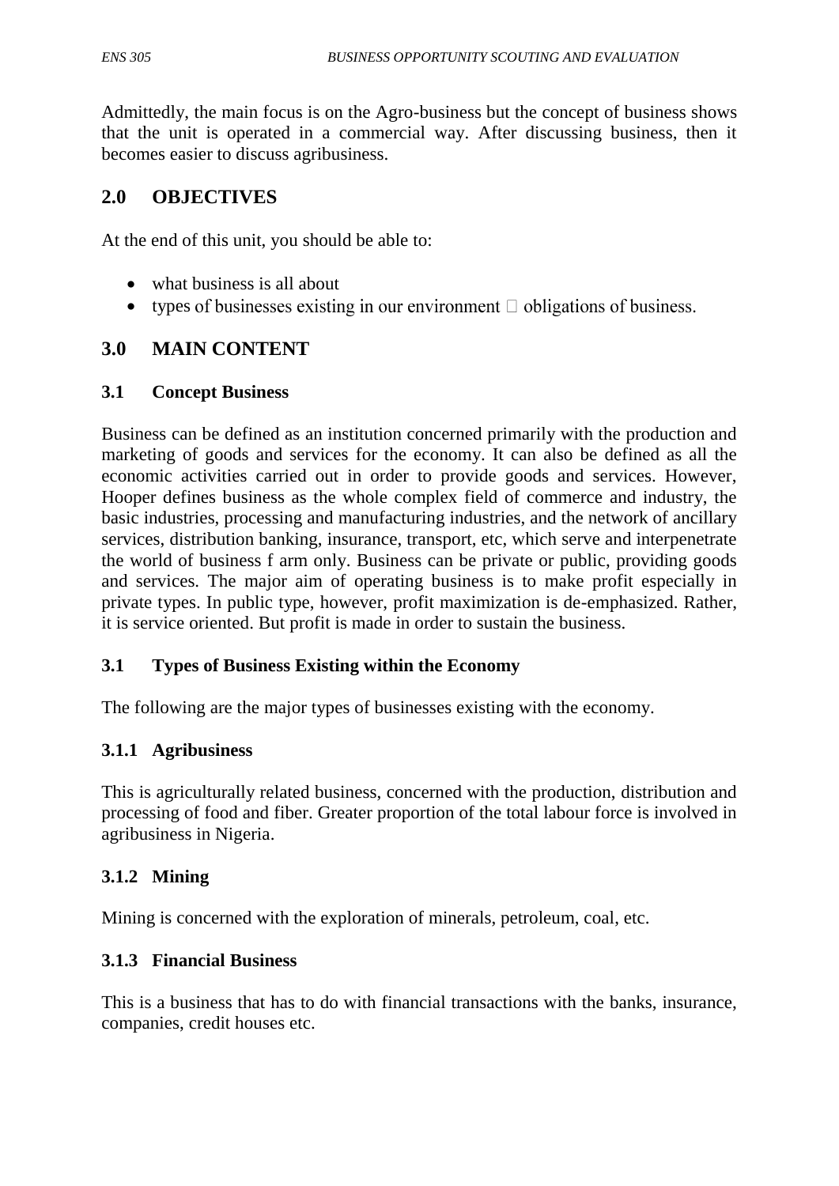Admittedly, the main focus is on the Agro-business but the concept of business shows that the unit is operated in a commercial way. After discussing business, then it becomes easier to discuss agribusiness.

## 2.0 OBJECTIVES

At the end of this unit, you should be able to:

- what business is all about
- types of businesses existing in our environment  obligations of business.

## 3.0 MAIN CONTENT

### 3.1 Concept Business

Business can be defined as an institution concerned primarily with the production and marketing of goods and services for the economy. It can also be defined as all the economic activities carried out in order to provide goods and services. However, Hooper defines business as the whole complex field of commerce and industry, the basic industries, processing and manufacturing industries, and the network of ancillary services, distribution banking, insurance, transport, etc, which serve and interpenetrate the world of business f arm only. Business can be private or public, providing goods and services. The major aim of operating business is to make profit especially in private types. In public type, however, profit maximization is de-emphasized. Rather, it is service oriented. But profit is made in order to sustain the business.

### 3.1 Types of Business Existing within the Economy

The following are the major types of businesses existing with the economy.

#### 3.1.1 Agribusiness

This is agriculturally related business, concerned with the production, distribution and processing of food and fiber. Greater proportion of the total labour force is involved in agribusiness in Nigeria.

#### 3.1.2 Mining

Mining is concerned with the exploration of minerals, petroleum, coal, etc.

#### 3.1.3 Financial Business

This is a business that has to do with financial transactions with the banks, insurance, companies, credit houses etc.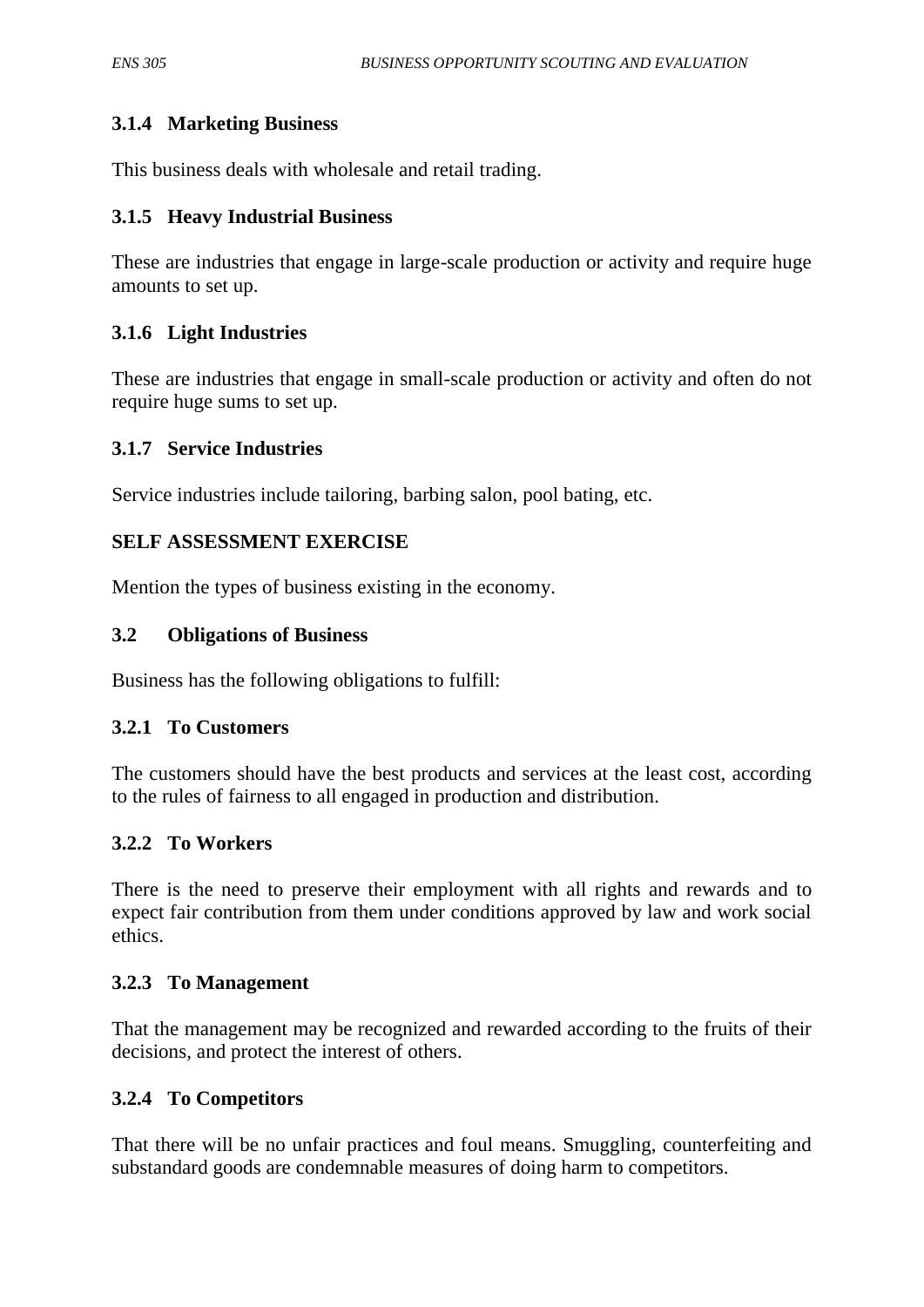### 3.1.4 Marketing Business

This business deals with wholesale and retail trading.

### 3.1.5 Heavy Industrial Business

These are industries that engage in large-scale production or activity and require huge amounts to set up.

### 3.1.6 Light Industries

These are industries that engage in small-scale production or activity and often do not require huge sums to set up.

### 3.1.7 Service Industries

Service industries include tailoring, barbing salon, pool bating, etc.

**SELF ASSESSMENT EXERCISE**

Mention the types of business existing in the economy.

## 3.2 Obligations of Business

Business has the following obligations to fulfill:

### 3.2.1 To Customers

The customers should have the best products and services at the least cost, according to the rules of fairness to all engaged in production and distribution.

### 3.2.2 To Workers

There is the need to preserve their employment with all rights and rewards and to expect fair contribution from them under conditions approved by law and work social ethics.

### 3.2.3 To Management

That the management may be recognized and rewarded according to the fruits of their decisions, and protect the interest of others.

### 3.2.4 To Competitors

That there will be no unfair practices and foul means. Smuggling, counterfeiting and substandard goods are condemnable measures of doing harm to competitors.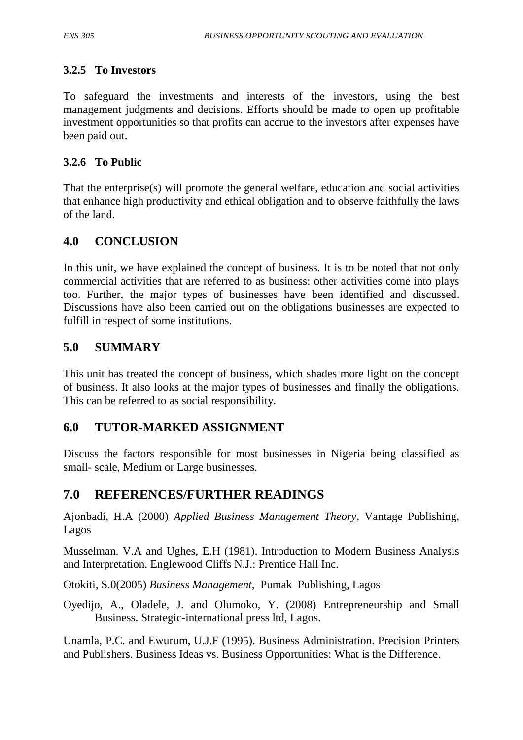### 3.2.5 To Investors

To safeguard the investments and interests of the investors, using the best management judgments and decisions. Efforts should be made to open up profitable investment opportunities so that profits can accrue to the investors after expenses have been paid out.

### 3.2.6 To Public

That the enterprise(s) will promote the general welfare, education and social activities that enhance high productivity and ethical obligation and to observe faithfully the laws of the land.

## 4.0 CONCLUSION

In this unit, we have explained the concept of business. It is to be noted that not only commercial activities that are referred to as business: other activities come into plays too. Further, the major types of businesses have been identified and discussed. Discussions have also been carried out on the obligations businesses are expected to fulfill in respect of some institutions.

## 5.0 SUMMARY

This unit has treated the concept of business, which shades more light on the concept of business. It also looks at the major types of businesses and finally the obligations. This can be referred to as social responsibility.

## 6.0 TUTOR-MARKED ASSIGNMENT

Discuss the factors responsible for most businesses in Nigeria being classified as small- scale, Medium or Large businesses.

## 7.0 REFERENCES/FURTHER READINGS

Ajonbadi, H.A (2000) *Applied Business Management Theory*, Vantage Publishing, Lagos

Musselman. V.A and Ughes, E.H (1981). Introduction to Modern Business Analysis and Interpretation. Englewood Cliffs N.J.: Prentice Hall Inc.

Otokiti, S.0(2005) *Business Management,* Pumak Publishing, Lagos

Oyedijo, A., Oladele, J. and Olumoko, Y. (2008) Entrepreneurship and Small Business. Strategic-international press ltd, Lagos.

Unamla, P.C. and Ewurum, U.J.F (1995). Business Administration. Precision Printers and Publishers. Business Ideas vs. Business Opportunities: What is the Difference.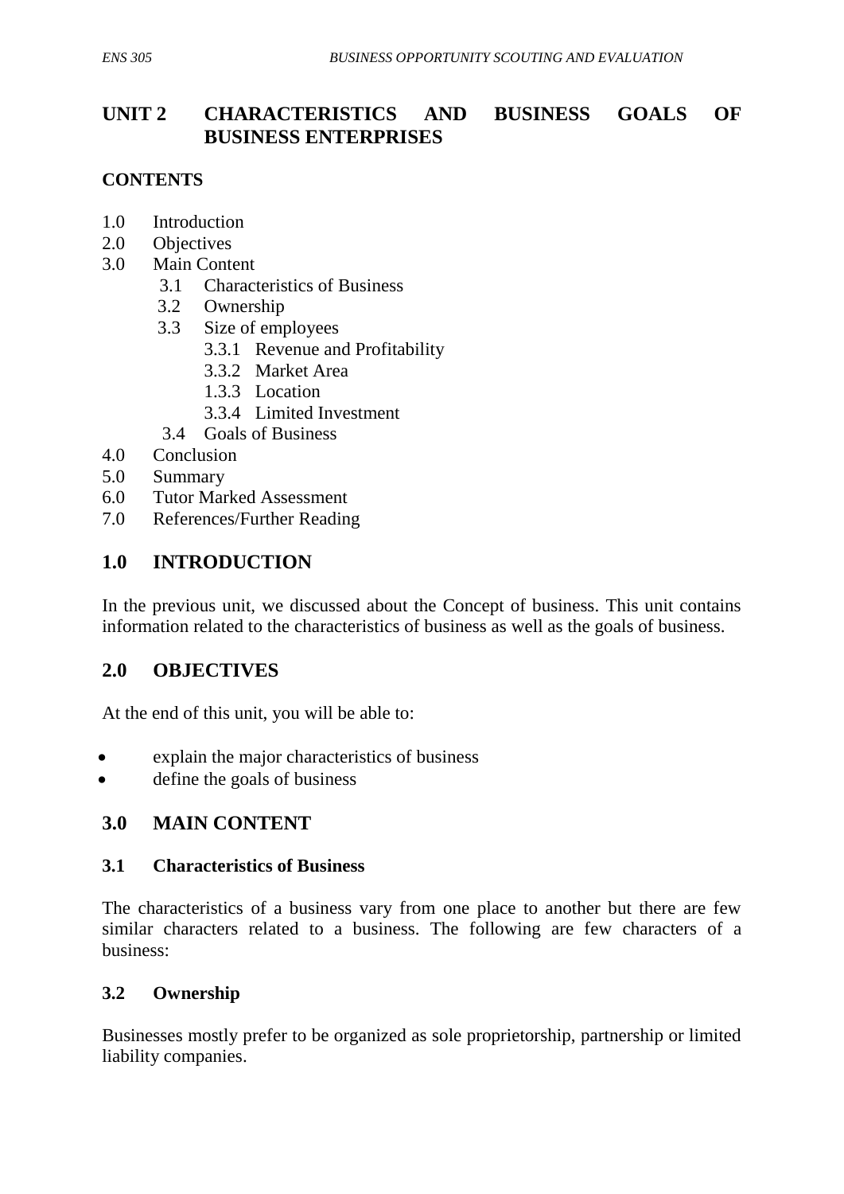## UNIT 2 CHARACTERISTICS AND BUSINESS GOALS OF BUSINESS ENTERPRISES

**CONTENTS**

1.0 Introduction
2.0 Objectives
3.0 Main Content
 3.1 Characteristics of Business
 3.2 Ownership
 3.3 Size of employees
  3.3.1 Revenue and Profitability
  3.3.2 Market Area
  1.3.3 Location
  3.3.4 Limited Investment
 3.4 Goals of Business
4.0 Conclusion
5.0 Summary
6.0 Tutor Marked Assessment
7.0 References/Further Reading

## 1.0 INTRODUCTION

In the previous unit, we discussed about the Concept of business. This unit contains information related to the characteristics of business as well as the goals of business.

## 2.0 OBJECTIVES

At the end of this unit, you will be able to:

- explain the major characteristics of business
- define the goals of business

## 3.0 MAIN CONTENT

### 3.1 Characteristics of Business

The characteristics of a business vary from one place to another but there are few similar characters related to a business. The following are few characters of a business:

### 3.2 Ownership

Businesses mostly prefer to be organized as sole proprietorship, partnership or limited liability companies.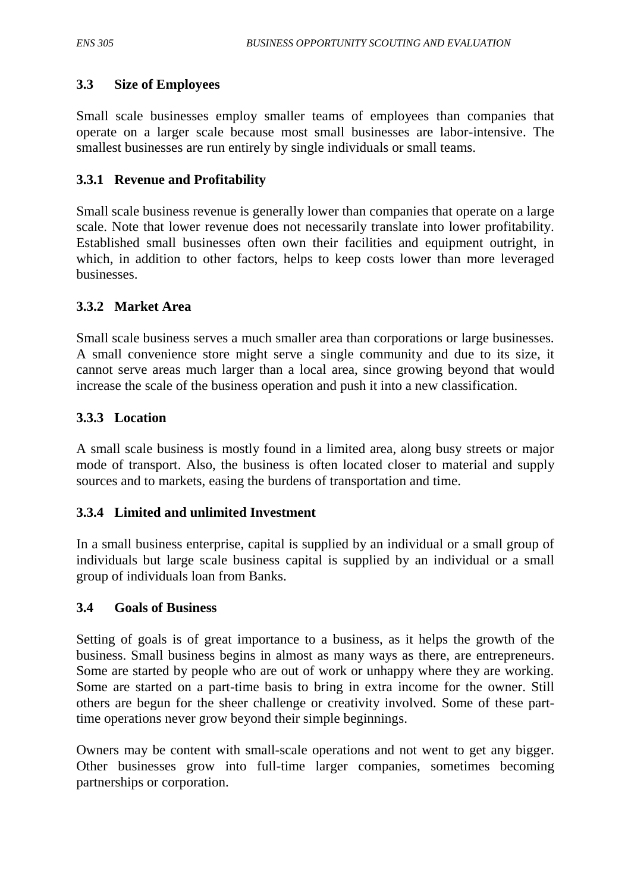### 3.3 Size of Employees

Small scale businesses employ smaller teams of employees than companies that operate on a larger scale because most small businesses are labor-intensive. The smallest businesses are run entirely by single individuals or small teams.

#### 3.3.1 Revenue and Profitability

Small scale business revenue is generally lower than companies that operate on a large scale. Note that lower revenue does not necessarily translate into lower profitability. Established small businesses often own their facilities and equipment outright, in which, in addition to other factors, helps to keep costs lower than more leveraged businesses.

#### 3.3.2 Market Area

Small scale business serves a much smaller area than corporations or large businesses. A small convenience store might serve a single community and due to its size, it cannot serve areas much larger than a local area, since growing beyond that would increase the scale of the business operation and push it into a new classification.

#### 3.3.3 Location

A small scale business is mostly found in a limited area, along busy streets or major mode of transport. Also, the business is often located closer to material and supply sources and to markets, easing the burdens of transportation and time.

#### 3.3.4 Limited and unlimited Investment

In a small business enterprise, capital is supplied by an individual or a small group of individuals but large scale business capital is supplied by an individual or a small group of individuals loan from Banks.

### 3.4 Goals of Business

Setting of goals is of great importance to a business, as it helps the growth of the business. Small business begins in almost as many ways as there, are entrepreneurs. Some are started by people who are out of work or unhappy where they are working. Some are started on a part-time basis to bring in extra income for the owner. Still others are begun for the sheer challenge or creativity involved. Some of these part-time operations never grow beyond their simple beginnings.

Owners may be content with small-scale operations and not went to get any bigger. Other businesses grow into full-time larger companies, sometimes becoming partnerships or corporation.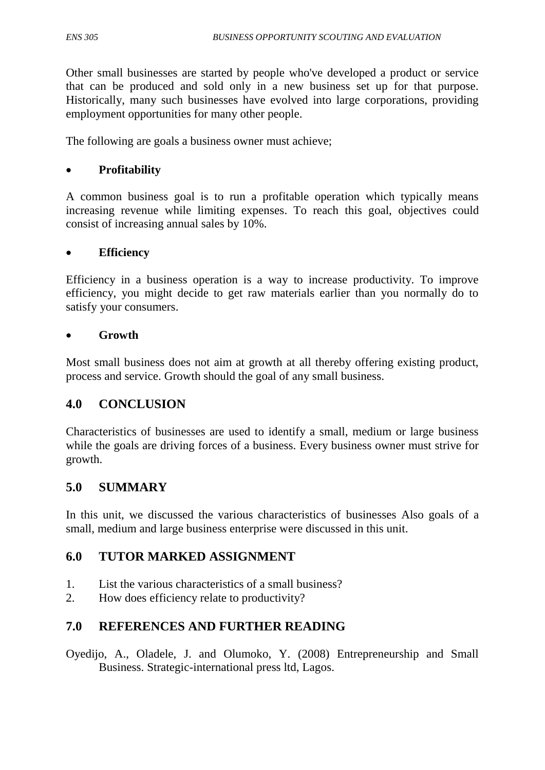Other small businesses are started by people who've developed a product or service that can be produced and sold only in a new business set up for that purpose. Historically, many such businesses have evolved into large corporations, providing employment opportunities for many other people.

The following are goals a business owner must achieve;

- **Profitability**

A common business goal is to run a profitable operation which typically means increasing revenue while limiting expenses. To reach this goal, objectives could consist of increasing annual sales by 10%.

- **Efficiency**

Efficiency in a business operation is a way to increase productivity. To improve efficiency, you might decide to get raw materials earlier than you normally do to satisfy your consumers.

- **Growth**

Most small business does not aim at growth at all thereby offering existing product, process and service. Growth should the goal of any small business.

## 4.0 CONCLUSION

Characteristics of businesses are used to identify a small, medium or large business while the goals are driving forces of a business. Every business owner must strive for growth.

## 5.0 SUMMARY

In this unit, we discussed the various characteristics of businesses Also goals of a small, medium and large business enterprise were discussed in this unit.

## 6.0 TUTOR MARKED ASSIGNMENT

1. List the various characteristics of a small business?
2. How does efficiency relate to productivity?

## 7.0 REFERENCES AND FURTHER READING

Oyedijo, A., Oladele, J. and Olumoko, Y. (2008) Entrepreneurship and Small Business. Strategic-international press ltd, Lagos.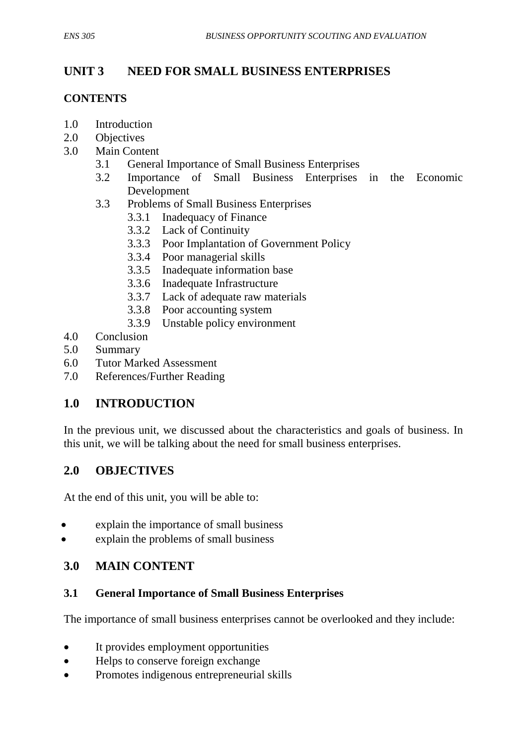## UNIT 3 NEED FOR SMALL BUSINESS ENTERPRISES

### CONTENTS

- 1.0 Introduction
- 2.0 Objectives
- 3.0 Main Content
    - 3.1 General Importance of Small Business Enterprises
    - 3.2 Importance of Small Business Enterprises in the Economic Development
    - 3.3 Problems of Small Business Enterprises
        - 3.3.1 Inadequacy of Finance
        - 3.3.2 Lack of Continuity
        - 3.3.3 Poor Implantation of Government Policy
        - 3.3.4 Poor managerial skills
        - 3.3.5 Inadequate information base
        - 3.3.6 Inadequate Infrastructure
        - 3.3.7 Lack of adequate raw materials
        - 3.3.8 Poor accounting system
        - 3.3.9 Unstable policy environment
- 4.0 Conclusion
- 5.0 Summary
- 6.0 Tutor Marked Assessment
- 7.0 References/Further Reading

## 1.0 INTRODUCTION

In the previous unit, we discussed about the characteristics and goals of business. In this unit, we will be talking about the need for small business enterprises.

## 2.0 OBJECTIVES

At the end of this unit, you will be able to:

- explain the importance of small business
- explain the problems of small business

## 3.0 MAIN CONTENT

### 3.1 General Importance of Small Business Enterprises

The importance of small business enterprises cannot be overlooked and they include:

- It provides employment opportunities
- Helps to conserve foreign exchange
- Promotes indigenous entrepreneurial skills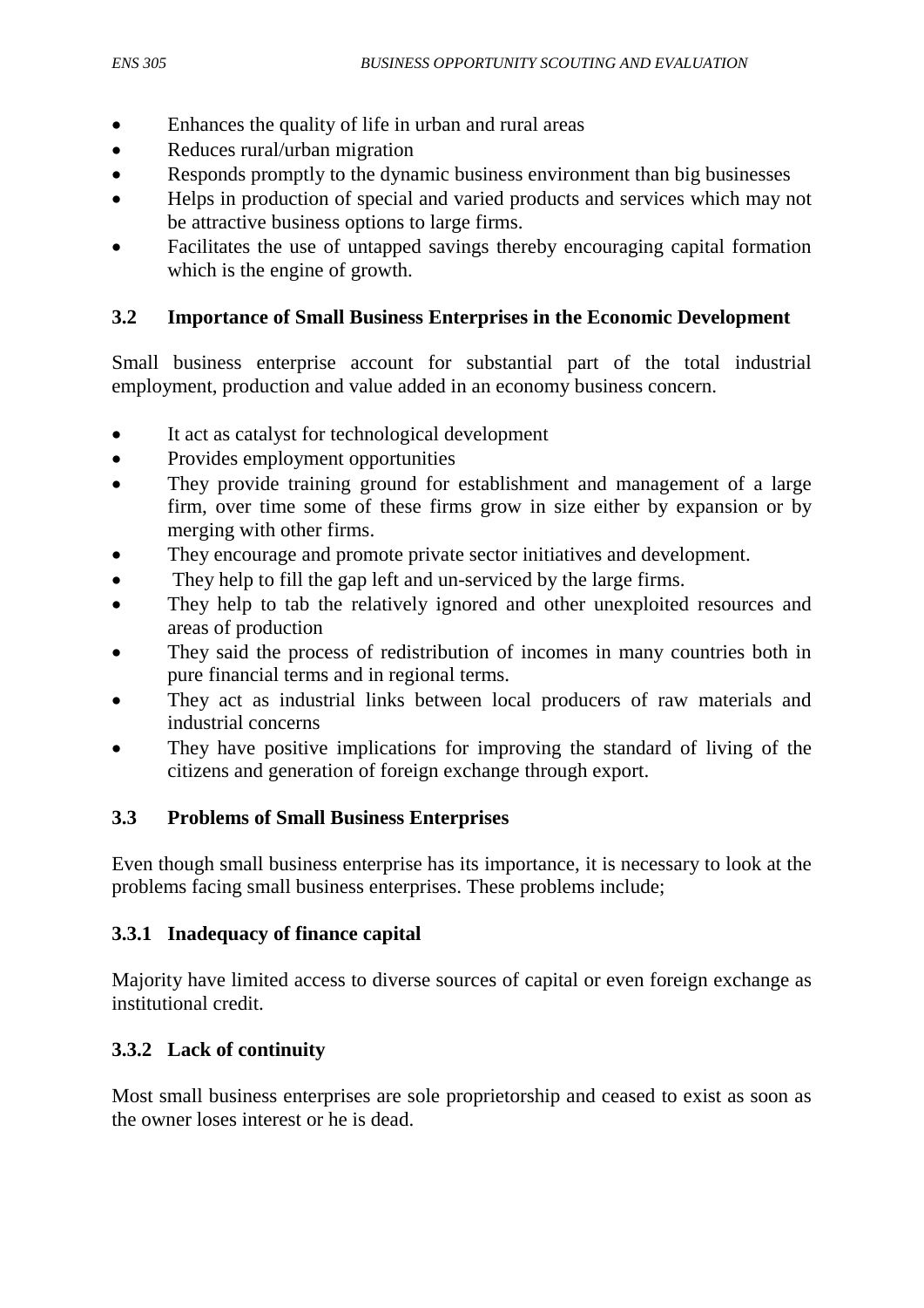- Enhances the quality of life in urban and rural areas
- Reduces rural/urban migration
- Responds promptly to the dynamic business environment than big businesses
- Helps in production of special and varied products and services which may not be attractive business options to large firms.
- Facilitates the use of untapped savings thereby encouraging capital formation which is the engine of growth.

### 3.2 Importance of Small Business Enterprises in the Economic Development

Small business enterprise account for substantial part of the total industrial employment, production and value added in an economy business concern.

- It act as catalyst for technological development
- Provides employment opportunities
- They provide training ground for establishment and management of a large firm, over time some of these firms grow in size either by expansion or by merging with other firms.
- They encourage and promote private sector initiatives and development.
- They help to fill the gap left and un-serviced by the large firms.
- They help to tab the relatively ignored and other unexploited resources and areas of production
- They said the process of redistribution of incomes in many countries both in pure financial terms and in regional terms.
- They act as industrial links between local producers of raw materials and industrial concerns
- They have positive implications for improving the standard of living of the citizens and generation of foreign exchange through export.

### 3.3 Problems of Small Business Enterprises

Even though small business enterprise has its importance, it is necessary to look at the problems facing small business enterprises. These problems include;

#### 3.3.1 Inadequacy of finance capital

Majority have limited access to diverse sources of capital or even foreign exchange as institutional credit.

#### 3.3.2 Lack of continuity

Most small business enterprises are sole proprietorship and ceased to exist as soon as the owner loses interest or he is dead.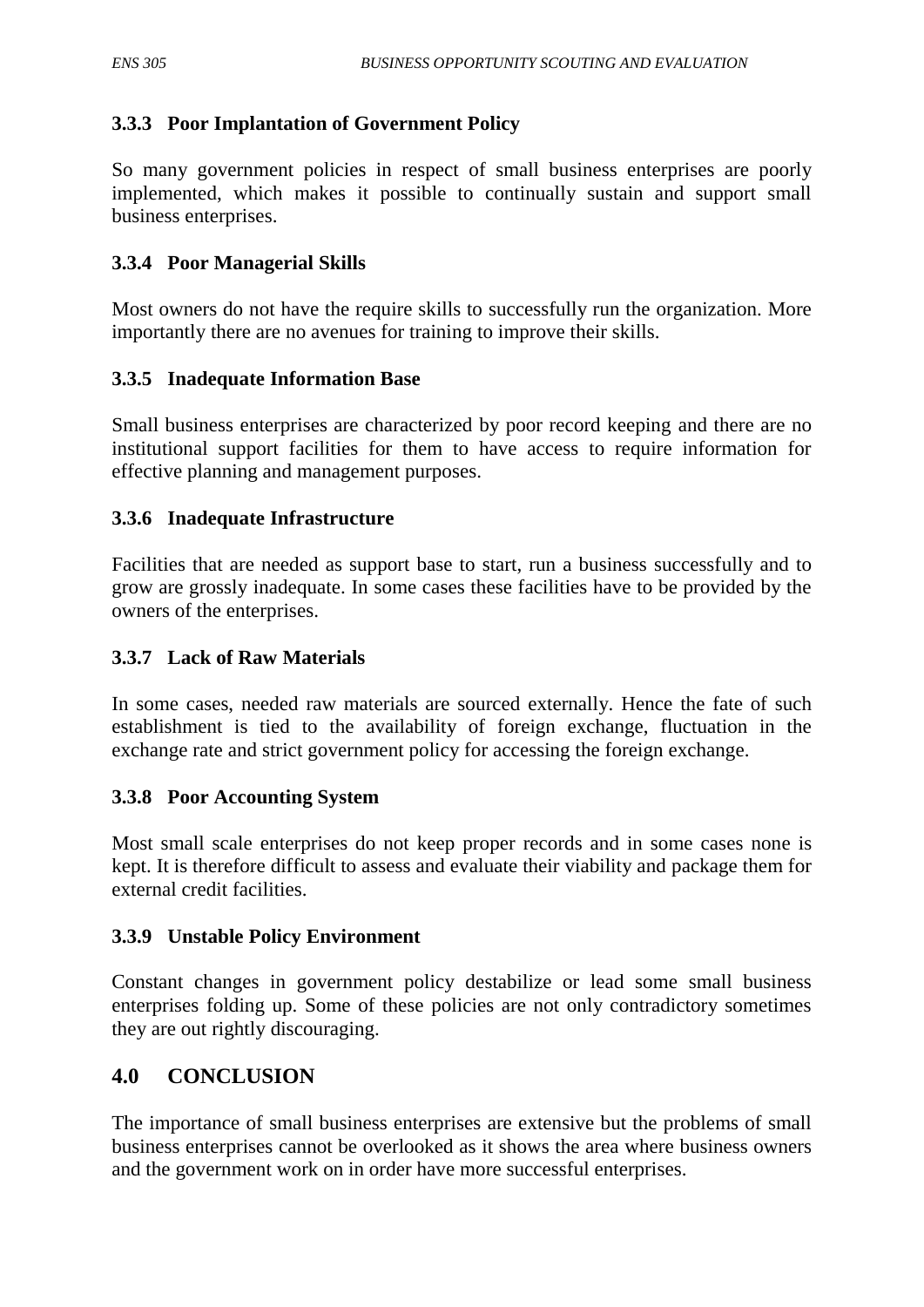### 3.3.3 Poor Implantation of Government Policy

So many government policies in respect of small business enterprises are poorly implemented, which makes it possible to continually sustain and support small business enterprises.

### 3.3.4 Poor Managerial Skills

Most owners do not have the require skills to successfully run the organization. More importantly there are no avenues for training to improve their skills.

### 3.3.5 Inadequate Information Base

Small business enterprises are characterized by poor record keeping and there are no institutional support facilities for them to have access to require information for effective planning and management purposes.

### 3.3.6 Inadequate Infrastructure

Facilities that are needed as support base to start, run a business successfully and to grow are grossly inadequate. In some cases these facilities have to be provided by the owners of the enterprises.

### 3.3.7 Lack of Raw Materials

In some cases, needed raw materials are sourced externally. Hence the fate of such establishment is tied to the availability of foreign exchange, fluctuation in the exchange rate and strict government policy for accessing the foreign exchange.

### 3.3.8 Poor Accounting System

Most small scale enterprises do not keep proper records and in some cases none is kept. It is therefore difficult to assess and evaluate their viability and package them for external credit facilities.

### 3.3.9 Unstable Policy Environment

Constant changes in government policy destabilize or lead some small business enterprises folding up. Some of these policies are not only contradictory sometimes they are out rightly discouraging.

## 4.0 CONCLUSION

The importance of small business enterprises are extensive but the problems of small business enterprises cannot be overlooked as it shows the area where business owners and the government work on in order have more successful enterprises.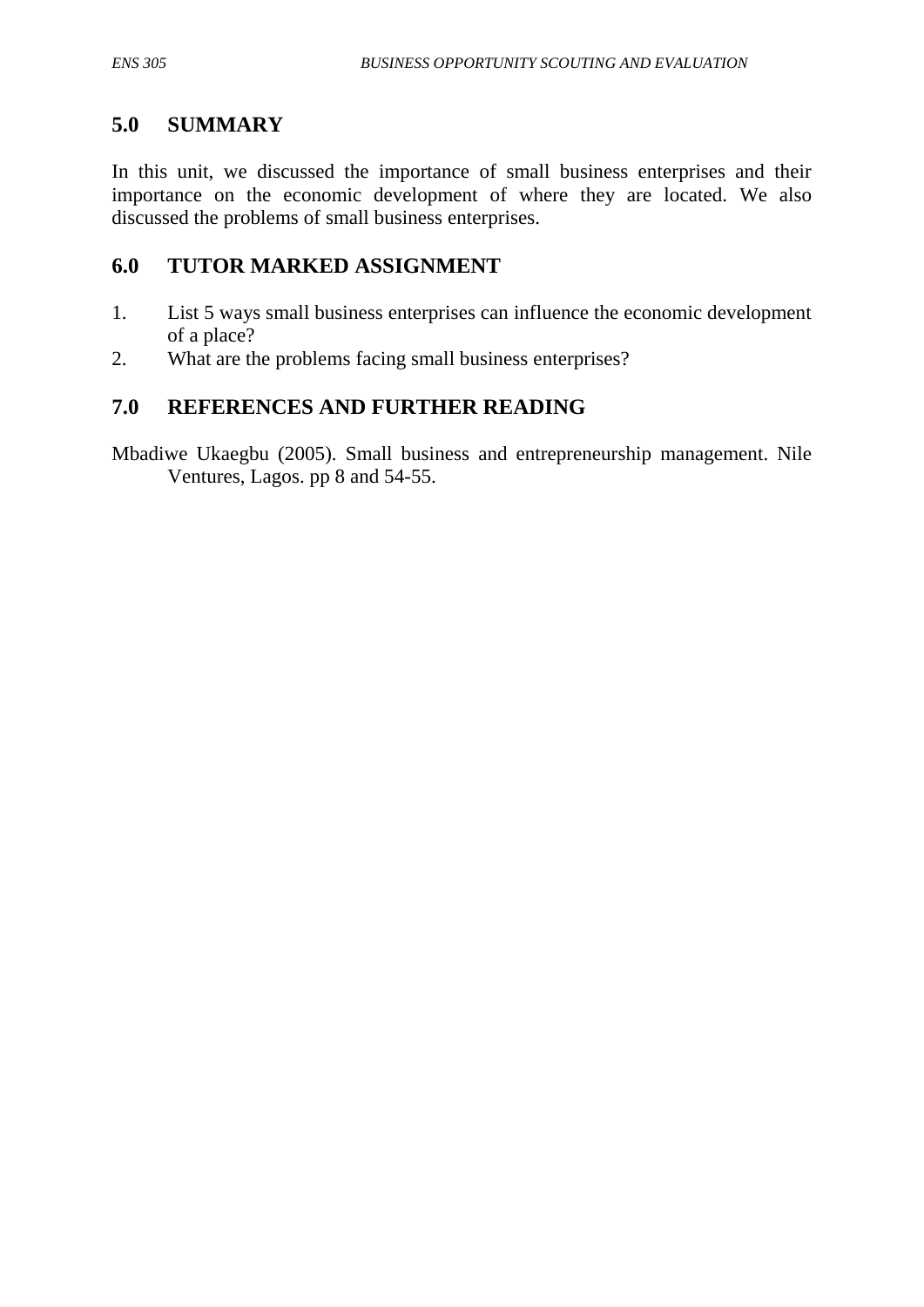## 5.0 SUMMARY

In this unit, we discussed the importance of small business enterprises and their importance on the economic development of where they are located. We also discussed the problems of small business enterprises.

## 6.0 TUTOR MARKED ASSIGNMENT

1. List 5 ways small business enterprises can influence the economic development of a place?
2. What are the problems facing small business enterprises?

## 7.0 REFERENCES AND FURTHER READING

Mbadiwe Ukaegbu (2005). Small business and entrepreneurship management. Nile Ventures, Lagos. pp 8 and 54-55.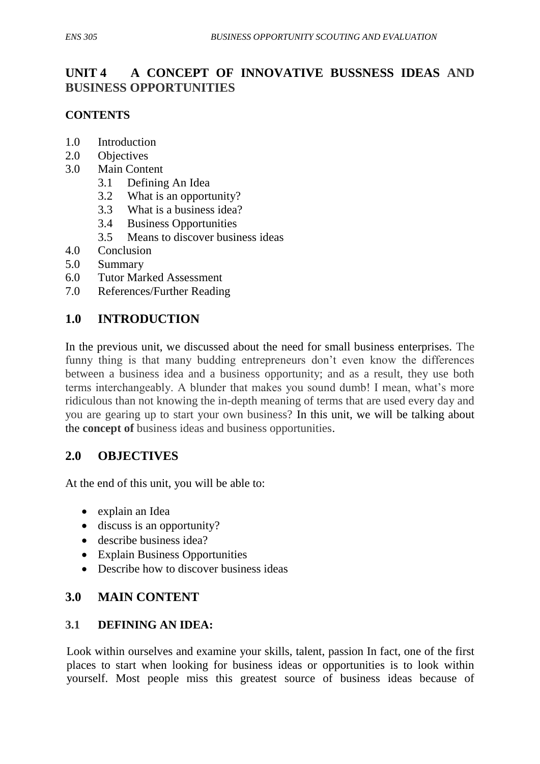## UNIT 4 A CONCEPT OF INNOVATIVE BUSSNESS IDEAS AND BUSINESS OPPORTUNITIES

### CONTENTS

1.0 Introduction
2.0 Objectives
3.0 Main Content
    3.1 Defining An Idea
    3.2 What is an opportunity?
    3.3 What is a business idea?
    3.4 Business Opportunities
    3.5 Means to discover business ideas
4.0 Conclusion
5.0 Summary
6.0 Tutor Marked Assessment
7.0 References/Further Reading

## 1.0 INTRODUCTION

In the previous unit, we discussed about the need for small business enterprises. The funny thing is that many budding entrepreneurs don't even know the differences between a business idea and a business opportunity; and as a result, they use both terms interchangeably. A blunder that makes you sound dumb! I mean, what's more ridiculous than not knowing the in-depth meaning of terms that are used every day and you are gearing up to start your own business? In this unit, we will be talking about the **concept of** business ideas and business opportunities.

## 2.0 OBJECTIVES

At the end of this unit, you will be able to:

- explain an Idea
- discuss is an opportunity?
- describe business idea?
- Explain Business Opportunities
- Describe how to discover business ideas

## 3.0 MAIN CONTENT

### 3.1 DEFINING AN IDEA:

Look within ourselves and examine your skills, talent, passion In fact, one of the first places to start when looking for business ideas or opportunities is to look within yourself. Most people miss this greatest source of business ideas because of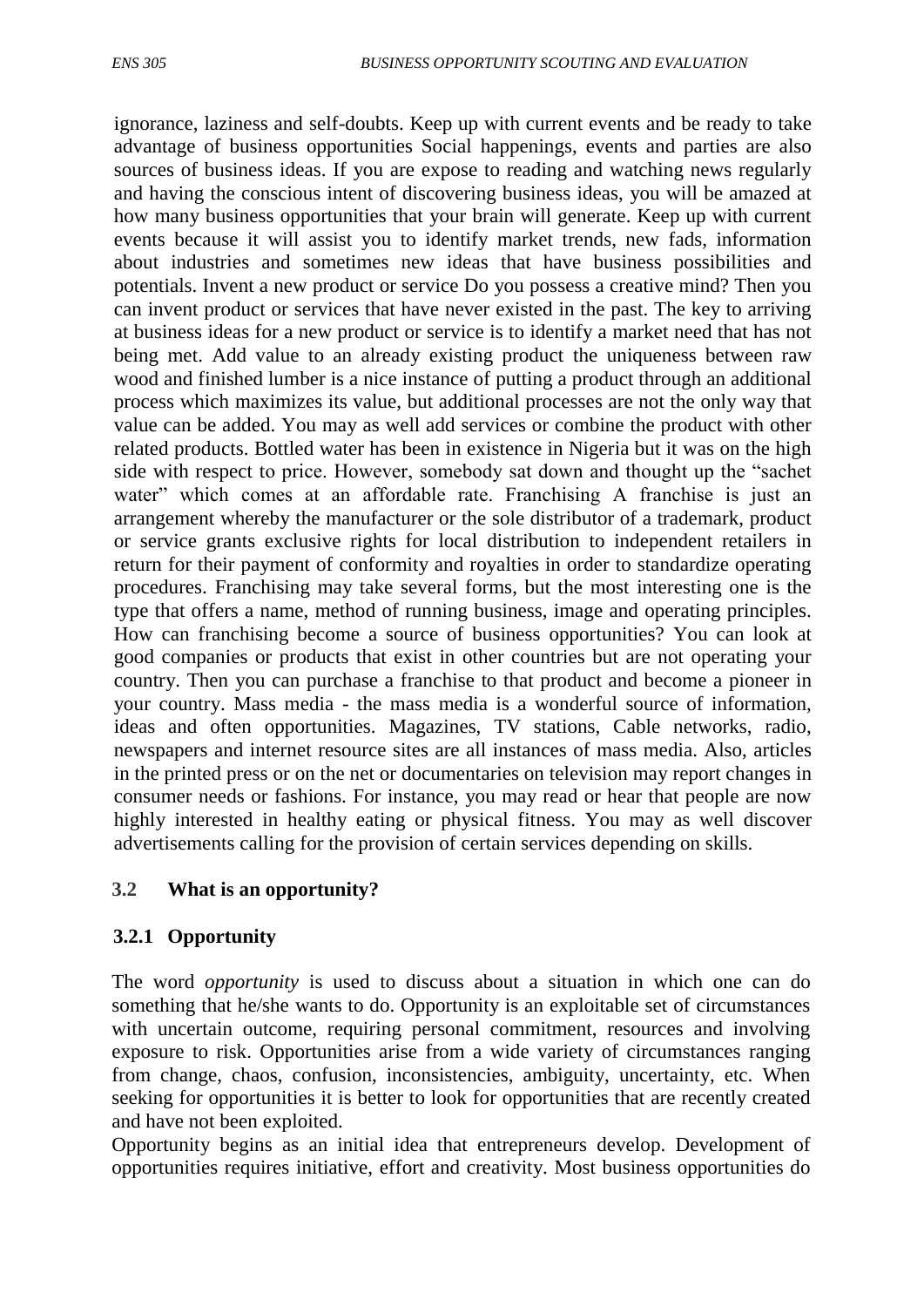ignorance, laziness and self-doubts. Keep up with current events and be ready to take advantage of business opportunities Social happenings, events and parties are also sources of business ideas. If you are expose to reading and watching news regularly and having the conscious intent of discovering business ideas, you will be amazed at how many business opportunities that your brain will generate. Keep up with current events because it will assist you to identify market trends, new fads, information about industries and sometimes new ideas that have business possibilities and potentials. Invent a new product or service Do you possess a creative mind? Then you can invent product or services that have never existed in the past. The key to arriving at business ideas for a new product or service is to identify a market need that has not being met. Add value to an already existing product the uniqueness between raw wood and finished lumber is a nice instance of putting a product through an additional process which maximizes its value, but additional processes are not the only way that value can be added. You may as well add services or combine the product with other related products. Bottled water has been in existence in Nigeria but it was on the high side with respect to price. However, somebody sat down and thought up the "sachet water" which comes at an affordable rate. Franchising A franchise is just an arrangement whereby the manufacturer or the sole distributor of a trademark, product or service grants exclusive rights for local distribution to independent retailers in return for their payment of conformity and royalties in order to standardize operating procedures. Franchising may take several forms, but the most interesting one is the type that offers a name, method of running business, image and operating principles. How can franchising become a source of business opportunities? You can look at good companies or products that exist in other countries but are not operating your country. Then you can purchase a franchise to that product and become a pioneer in your country. Mass media - the mass media is a wonderful source of information, ideas and often opportunities. Magazines, TV stations, Cable networks, radio, newspapers and internet resource sites are all instances of mass media. Also, articles in the printed press or on the net or documentaries on television may report changes in consumer needs or fashions. For instance, you may read or hear that people are now highly interested in healthy eating or physical fitness. You may as well discover advertisements calling for the provision of certain services depending on skills.

## 3.2 What is an opportunity?

### 3.2.1 Opportunity

The word *opportunity* is used to discuss about a situation in which one can do something that he/she wants to do. Opportunity is an exploitable set of circumstances with uncertain outcome, requiring personal commitment, resources and involving exposure to risk. Opportunities arise from a wide variety of circumstances ranging from change, chaos, confusion, inconsistencies, ambiguity, uncertainty, etc. When seeking for opportunities it is better to look for opportunities that are recently created and have not been exploited.

Opportunity begins as an initial idea that entrepreneurs develop. Development of opportunities requires initiative, effort and creativity. Most business opportunities do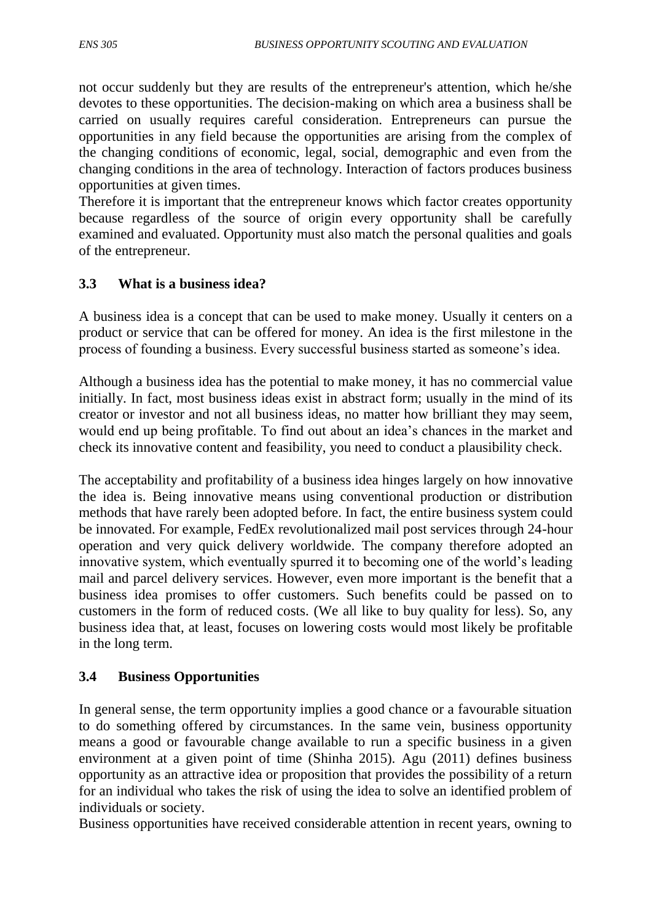not occur suddenly but they are results of the entrepreneur's attention, which he/she devotes to these opportunities. The decision-making on which area a business shall be carried on usually requires careful consideration. Entrepreneurs can pursue the opportunities in any field because the opportunities are arising from the complex of the changing conditions of economic, legal, social, demographic and even from the changing conditions in the area of technology. Interaction of factors produces business opportunities at given times.

Therefore it is important that the entrepreneur knows which factor creates opportunity because regardless of the source of origin every opportunity shall be carefully examined and evaluated. Opportunity must also match the personal qualities and goals of the entrepreneur.

### 3.3 What is a business idea?

A business idea is a concept that can be used to make money. Usually it centers on a product or service that can be offered for money. An idea is the first milestone in the process of founding a business. Every successful business started as someone's idea.

Although a business idea has the potential to make money, it has no commercial value initially. In fact, most business ideas exist in abstract form; usually in the mind of its creator or investor and not all business ideas, no matter how brilliant they may seem, would end up being profitable. To find out about an idea's chances in the market and check its innovative content and feasibility, you need to conduct a plausibility check.

The acceptability and profitability of a business idea hinges largely on how innovative the idea is. Being innovative means using conventional production or distribution methods that have rarely been adopted before. In fact, the entire business system could be innovated. For example, FedEx revolutionalized mail post services through 24-hour operation and very quick delivery worldwide. The company therefore adopted an innovative system, which eventually spurred it to becoming one of the world's leading mail and parcel delivery services. However, even more important is the benefit that a business idea promises to offer customers. Such benefits could be passed on to customers in the form of reduced costs. (We all like to buy quality for less). So, any business idea that, at least, focuses on lowering costs would most likely be profitable in the long term.

### 3.4 Business Opportunities

In general sense, the term opportunity implies a good chance or a favourable situation to do something offered by circumstances. In the same vein, business opportunity means a good or favourable change available to run a specific business in a given environment at a given point of time (Shinha 2015). Agu (2011) defines business opportunity as an attractive idea or proposition that provides the possibility of a return for an individual who takes the risk of using the idea to solve an identified problem of individuals or society.

Business opportunities have received considerable attention in recent years, owning to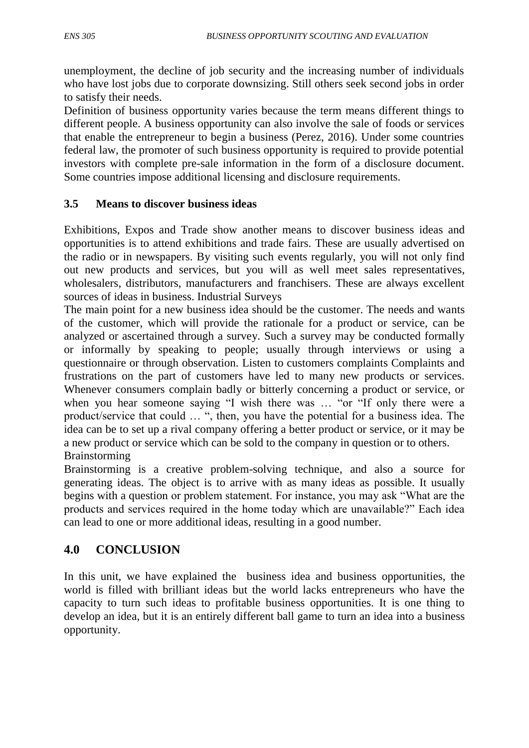unemployment, the decline of job security and the increasing number of individuals who have lost jobs due to corporate downsizing. Still others seek second jobs in order to satisfy their needs.

Definition of business opportunity varies because the term means different things to different people. A business opportunity can also involve the sale of foods or services that enable the entrepreneur to begin a business (Perez, 2016). Under some countries federal law, the promoter of such business opportunity is required to provide potential investors with complete pre-sale information in the form of a disclosure document. Some countries impose additional licensing and disclosure requirements.

### 3.5 Means to discover business ideas

Exhibitions, Expos and Trade show another means to discover business ideas and opportunities is to attend exhibitions and trade fairs. These are usually advertised on the radio or in newspapers. By visiting such events regularly, you will not only find out new products and services, but you will as well meet sales representatives, wholesalers, distributors, manufacturers and franchisers. These are always excellent sources of ideas in business. Industrial Surveys

The main point for a new business idea should be the customer. The needs and wants of the customer, which will provide the rationale for a product or service, can be analyzed or ascertained through a survey. Such a survey may be conducted formally or informally by speaking to people; usually through interviews or using a questionnaire or through observation. Listen to customers complaints Complaints and frustrations on the part of customers have led to many new products or services. Whenever consumers complain badly or bitterly concerning a product or service, or when you hear someone saying "I wish there was … "or "If only there were a product/service that could … ", then, you have the potential for a business idea. The idea can be to set up a rival company offering a better product or service, or it may be a new product or service which can be sold to the company in question or to others.

Brainstorming

Brainstorming is a creative problem-solving technique, and also a source for generating ideas. The object is to arrive with as many ideas as possible. It usually begins with a question or problem statement. For instance, you may ask "What are the products and services required in the home today which are unavailable?" Each idea can lead to one or more additional ideas, resulting in a good number.

## 4.0 CONCLUSION

In this unit, we have explained the business idea and business opportunities, the world is filled with brilliant ideas but the world lacks entrepreneurs who have the capacity to turn such ideas to profitable business opportunities. It is one thing to develop an idea, but it is an entirely different ball game to turn an idea into a business opportunity.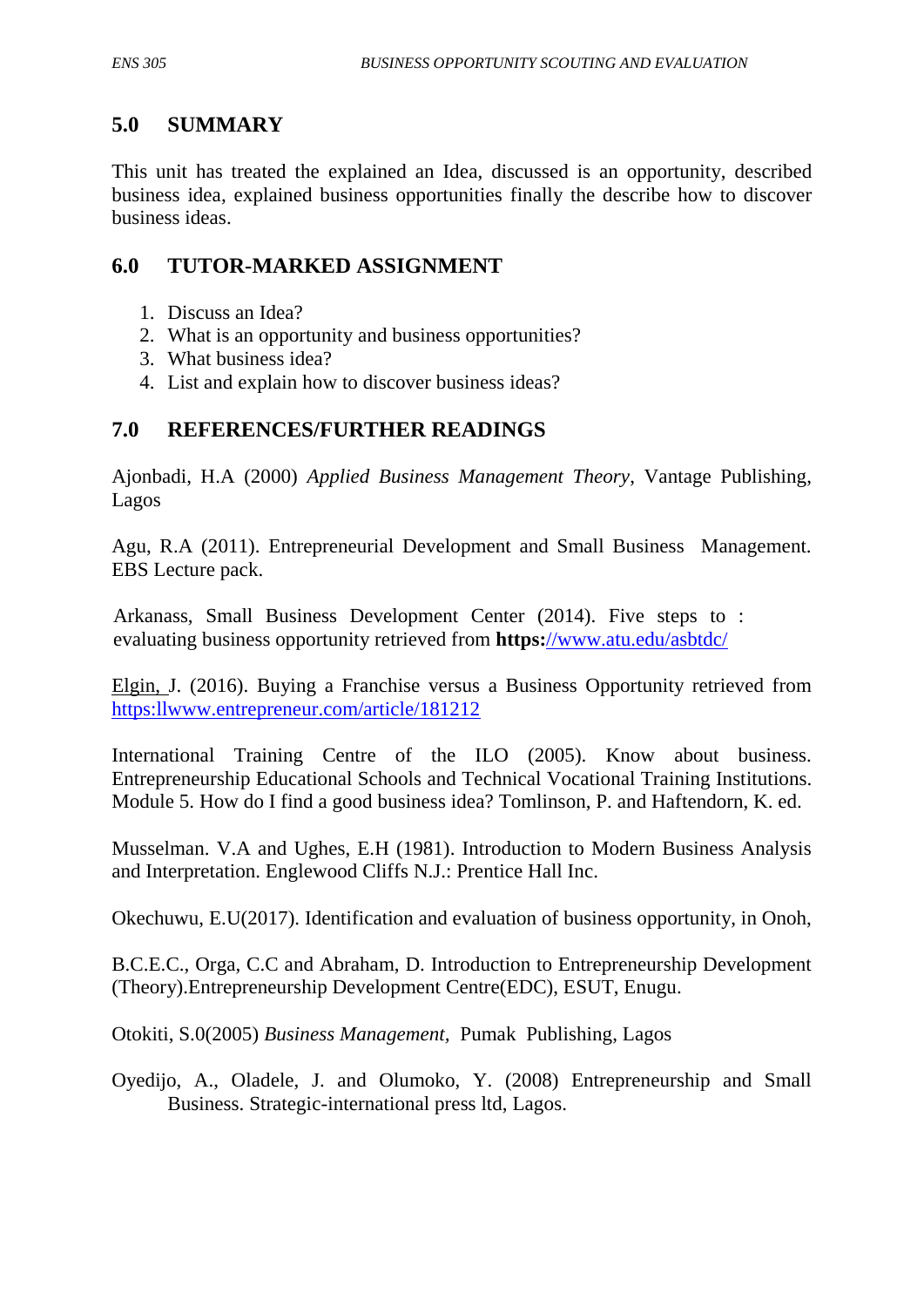## 5.0 SUMMARY

This unit has treated the explained an Idea, discussed is an opportunity, described business idea, explained business opportunities finally the describe how to discover business ideas.

## 6.0 TUTOR-MARKED ASSIGNMENT

1. Discuss an Idea?
2. What is an opportunity and business opportunities?
3. What business idea?
4. List and explain how to discover business ideas?

## 7.0 REFERENCES/FURTHER READINGS

Ajonbadi, H.A (2000) *Applied Business Management Theory*, Vantage Publishing, Lagos

Agu, R.A (2011). Entrepreneurial Development and Small Business Management. EBS Lecture pack.

Arkanass, Small Business Development Center (2014). Five steps to : evaluating business opportunity retrieved from **https:**//www.atu.edu/asbtdc/

Elgin, J. (2016). Buying a Franchise versus a Business Opportunity retrieved from https:llwww.entrepreneur.com/article/181212

International Training Centre of the ILO (2005). Know about business. Entrepreneurship Educational Schools and Technical Vocational Training Institutions. Module 5. How do I find a good business idea? Tomlinson, P. and Haftendorn, K. ed.

Musselman. V.A and Ughes, E.H (1981). Introduction to Modern Business Analysis and Interpretation. Englewood Cliffs N.J.: Prentice Hall Inc.

Okechuwu, E.U(2017). Identification and evaluation of business opportunity, in Onoh,

B.C.E.C., Orga, C.C and Abraham, D. Introduction to Entrepreneurship Development (Theory).Entrepreneurship Development Centre(EDC), ESUT, Enugu.

Otokiti, S.0(2005) *Business Management,* Pumak Publishing, Lagos

Oyedijo, A., Oladele, J. and Olumoko, Y. (2008) Entrepreneurship and Small Business. Strategic-international press ltd, Lagos.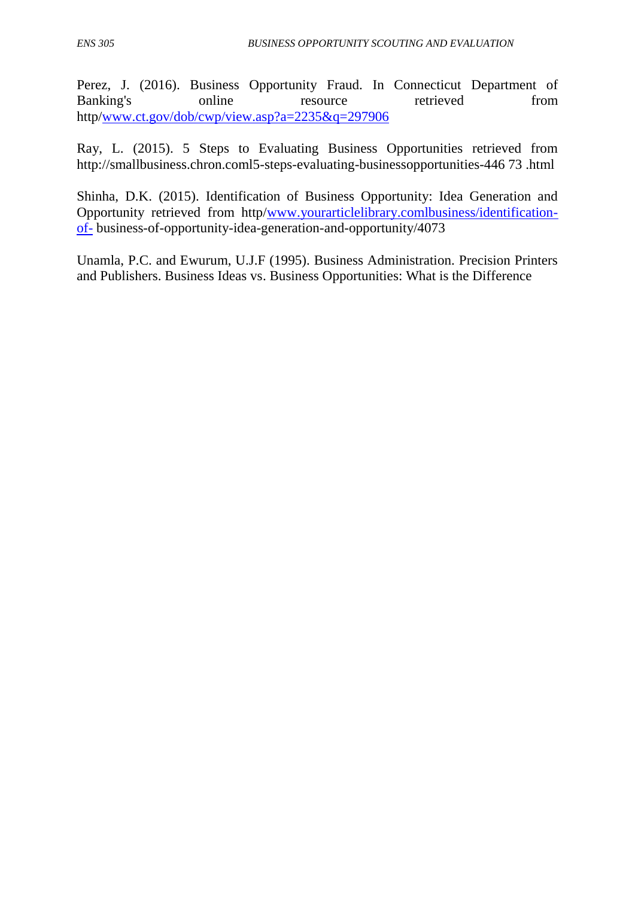Perez, J. (2016). Business Opportunity Fraud. In Connecticut Department of Banking's online resource retrieved from http/www.ct.gov/dob/cwp/view.asp?a=2235&q=297906

Ray, L. (2015). 5 Steps to Evaluating Business Opportunities retrieved from http://smallbusiness.chron.coml5-steps-evaluating-businessopportunities-446 73 .html

Shinha, D.K. (2015). Identification of Business Opportunity: Idea Generation and Opportunity retrieved from http/www.yourarticlelibrary.comlbusiness/identification-of- business-of-opportunity-idea-generation-and-opportunity/4073

Unamla, P.C. and Ewurum, U.J.F (1995). Business Administration. Precision Printers and Publishers. Business Ideas vs. Business Opportunities: What is the Difference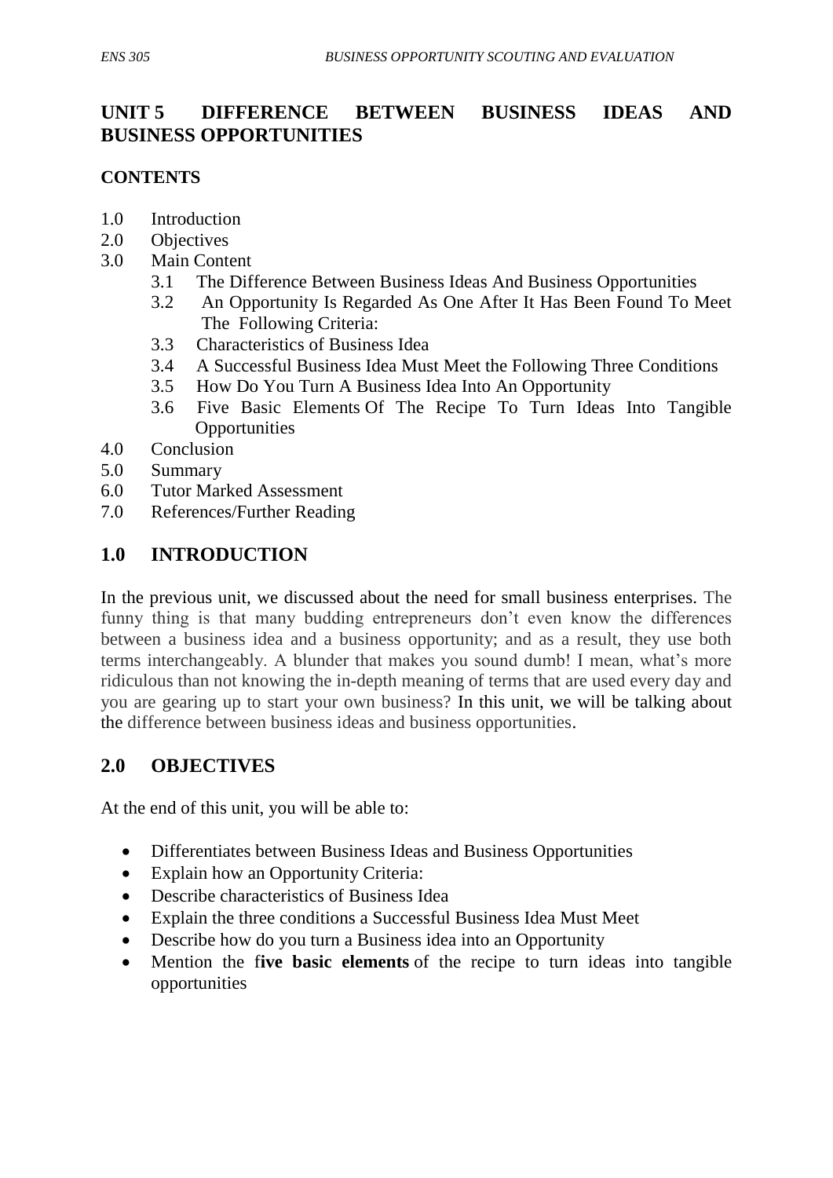## UNIT 5 DIFFERENCE BETWEEN BUSINESS IDEAS AND BUSINESS OPPORTUNITIES

### CONTENTS

1.0 Introduction
2.0 Objectives
3.0 Main Content
    3.1 The Difference Between Business Ideas And Business Opportunities
    3.2 An Opportunity Is Regarded As One After It Has Been Found To Meet The Following Criteria:
    3.3 Characteristics of Business Idea
    3.4 A Successful Business Idea Must Meet the Following Three Conditions
    3.5 How Do You Turn A Business Idea Into An Opportunity
    3.6 Five Basic Elements Of The Recipe To Turn Ideas Into Tangible Opportunities
4.0 Conclusion
5.0 Summary
6.0 Tutor Marked Assessment
7.0 References/Further Reading

## 1.0 INTRODUCTION

In the previous unit, we discussed about the need for small business enterprises. The funny thing is that many budding entrepreneurs don't even know the differences between a business idea and a business opportunity; and as a result, they use both terms interchangeably. A blunder that makes you sound dumb! I mean, what's more ridiculous than not knowing the in-depth meaning of terms that are used every day and you are gearing up to start your own business? In this unit, we will be talking about the difference between business ideas and business opportunities.

## 2.0 OBJECTIVES

At the end of this unit, you will be able to:

- Differentiates between Business Ideas and Business Opportunities
- Explain how an Opportunity Criteria:
- Describe characteristics of Business Idea
- Explain the three conditions a Successful Business Idea Must Meet
- Describe how do you turn a Business idea into an Opportunity
- Mention the f**ive basic elements** of the recipe to turn ideas into tangible opportunities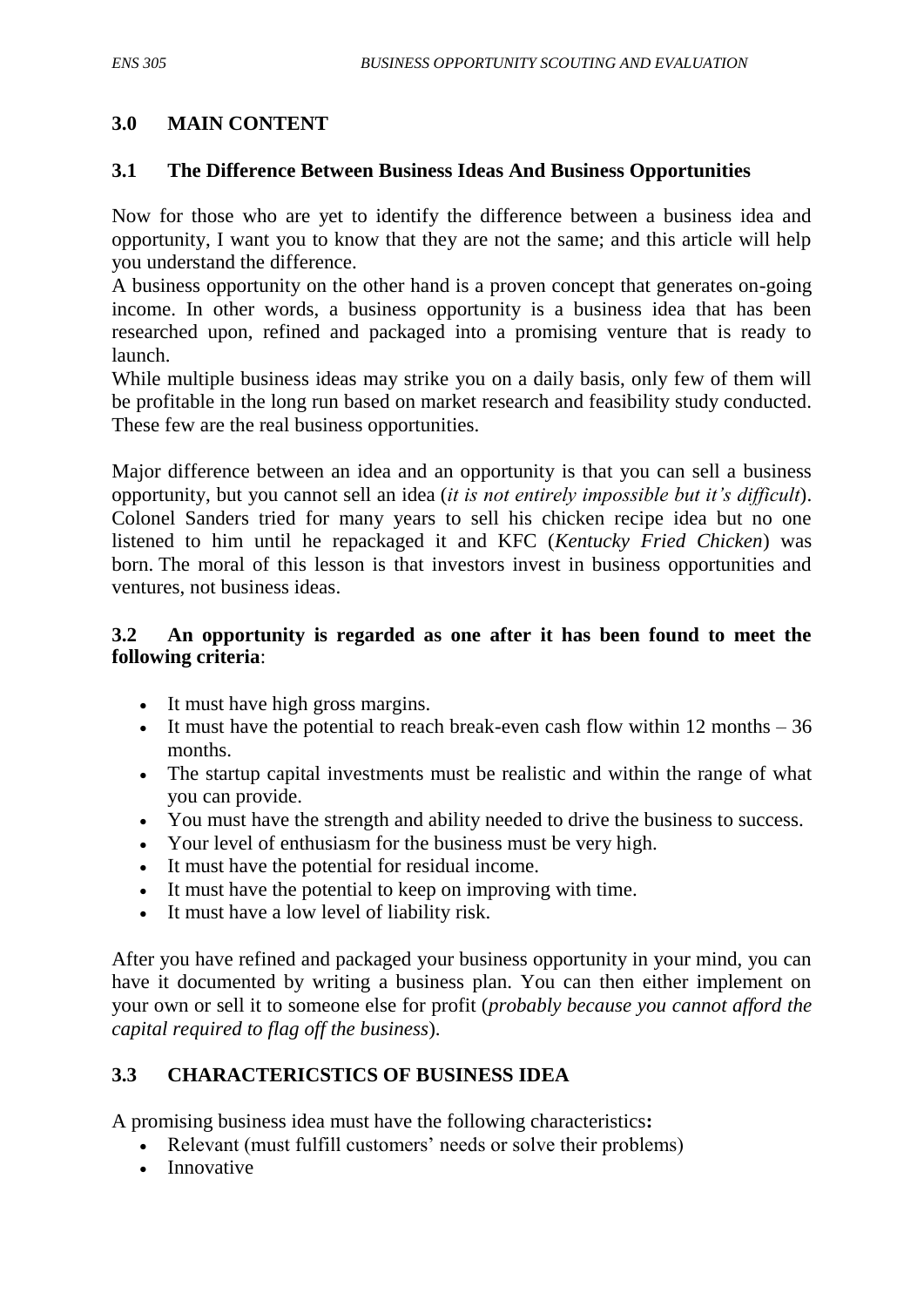## 3.0 MAIN CONTENT

### 3.1 The Difference Between Business Ideas And Business Opportunities

Now for those who are yet to identify the difference between a business idea and opportunity, I want you to know that they are not the same; and this article will help you understand the difference.

A business opportunity on the other hand is a proven concept that generates on-going income. In other words, a business opportunity is a business idea that has been researched upon, refined and packaged into a promising venture that is ready to launch.

While multiple business ideas may strike you on a daily basis, only few of them will be profitable in the long run based on market research and feasibility study conducted. These few are the real business opportunities.

Major difference between an idea and an opportunity is that you can sell a business opportunity, but you cannot sell an idea (*it is not entirely impossible but it's difficult*). Colonel Sanders tried for many years to sell his chicken recipe idea but no one listened to him until he repackaged it and KFC (*Kentucky Fried Chicken*) was born. The moral of this lesson is that investors invest in business opportunities and ventures, not business ideas.

### 3.2 An opportunity is regarded as one after it has been found to meet the following criteria:

- It must have high gross margins.
- It must have the potential to reach break-even cash flow within 12 months – 36 months.
- The startup capital investments must be realistic and within the range of what you can provide.
- You must have the strength and ability needed to drive the business to success.
- Your level of enthusiasm for the business must be very high.
- It must have the potential for residual income.
- It must have the potential to keep on improving with time.
- It must have a low level of liability risk.

After you have refined and packaged your business opportunity in your mind, you can have it documented by writing a business plan. You can then either implement on your own or sell it to someone else for profit (*probably because you cannot afford the capital required to flag off the business*).

### 3.3 CHARACTERICSTICS OF BUSINESS IDEA

A promising business idea must have the following characteristics**:**

- Relevant (must fulfill customers' needs or solve their problems)
- Innovative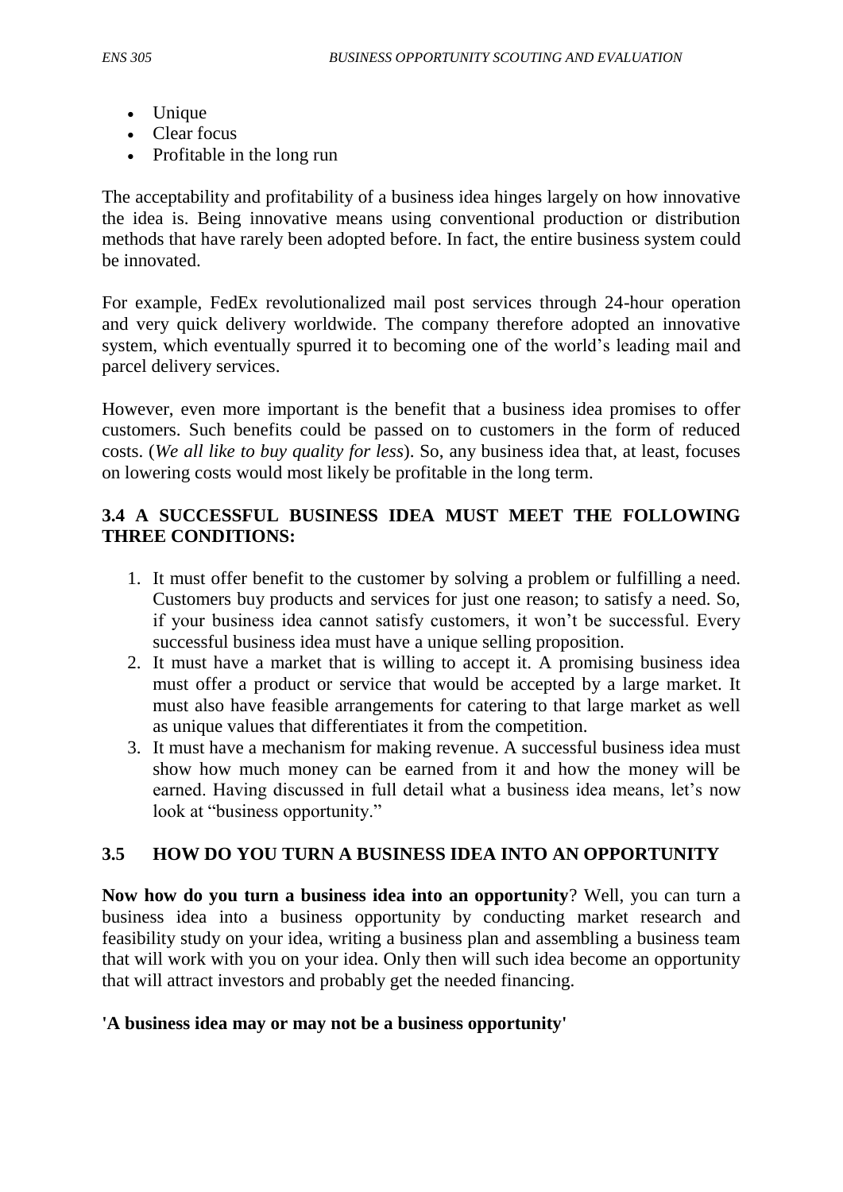- Unique
- Clear focus
- Profitable in the long run

The acceptability and profitability of a business idea hinges largely on how innovative the idea is. Being innovative means using conventional production or distribution methods that have rarely been adopted before. In fact, the entire business system could be innovated.

For example, FedEx revolutionalized mail post services through 24-hour operation and very quick delivery worldwide. The company therefore adopted an innovative system, which eventually spurred it to becoming one of the world's leading mail and parcel delivery services.

However, even more important is the benefit that a business idea promises to offer customers. Such benefits could be passed on to customers in the form of reduced costs. (*We all like to buy quality for less*). So, any business idea that, at least, focuses on lowering costs would most likely be profitable in the long term.

### 3.4 A SUCCESSFUL BUSINESS IDEA MUST MEET THE FOLLOWING THREE CONDITIONS:

1. It must offer benefit to the customer by solving a problem or fulfilling a need. Customers buy products and services for just one reason; to satisfy a need. So, if your business idea cannot satisfy customers, it won't be successful. Every successful business idea must have a unique selling proposition.
2. It must have a market that is willing to accept it. A promising business idea must offer a product or service that would be accepted by a large market. It must also have feasible arrangements for catering to that large market as well as unique values that differentiates it from the competition.
3. It must have a mechanism for making revenue. A successful business idea must show how much money can be earned from it and how the money will be earned. Having discussed in full detail what a business idea means, let's now look at "business opportunity."

### 3.5 HOW DO YOU TURN A BUSINESS IDEA INTO AN OPPORTUNITY

**Now how do you turn a business idea into an opportunity**? Well, you can turn a business idea into a business opportunity by conducting market research and feasibility study on your idea, writing a business plan and assembling a business team that will work with you on your idea. Only then will such idea become an opportunity that will attract investors and probably get the needed financing.

**'A business idea may or may not be a business opportunity'**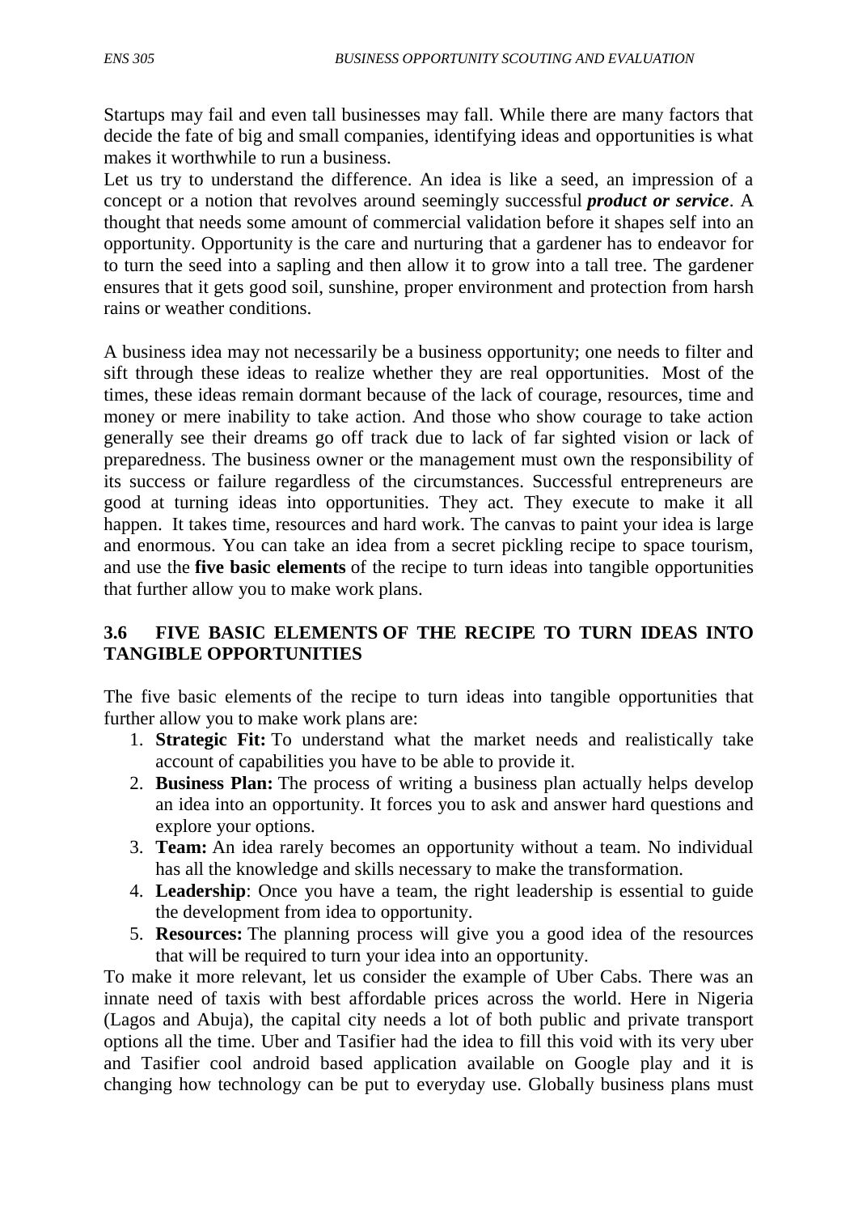Startups may fail and even tall businesses may fall. While there are many factors that decide the fate of big and small companies, identifying ideas and opportunities is what makes it worthwhile to run a business.

Let us try to understand the difference. An idea is like a seed, an impression of a concept or a notion that revolves around seemingly successful ***product or service***. A thought that needs some amount of commercial validation before it shapes self into an opportunity. Opportunity is the care and nurturing that a gardener has to endeavor for to turn the seed into a sapling and then allow it to grow into a tall tree. The gardener ensures that it gets good soil, sunshine, proper environment and protection from harsh rains or weather conditions.

A business idea may not necessarily be a business opportunity; one needs to filter and sift through these ideas to realize whether they are real opportunities. Most of the times, these ideas remain dormant because of the lack of courage, resources, time and money or mere inability to take action. And those who show courage to take action generally see their dreams go off track due to lack of far sighted vision or lack of preparedness. The business owner or the management must own the responsibility of its success or failure regardless of the circumstances. Successful entrepreneurs are good at turning ideas into opportunities. They act. They execute to make it all happen. It takes time, resources and hard work. The canvas to paint your idea is large and enormous. You can take an idea from a secret pickling recipe to space tourism, and use the **five basic elements** of the recipe to turn ideas into tangible opportunities that further allow you to make work plans.

### 3.6 FIVE BASIC ELEMENTS OF THE RECIPE TO TURN IDEAS INTO TANGIBLE OPPORTUNITIES

The five basic elements of the recipe to turn ideas into tangible opportunities that further allow you to make work plans are:

1. **Strategic Fit:** To understand what the market needs and realistically take account of capabilities you have to be able to provide it.
2. **Business Plan:** The process of writing a business plan actually helps develop an idea into an opportunity. It forces you to ask and answer hard questions and explore your options.
3. **Team:** An idea rarely becomes an opportunity without a team. No individual has all the knowledge and skills necessary to make the transformation.
4. **Leadership**: Once you have a team, the right leadership is essential to guide the development from idea to opportunity.
5. **Resources:** The planning process will give you a good idea of the resources that will be required to turn your idea into an opportunity.

To make it more relevant, let us consider the example of Uber Cabs. There was an innate need of taxis with best affordable prices across the world. Here in Nigeria (Lagos and Abuja), the capital city needs a lot of both public and private transport options all the time. Uber and Tasifier had the idea to fill this void with its very uber and Tasifier cool android based application available on Google play and it is changing how technology can be put to everyday use. Globally business plans must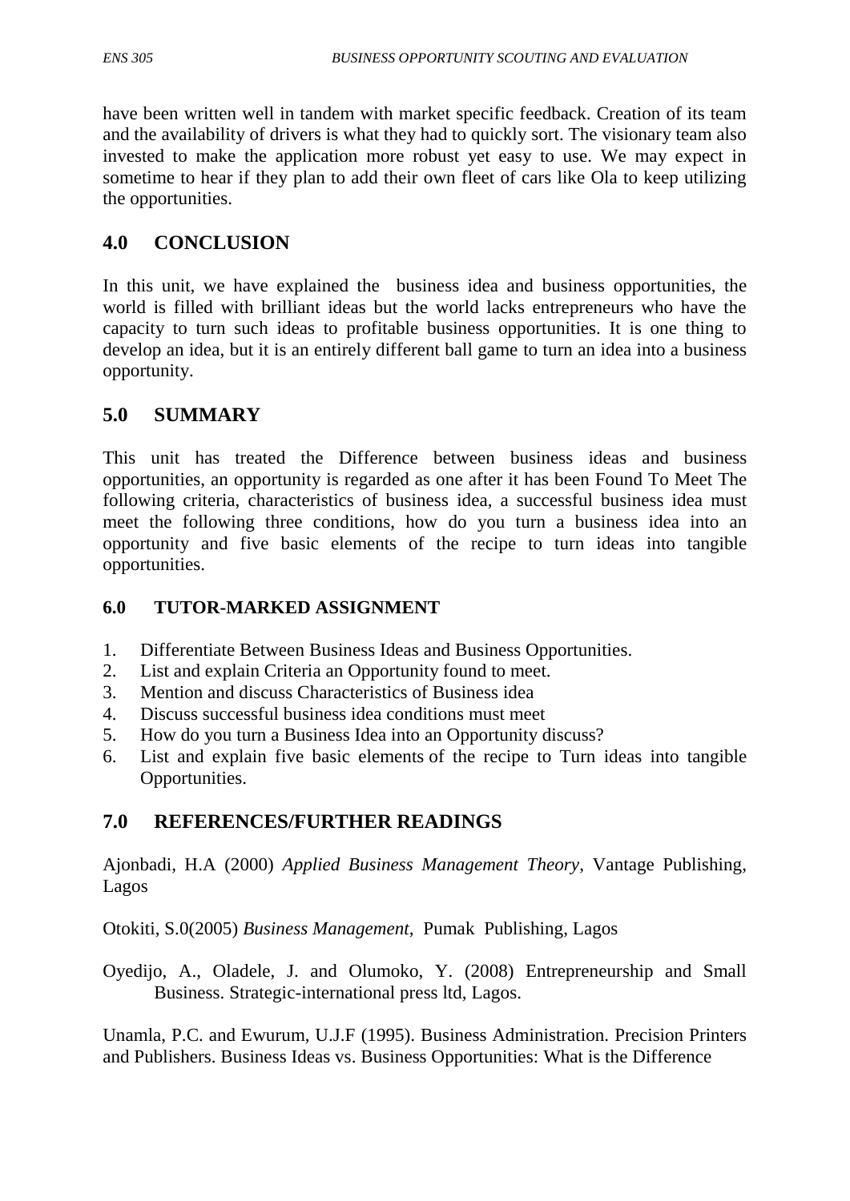have been written well in tandem with market specific feedback. Creation of its team and the availability of drivers is what they had to quickly sort. The visionary team also invested to make the application more robust yet easy to use. We may expect in sometime to hear if they plan to add their own fleet of cars like Ola to keep utilizing the opportunities.

## 4.0 CONCLUSION

In this unit, we have explained the business idea and business opportunities, the world is filled with brilliant ideas but the world lacks entrepreneurs who have the capacity to turn such ideas to profitable business opportunities. It is one thing to develop an idea, but it is an entirely different ball game to turn an idea into a business opportunity.

## 5.0 SUMMARY

This unit has treated the Difference between business ideas and business opportunities, an opportunity is regarded as one after it has been Found To Meet The following criteria, characteristics of business idea, a successful business idea must meet the following three conditions, how do you turn a business idea into an opportunity and five basic elements of the recipe to turn ideas into tangible opportunities.

### 6.0 TUTOR-MARKED ASSIGNMENT

1. Differentiate Between Business Ideas and Business Opportunities.
2. List and explain Criteria an Opportunity found to meet.
3. Mention and discuss Characteristics of Business idea
4. Discuss successful business idea conditions must meet
5. How do you turn a Business Idea into an Opportunity discuss?
6. List and explain five basic elements of the recipe to Turn ideas into tangible Opportunities.

## 7.0 REFERENCES/FURTHER READINGS

Ajonbadi, H.A (2000) *Applied Business Management Theory,* Vantage Publishing, Lagos

Otokiti, S.0(2005) *Business Management,* Pumak Publishing, Lagos

Oyedijo, A., Oladele, J. and Olumoko, Y. (2008) Entrepreneurship and Small Business. Strategic-international press ltd, Lagos.

Unamla, P.C. and Ewurum, U.J.F (1995). Business Administration. Precision Printers and Publishers. Business Ideas vs. Business Opportunities: What is the Difference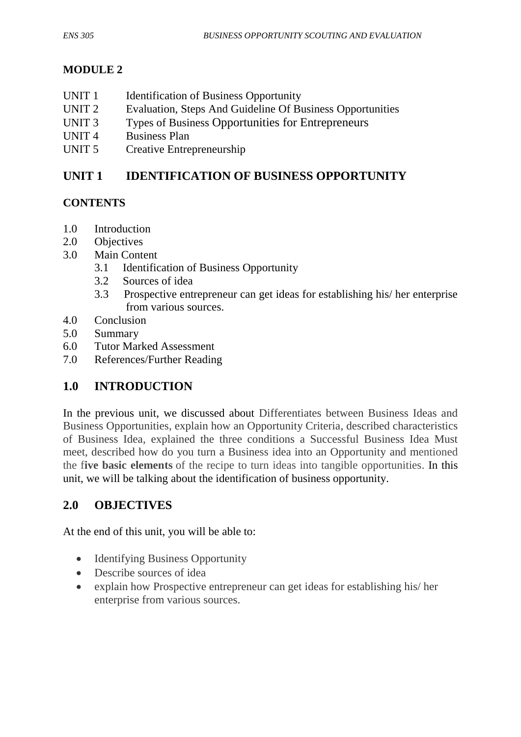## MODULE 2

| | |
|---|---|
| UNIT 1 | Identification of Business Opportunity |
| UNIT 2 | Evaluation, Steps And Guideline Of Business Opportunities |
| UNIT 3 | Types of Business Opportunities for Entrepreneurs |
| UNIT 4 | Business Plan |
| UNIT 5 | Creative Entrepreneurship |

## UNIT 1 IDENTIFICATION OF BUSINESS OPPORTUNITY

### CONTENTS

- 1.0 Introduction
- 2.0 Objectives
- 3.0 Main Content
  - 3.1 Identification of Business Opportunity
  - 3.2 Sources of idea
  - 3.3 Prospective entrepreneur can get ideas for establishing his/ her enterprise from various sources.
- 4.0 Conclusion
- 5.0 Summary
- 6.0 Tutor Marked Assessment
- 7.0 References/Further Reading

## 1.0 INTRODUCTION

In the previous unit, we discussed about Differentiates between Business Ideas and Business Opportunities, explain how an Opportunity Criteria, described characteristics of Business Idea, explained the three conditions a Successful Business Idea Must meet, described how do you turn a Business idea into an Opportunity and mentioned the f**ive basic elements** of the recipe to turn ideas into tangible opportunities. In this unit, we will be talking about the identification of business opportunity.

## 2.0 OBJECTIVES

At the end of this unit, you will be able to:

- Identifying Business Opportunity
- Describe sources of idea
- explain how Prospective entrepreneur can get ideas for establishing his/ her enterprise from various sources.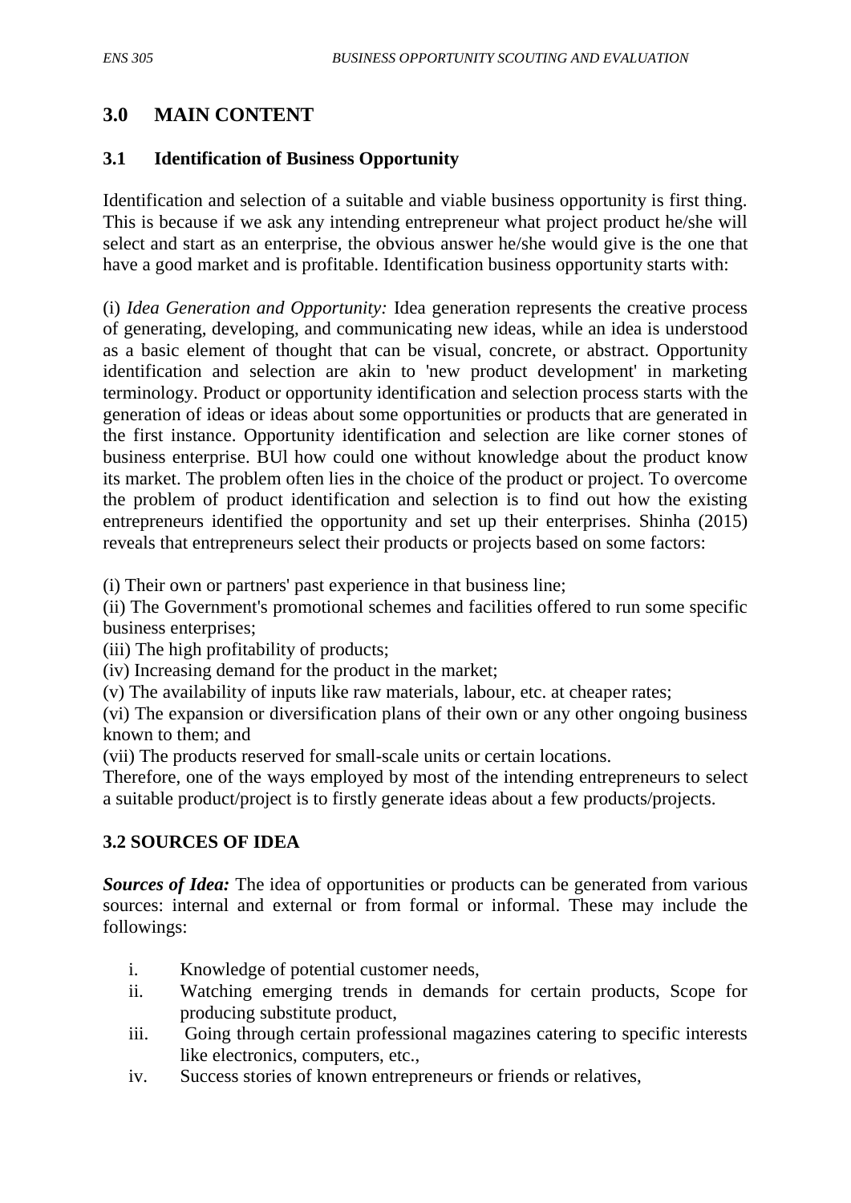## 3.0 MAIN CONTENT

### 3.1 Identification of Business Opportunity

Identification and selection of a suitable and viable business opportunity is first thing. This is because if we ask any intending entrepreneur what project product he/she will select and start as an enterprise, the obvious answer he/she would give is the one that have a good market and is profitable. Identification business opportunity starts with:

(i) *Idea Generation and Opportunity:* Idea generation represents the creative process of generating, developing, and communicating new ideas, while an idea is understood as a basic element of thought that can be visual, concrete, or abstract. Opportunity identification and selection are akin to 'new product development' in marketing terminology. Product or opportunity identification and selection process starts with the generation of ideas or ideas about some opportunities or products that are generated in the first instance. Opportunity identification and selection are like corner stones of business enterprise. BUl how could one without knowledge about the product know its market. The problem often lies in the choice of the product or project. To overcome the problem of product identification and selection is to find out how the existing entrepreneurs identified the opportunity and set up their enterprises. Shinha (2015) reveals that entrepreneurs select their products or projects based on some factors:

(i) Their own or partners' past experience in that business line;
(ii) The Government's promotional schemes and facilities offered to run some specific business enterprises;
(iii) The high profitability of products;
(iv) Increasing demand for the product in the market;
(v) The availability of inputs like raw materials, labour, etc. at cheaper rates;
(vi) The expansion or diversification plans of their own or any other ongoing business known to them; and
(vii) The products reserved for small-scale units or certain locations.

Therefore, one of the ways employed by most of the intending entrepreneurs to select a suitable product/project is to firstly generate ideas about a few products/projects.

### 3.2 SOURCES OF IDEA

***Sources of Idea:*** The idea of opportunities or products can be generated from various sources: internal and external or from formal or informal. These may include the followings:

i. Knowledge of potential customer needs,
ii. Watching emerging trends in demands for certain products, Scope for producing substitute product,
iii. Going through certain professional magazines catering to specific interests like electronics, computers, etc.,
iv. Success stories of known entrepreneurs or friends or relatives,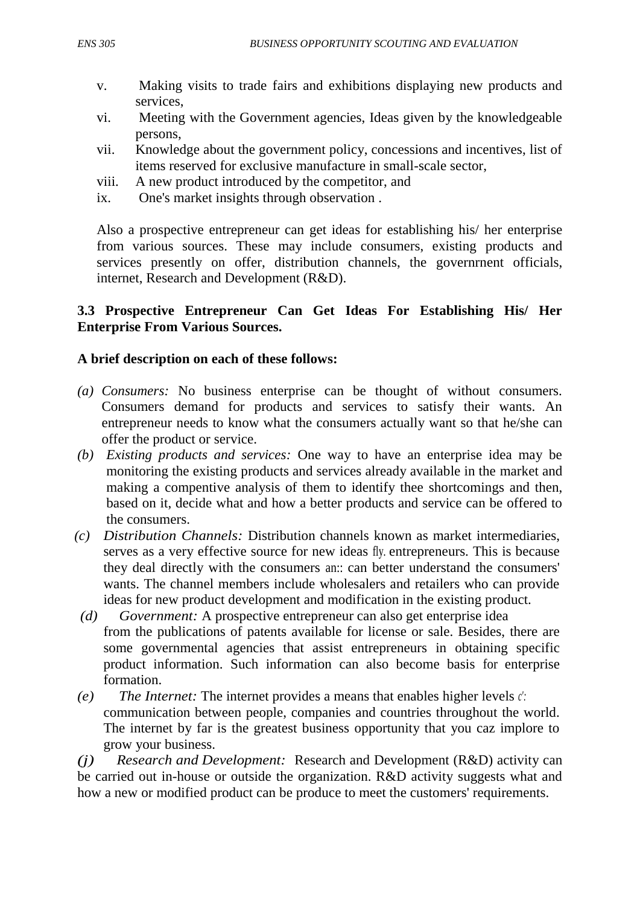v. Making visits to trade fairs and exhibitions displaying new products and services,
vi. Meeting with the Government agencies, Ideas given by the knowledgeable persons,
vii. Knowledge about the government policy, concessions and incentives, list of items reserved for exclusive manufacture in small-scale sector,
viii. A new product introduced by the competitor, and
ix. One's market insights through observation .

Also a prospective entrepreneur can get ideas for establishing his/ her enterprise from various sources. These may include consumers, existing products and services presently on offer, distribution channels, the governrnent officials, internet, Research and Development (R&D).

### 3.3 Prospective Entrepreneur Can Get Ideas For Establishing His/ Her Enterprise From Various Sources.

**A brief description on each of these follows:**

*(a) Consumers:* No business enterprise can be thought of without consumers. Consumers demand for products and services to satisfy their wants. An entrepreneur needs to know what the consumers actually want so that he/she can offer the product or service.

*(b) Existing products and services:* One way to have an enterprise idea may be monitoring the existing products and services already available in the market and making a compentive analysis of them to identify thee shortcomings and then, based on it, decide what and how a better products and service can be offered to the consumers.

*(c) Distribution Channels:* Distribution channels known as market intermediaries, serves as a very effective source for new ideas fly. entrepreneurs. This is because they deal directly with the consumers an:: can better understand the consumers' wants. The channel members include wholesalers and retailers who can provide ideas for new product development and modification in the existing product.

*(d) Government:* A prospective entrepreneur can also get enterprise idea from the publications of patents available for license or sale. Besides, there are some governmental agencies that assist entrepreneurs in obtaining specific product information. Such information can also become basis for enterprise formation.

*(e) The Internet:* The internet provides a means that enables higher levels c': communication between people, companies and countries throughout the world. The internet by far is the greatest business opportunity that you caz implore to grow your business.

*(j) Research and Development:* Research and Development (R&D) activity can be carried out in-house or outside the organization. R&D activity suggests what and how a new or modified product can be produce to meet the customers' requirements.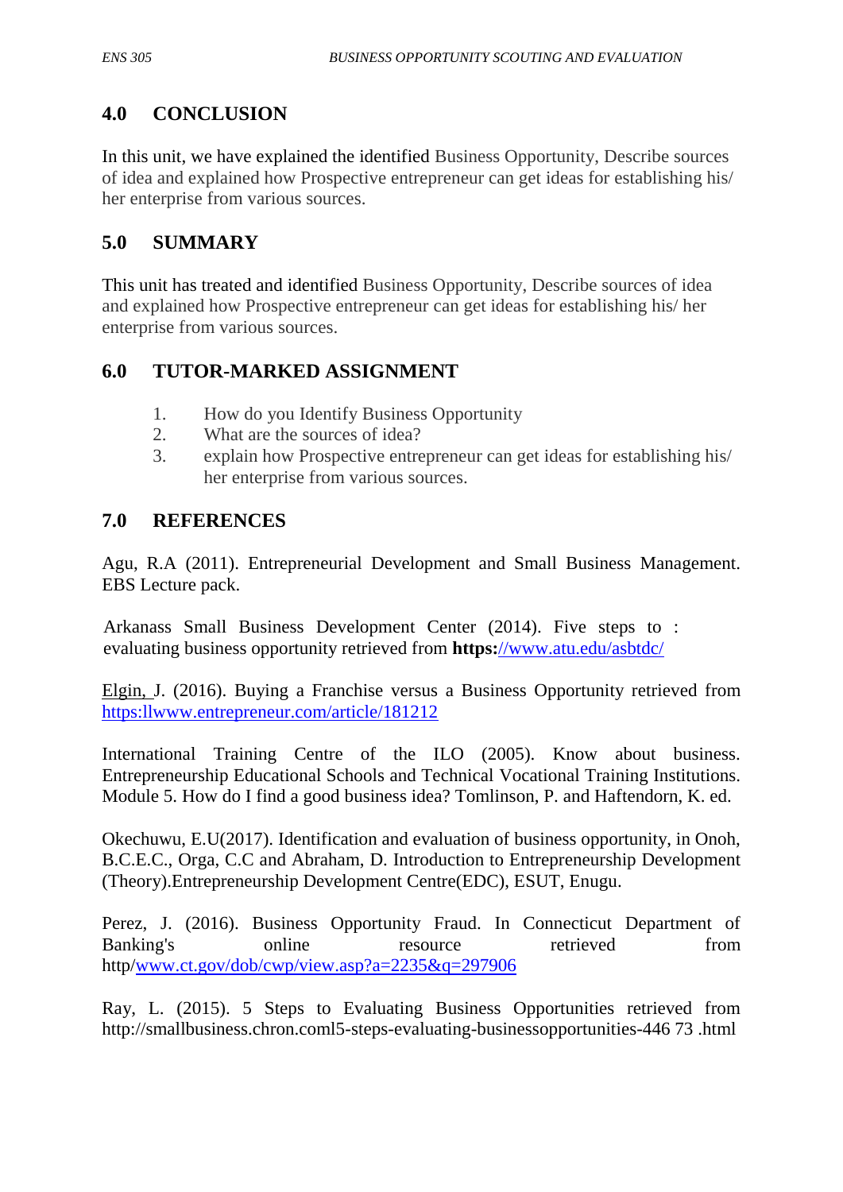## 4.0 CONCLUSION

In this unit, we have explained the identified Business Opportunity, Describe sources of idea and explained how Prospective entrepreneur can get ideas for establishing his/ her enterprise from various sources.

## 5.0 SUMMARY

This unit has treated and identified Business Opportunity, Describe sources of idea and explained how Prospective entrepreneur can get ideas for establishing his/ her enterprise from various sources.

## 6.0 TUTOR-MARKED ASSIGNMENT

1. How do you Identify Business Opportunity
2. What are the sources of idea?
3. explain how Prospective entrepreneur can get ideas for establishing his/ her enterprise from various sources.

## 7.0 REFERENCES

Agu, R.A (2011). Entrepreneurial Development and Small Business Management. EBS Lecture pack.

Arkanass Small Business Development Center (2014). Five steps to : evaluating business opportunity retrieved from **https:**//www.atu.edu/asbtdc/

Elgin, J. (2016). Buying a Franchise versus a Business Opportunity retrieved from https:llwww.entrepreneur.com/article/181212

International Training Centre of the ILO (2005). Know about business. Entrepreneurship Educational Schools and Technical Vocational Training Institutions. Module 5. How do I find a good business idea? Tomlinson, P. and Haftendorn, K. ed.

Okechuwu, E.U(2017). Identification and evaluation of business opportunity, in Onoh, B.C.E.C., Orga, C.C and Abraham, D. Introduction to Entrepreneurship Development (Theory).Entrepreneurship Development Centre(EDC), ESUT, Enugu.

Perez, J. (2016). Business Opportunity Fraud. In Connecticut Department of Banking's online resource retrieved from http/www.ct.gov/dob/cwp/view.asp?a=2235&q=297906

Ray, L. (2015). 5 Steps to Evaluating Business Opportunities retrieved from http://smallbusiness.chron.coml5-steps-evaluating-businessopportunities-446 73 .html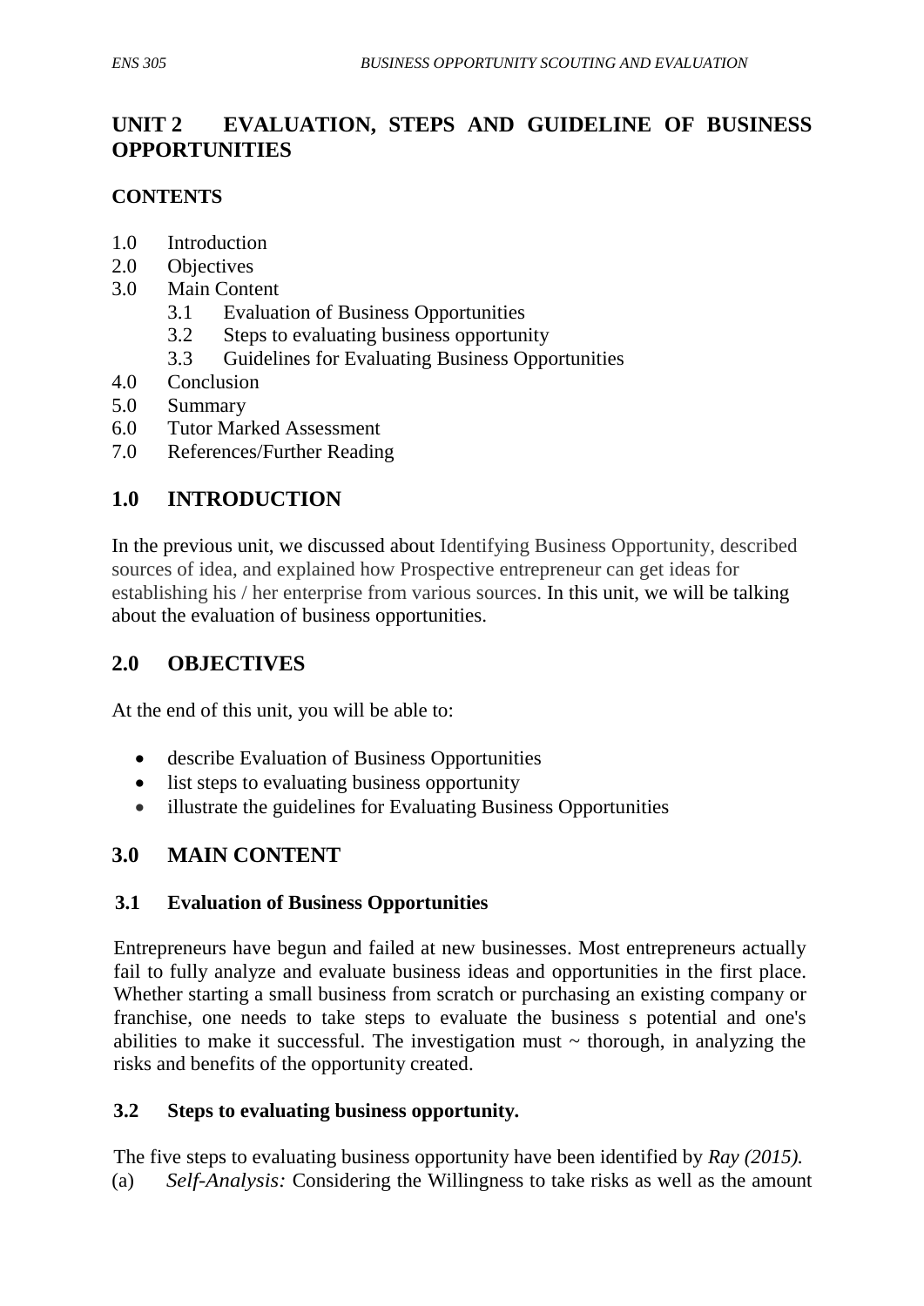## UNIT 2 EVALUATION, STEPS AND GUIDELINE OF BUSINESS OPPORTUNITIES

**CONTENTS**

1.0 Introduction
2.0 Objectives
3.0 Main Content
    3.1 Evaluation of Business Opportunities
    3.2 Steps to evaluating business opportunity
    3.3 Guidelines for Evaluating Business Opportunities
4.0 Conclusion
5.0 Summary
6.0 Tutor Marked Assessment
7.0 References/Further Reading

## 1.0 INTRODUCTION

In the previous unit, we discussed about Identifying Business Opportunity, described sources of idea, and explained how Prospective entrepreneur can get ideas for establishing his / her enterprise from various sources. In this unit, we will be talking about the evaluation of business opportunities.

## 2.0 OBJECTIVES

At the end of this unit, you will be able to:

- describe Evaluation of Business Opportunities
- list steps to evaluating business opportunity
- illustrate the guidelines for Evaluating Business Opportunities

## 3.0 MAIN CONTENT

### 3.1 Evaluation of Business Opportunities

Entrepreneurs have begun and failed at new businesses. Most entrepreneurs actually fail to fully analyze and evaluate business ideas and opportunities in the first place. Whether starting a small business from scratch or purchasing an existing company or franchise, one needs to take steps to evaluate the business s potential and one's abilities to make it successful. The investigation must ~ thorough, in analyzing the risks and benefits of the opportunity created.

### 3.2 Steps to evaluating business opportunity.

The five steps to evaluating business opportunity have been identified by *Ray (2015).*

(a) *Self-Analysis:* Considering the Willingness to take risks as well as the amount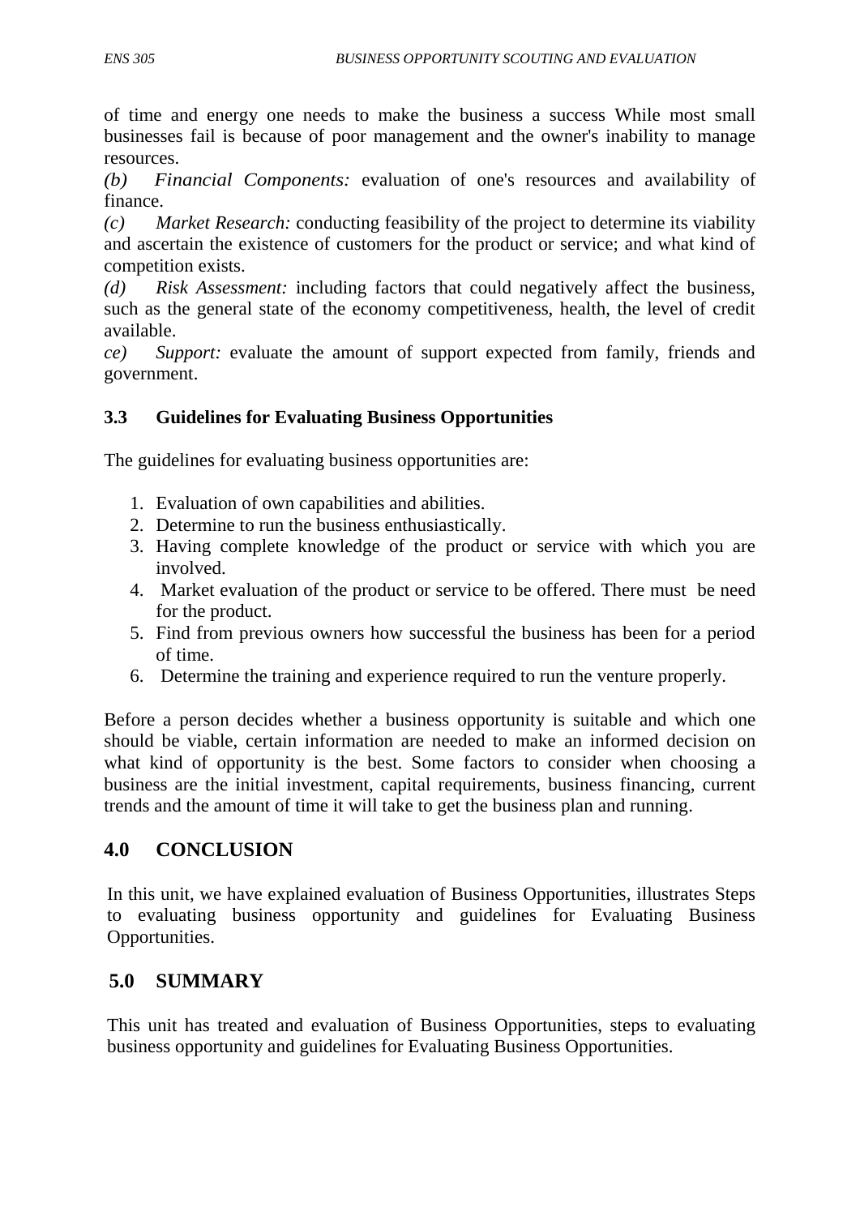of time and energy one needs to make the business a success While most small businesses fail is because of poor management and the owner's inability to manage resources.

*(b)* *Financial Components:* evaluation of one's resources and availability of finance.

*(c)* *Market Research:* conducting feasibility of the project to determine its viability and ascertain the existence of customers for the product or service; and what kind of competition exists.

*(d)* *Risk Assessment:* including factors that could negatively affect the business, such as the general state of the economy competitiveness, health, the level of credit available.

*ce)* *Support:* evaluate the amount of support expected from family, friends and government.

### 3.3 Guidelines for Evaluating Business Opportunities

The guidelines for evaluating business opportunities are:

1. Evaluation of own capabilities and abilities.
2. Determine to run the business enthusiastically.
3. Having complete knowledge of the product or service with which you are involved.
4. Market evaluation of the product or service to be offered. There must be need for the product.
5. Find from previous owners how successful the business has been for a period of time.
6. Determine the training and experience required to run the venture properly.

Before a person decides whether a business opportunity is suitable and which one should be viable, certain information are needed to make an informed decision on what kind of opportunity is the best. Some factors to consider when choosing a business are the initial investment, capital requirements, business financing, current trends and the amount of time it will take to get the business plan and running.

## 4.0 CONCLUSION

In this unit, we have explained evaluation of Business Opportunities, illustrates Steps to evaluating business opportunity and guidelines for Evaluating Business Opportunities.

## 5.0 SUMMARY

This unit has treated and evaluation of Business Opportunities, steps to evaluating business opportunity and guidelines for Evaluating Business Opportunities.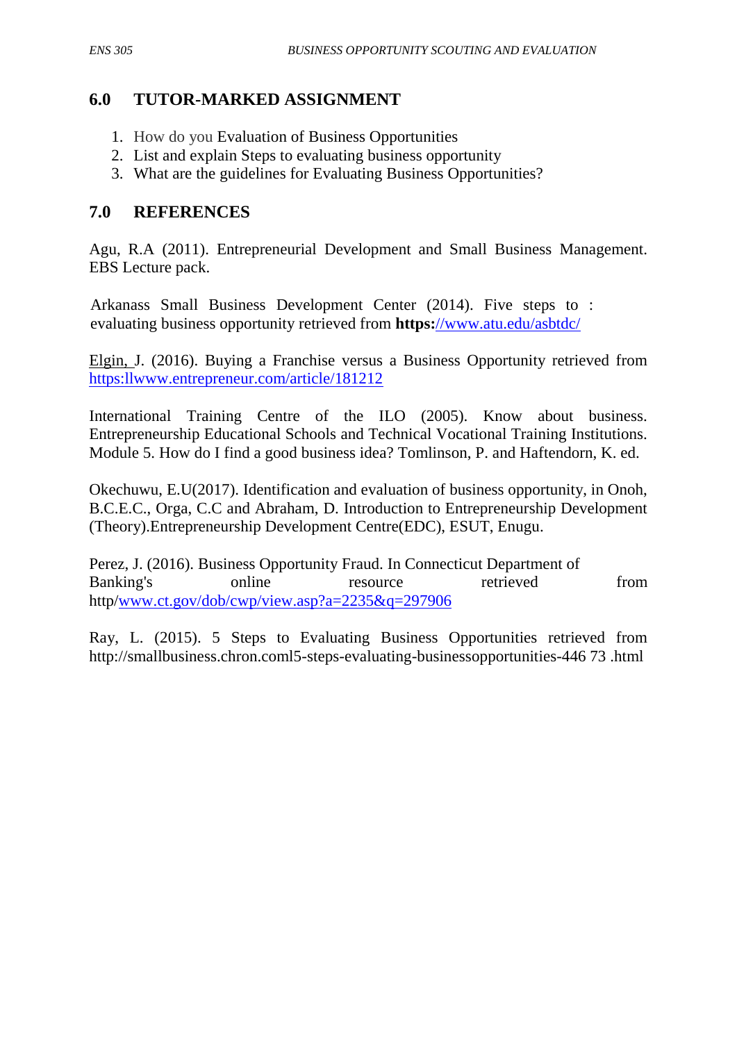## 6.0 TUTOR-MARKED ASSIGNMENT

1. How do you Evaluation of Business Opportunities
2. List and explain Steps to evaluating business opportunity
3. What are the guidelines for Evaluating Business Opportunities?

## 7.0 REFERENCES

Agu, R.A (2011). Entrepreneurial Development and Small Business Management. EBS Lecture pack.

Arkanass Small Business Development Center (2014). Five steps to : evaluating business opportunity retrieved from **https:**//www.atu.edu/asbtdc/

Elgin, J. (2016). Buying a Franchise versus a Business Opportunity retrieved from https:llwww.entrepreneur.com/article/181212

International Training Centre of the ILO (2005). Know about business. Entrepreneurship Educational Schools and Technical Vocational Training Institutions. Module 5. How do I find a good business idea? Tomlinson, P. and Haftendorn, K. ed.

Okechuwu, E.U(2017). Identification and evaluation of business opportunity, in Onoh, B.C.E.C., Orga, C.C and Abraham, D. Introduction to Entrepreneurship Development (Theory).Entrepreneurship Development Centre(EDC), ESUT, Enugu.

Perez, J. (2016). Business Opportunity Fraud. In Connecticut Department of Banking's online resource retrieved from http/www.ct.gov/dob/cwp/view.asp?a=2235&q=297906

Ray, L. (2015). 5 Steps to Evaluating Business Opportunities retrieved from http://smallbusiness.chron.coml5-steps-evaluating-businessopportunities-446 73 .html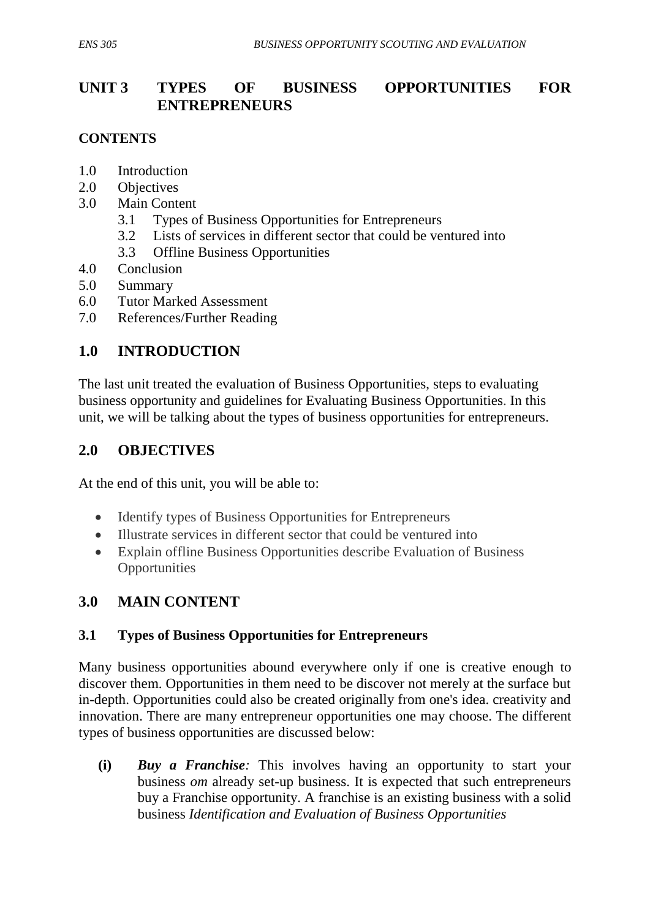## UNIT 3 TYPES OF BUSINESS OPPORTUNITIES FOR ENTREPRENEURS

**CONTENTS**

1.0 Introduction
2.0 Objectives
3.0 Main Content
 3.1 Types of Business Opportunities for Entrepreneurs
 3.2 Lists of services in different sector that could be ventured into
 3.3 Offline Business Opportunities
4.0 Conclusion
5.0 Summary
6.0 Tutor Marked Assessment
7.0 References/Further Reading

## 1.0 INTRODUCTION

The last unit treated the evaluation of Business Opportunities, steps to evaluating business opportunity and guidelines for Evaluating Business Opportunities. In this unit, we will be talking about the types of business opportunities for entrepreneurs.

## 2.0 OBJECTIVES

At the end of this unit, you will be able to:

- Identify types of Business Opportunities for Entrepreneurs
- Illustrate services in different sector that could be ventured into
- Explain offline Business Opportunities describe Evaluation of Business Opportunities

## 3.0 MAIN CONTENT

### 3.1 Types of Business Opportunities for Entrepreneurs

Many business opportunities abound everywhere only if one is creative enough to discover them. Opportunities in them need to be discover not merely at the surface but in-depth. Opportunities could also be created originally from one's idea. creativity and innovation. There are many entrepreneur opportunities one may choose. The different types of business opportunities are discussed below:

**(i)** ***Buy a Franchise****:* This involves having an opportunity to start your business *om* already set-up business. It is expected that such entrepreneurs buy a Franchise opportunity. A franchise is an existing business with a solid business *Identification and Evaluation of Business Opportunities*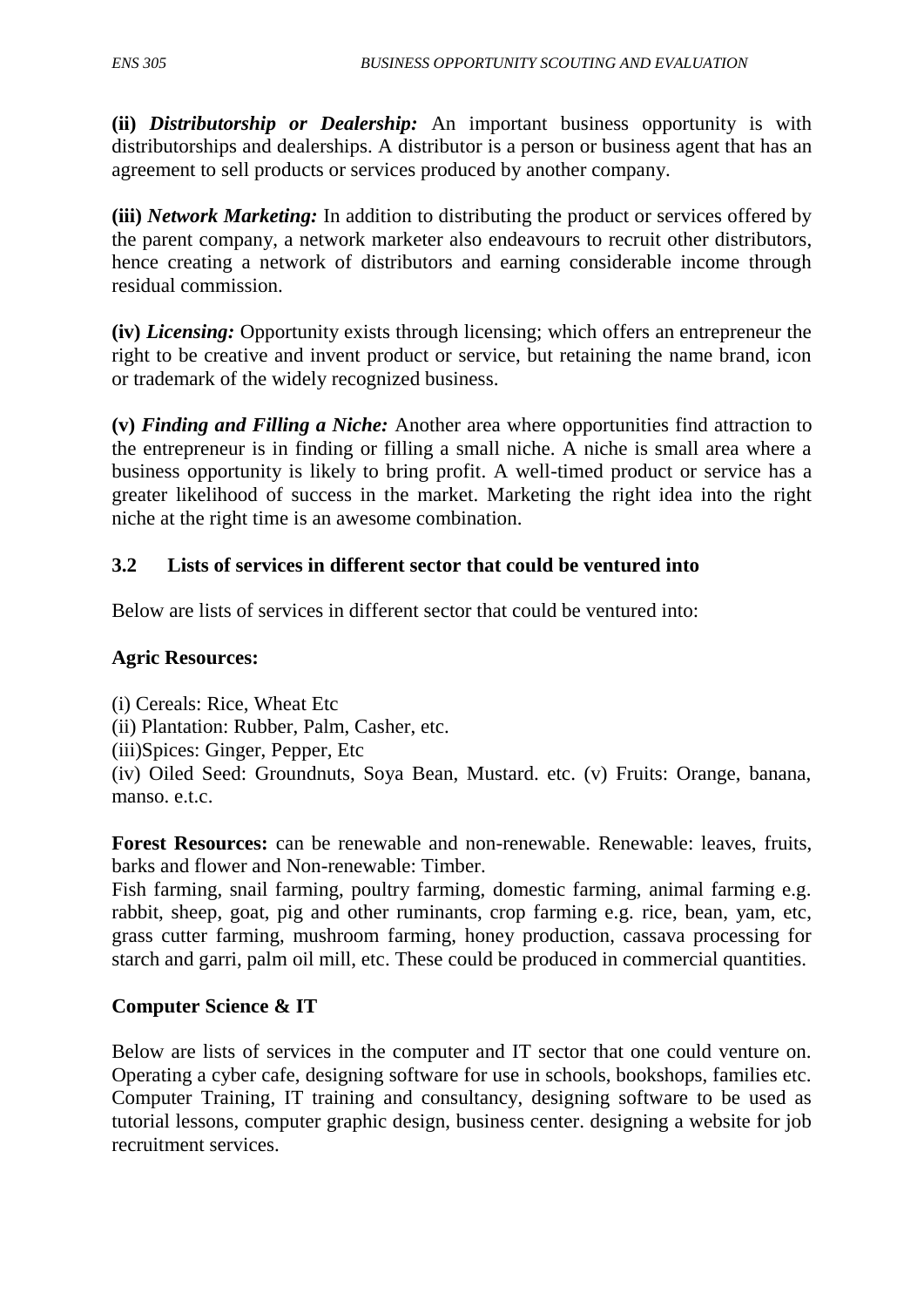**(ii)** ***Distributorship or Dealership:*** An important business opportunity is with distributorships and dealerships. A distributor is a person or business agent that has an agreement to sell products or services produced by another company.

**(iii)** ***Network Marketing:*** In addition to distributing the product or services offered by the parent company, a network marketer also endeavours to recruit other distributors, hence creating a network of distributors and earning considerable income through residual commission.

**(iv)** ***Licensing:*** Opportunity exists through licensing; which offers an entrepreneur the right to be creative and invent product or service, but retaining the name brand, icon or trademark of the widely recognized business.

**(v)** ***Finding and Filling a Niche:*** Another area where opportunities find attraction to the entrepreneur is in finding or filling a small niche. A niche is small area where a business opportunity is likely to bring profit. A well-timed product or service has a greater likelihood of success in the market. Marketing the right idea into the right niche at the right time is an awesome combination.

## 3.2 Lists of services in different sector that could be ventured into

Below are lists of services in different sector that could be ventured into:

**Agric Resources:**

(i) Cereals: Rice, Wheat Etc
(ii) Plantation: Rubber, Palm, Casher, etc.
(iii)Spices: Ginger, Pepper, Etc
(iv) Oiled Seed: Groundnuts, Soya Bean, Mustard. etc. (v) Fruits: Orange, banana, manso. e.t.c.

**Forest Resources:** can be renewable and non-renewable. Renewable: leaves, fruits, barks and flower and Non-renewable: Timber.
Fish farming, snail farming, poultry farming, domestic farming, animal farming e.g. rabbit, sheep, goat, pig and other ruminants, crop farming e.g. rice, bean, yam, etc, grass cutter farming, mushroom farming, honey production, cassava processing for starch and garri, palm oil mill, etc. These could be produced in commercial quantities.

**Computer Science & IT**

Below are lists of services in the computer and IT sector that one could venture on. Operating a cyber cafe, designing software for use in schools, bookshops, families etc. Computer Training, IT training and consultancy, designing software to be used as tutorial lessons, computer graphic design, business center. designing a website for job recruitment services.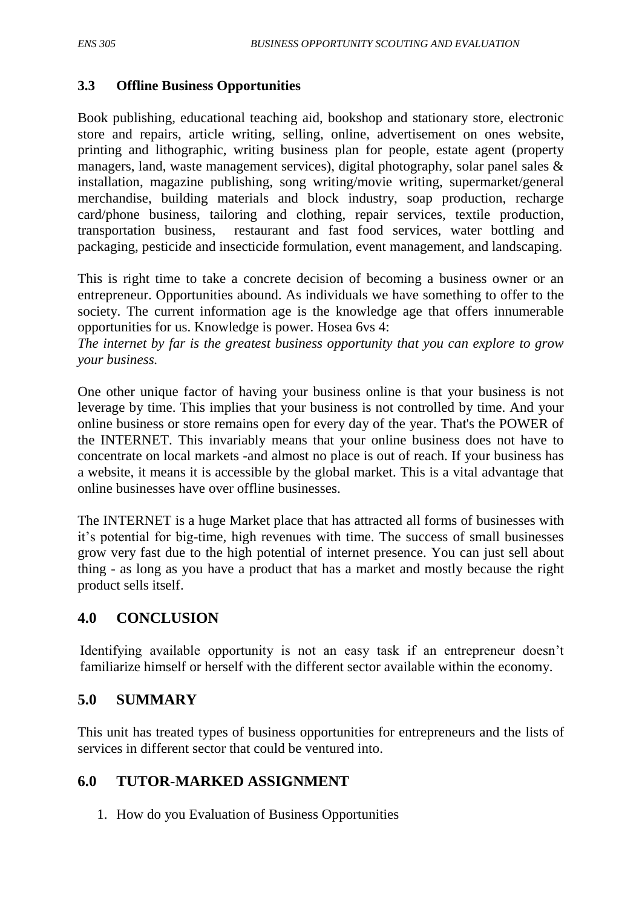### 3.3 Offline Business Opportunities

Book publishing, educational teaching aid, bookshop and stationary store, electronic store and repairs, article writing, selling, online, advertisement on ones website, printing and lithographic, writing business plan for people, estate agent (property managers, land, waste management services), digital photography, solar panel sales & installation, magazine publishing, song writing/movie writing, supermarket/general merchandise, building materials and block industry, soap production, recharge card/phone business, tailoring and clothing, repair services, textile production, transportation business, restaurant and fast food services, water bottling and packaging, pesticide and insecticide formulation, event management, and landscaping.

This is right time to take a concrete decision of becoming a business owner or an entrepreneur. Opportunities abound. As individuals we have something to offer to the society. The current information age is the knowledge age that offers innumerable opportunities for us. Knowledge is power. Hosea 6vs 4:
*The internet by far is the greatest business opportunity that you can explore to grow your business.*

One other unique factor of having your business online is that your business is not leverage by time. This implies that your business is not controlled by time. And your online business or store remains open for every day of the year. That's the POWER of the INTERNET. This invariably means that your online business does not have to concentrate on local markets -and almost no place is out of reach. If your business has a website, it means it is accessible by the global market. This is a vital advantage that online businesses have over offline businesses.

The INTERNET is a huge Market place that has attracted all forms of businesses with it's potential for big-time, high revenues with time. The success of small businesses grow very fast due to the high potential of internet presence. You can just sell about thing - as long as you have a product that has a market and mostly because the right product sells itself.

## 4.0 CONCLUSION

Identifying available opportunity is not an easy task if an entrepreneur doesn't familiarize himself or herself with the different sector available within the economy.

## 5.0 SUMMARY

This unit has treated types of business opportunities for entrepreneurs and the lists of services in different sector that could be ventured into.

## 6.0 TUTOR-MARKED ASSIGNMENT

1. How do you Evaluation of Business Opportunities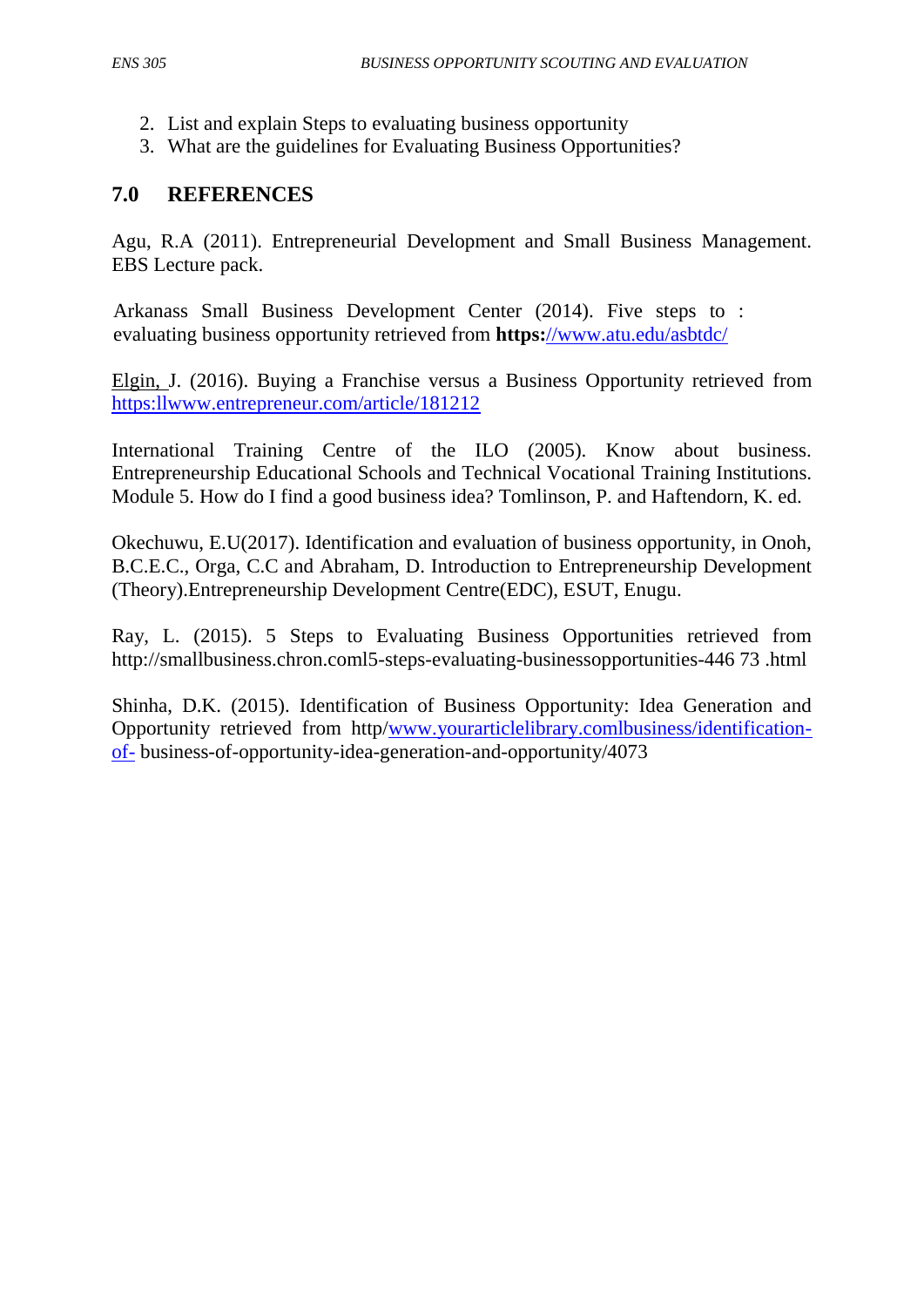2. List and explain Steps to evaluating business opportunity
3. What are the guidelines for Evaluating Business Opportunities?

## 7.0 REFERENCES

Agu, R.A (2011). Entrepreneurial Development and Small Business Management. EBS Lecture pack.

Arkanass Small Business Development Center (2014). Five steps to : evaluating business opportunity retrieved from **https:**//www.atu.edu/asbtdc/

Elgin, J. (2016). Buying a Franchise versus a Business Opportunity retrieved from https:llwww.entrepreneur.com/article/181212

International Training Centre of the ILO (2005). Know about business. Entrepreneurship Educational Schools and Technical Vocational Training Institutions. Module 5. How do I find a good business idea? Tomlinson, P. and Haftendorn, K. ed.

Okechuwu, E.U(2017). Identification and evaluation of business opportunity, in Onoh, B.C.E.C., Orga, C.C and Abraham, D. Introduction to Entrepreneurship Development (Theory).Entrepreneurship Development Centre(EDC), ESUT, Enugu.

Ray, L. (2015). 5 Steps to Evaluating Business Opportunities retrieved from http://smallbusiness.chron.coml5-steps-evaluating-businessopportunities-446 73 .html

Shinha, D.K. (2015). Identification of Business Opportunity: Idea Generation and Opportunity retrieved from http/www.yourarticlelibrary.comlbusiness/identification-of- business-of-opportunity-idea-generation-and-opportunity/4073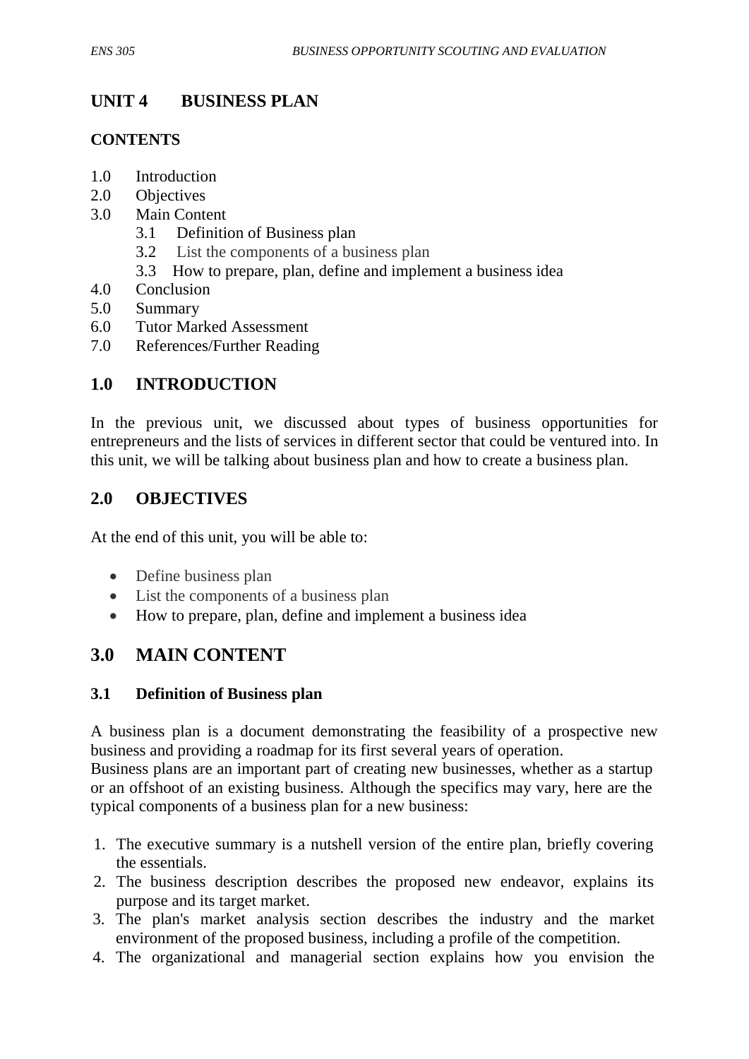## UNIT 4 BUSINESS PLAN

### CONTENTS

1.0 Introduction
2.0 Objectives
3.0 Main Content
  3.1 Definition of Business plan
  3.2 List the components of a business plan
  3.3 How to prepare, plan, define and implement a business idea
4.0 Conclusion
5.0 Summary
6.0 Tutor Marked Assessment
7.0 References/Further Reading

## 1.0 INTRODUCTION

In the previous unit, we discussed about types of business opportunities for entrepreneurs and the lists of services in different sector that could be ventured into. In this unit, we will be talking about business plan and how to create a business plan.

## 2.0 OBJECTIVES

At the end of this unit, you will be able to:

- Define business plan
- List the components of a business plan
- How to prepare, plan, define and implement a business idea

## 3.0 MAIN CONTENT

### 3.1 Definition of Business plan

A business plan is a document demonstrating the feasibility of a prospective new business and providing a roadmap for its first several years of operation.
Business plans are an important part of creating new businesses, whether as a startup or an offshoot of an existing business. Although the specifics may vary, here are the typical components of a business plan for a new business:

1. The executive summary is a nutshell version of the entire plan, briefly covering the essentials.
2. The business description describes the proposed new endeavor, explains its purpose and its target market.
3. The plan's market analysis section describes the industry and the market environment of the proposed business, including a profile of the competition.
4. The organizational and managerial section explains how you envision the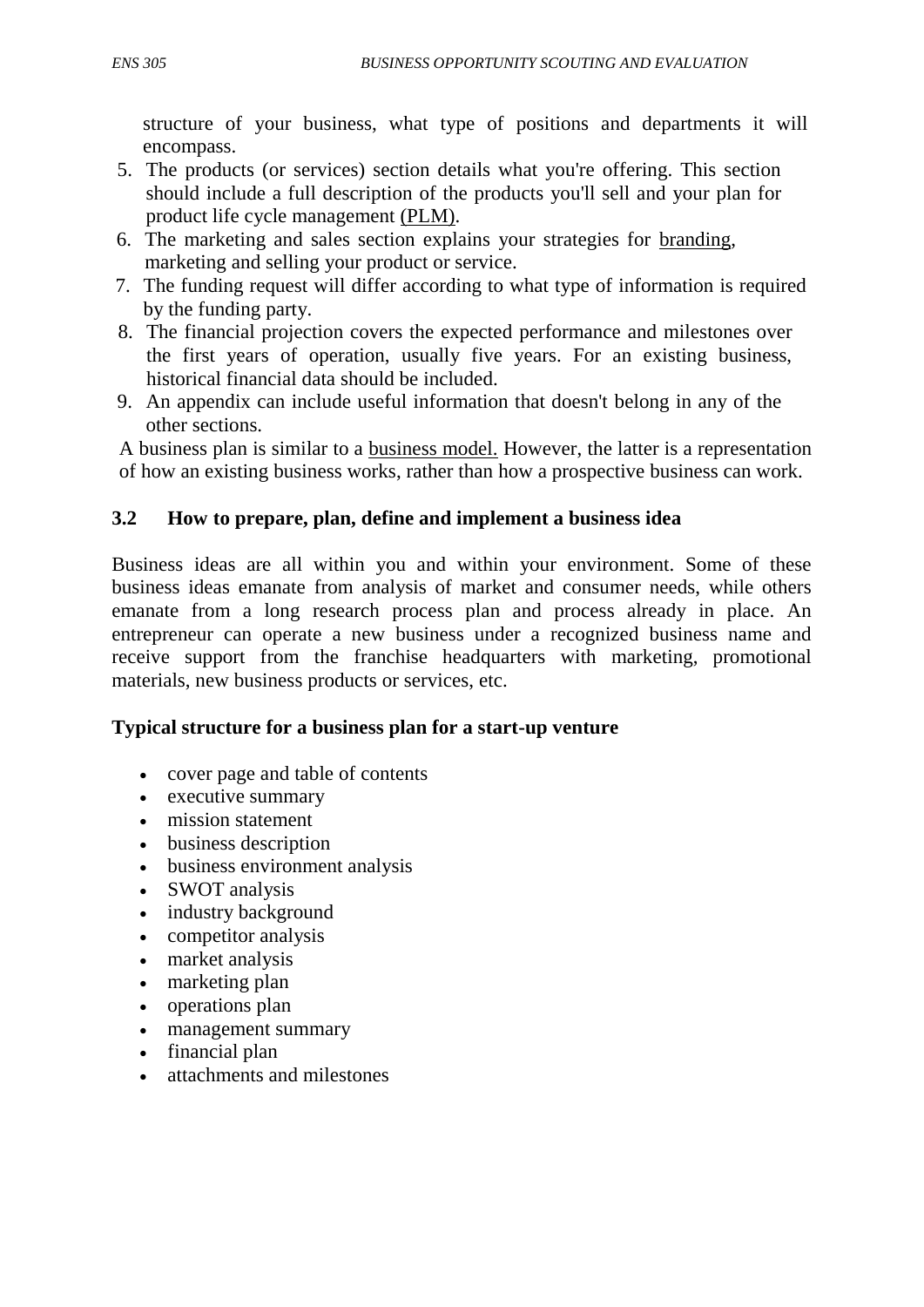structure of your business, what type of positions and departments it will encompass.

5. The products (or services) section details what you're offering. This section should include a full description of the products you'll sell and your plan for product life cycle management (PLM).
6. The marketing and sales section explains your strategies for branding, marketing and selling your product or service.
7. The funding request will differ according to what type of information is required by the funding party.
8. The financial projection covers the expected performance and milestones over the first years of operation, usually five years. For an existing business, historical financial data should be included.
9. An appendix can include useful information that doesn't belong in any of the other sections.

A business plan is similar to a business model. However, the latter is a representation of how an existing business works, rather than how a prospective business can work.

## 3.2 How to prepare, plan, define and implement a business idea

Business ideas are all within you and within your environment. Some of these business ideas emanate from analysis of market and consumer needs, while others emanate from a long research process plan and process already in place. An entrepreneur can operate a new business under a recognized business name and receive support from the franchise headquarters with marketing, promotional materials, new business products or services, etc.

**Typical structure for a business plan for a start-up venture**

- cover page and table of contents
- executive summary
- mission statement
- business description
- business environment analysis
- SWOT analysis
- industry background
- competitor analysis
- market analysis
- marketing plan
- operations plan
- management summary
- financial plan
- attachments and milestones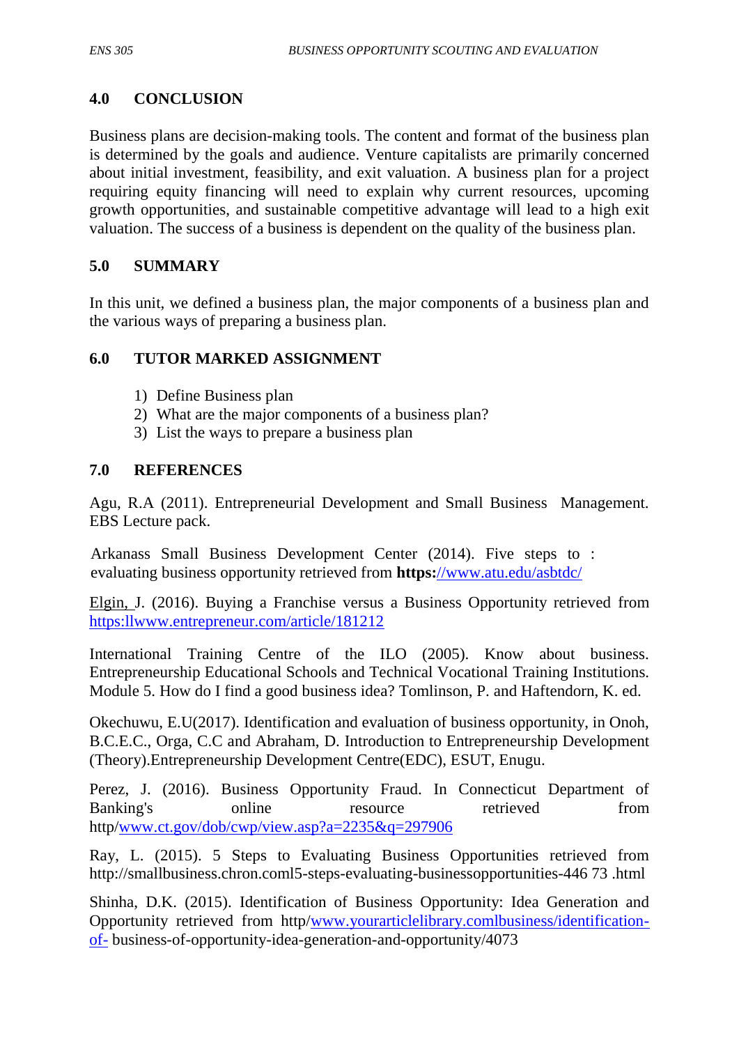## 4.0 CONCLUSION

Business plans are decision-making tools. The content and format of the business plan is determined by the goals and audience. Venture capitalists are primarily concerned about initial investment, feasibility, and exit valuation. A business plan for a project requiring equity financing will need to explain why current resources, upcoming growth opportunities, and sustainable competitive advantage will lead to a high exit valuation. The success of a business is dependent on the quality of the business plan.

## 5.0 SUMMARY

In this unit, we defined a business plan, the major components of a business plan and the various ways of preparing a business plan.

## 6.0 TUTOR MARKED ASSIGNMENT

1) Define Business plan
2) What are the major components of a business plan?
3) List the ways to prepare a business plan

## 7.0 REFERENCES

Agu, R.A (2011). Entrepreneurial Development and Small Business Management. EBS Lecture pack.

Arkanass Small Business Development Center (2014). Five steps to : evaluating business opportunity retrieved from **https:**//www.atu.edu/asbtdc/

Elgin, J. (2016). Buying a Franchise versus a Business Opportunity retrieved from https:llwww.entrepreneur.com/article/181212

International Training Centre of the ILO (2005). Know about business. Entrepreneurship Educational Schools and Technical Vocational Training Institutions. Module 5. How do I find a good business idea? Tomlinson, P. and Haftendorn, K. ed.

Okechuwu, E.U(2017). Identification and evaluation of business opportunity, in Onoh, B.C.E.C., Orga, C.C and Abraham, D. Introduction to Entrepreneurship Development (Theory).Entrepreneurship Development Centre(EDC), ESUT, Enugu.

Perez, J. (2016). Business Opportunity Fraud. In Connecticut Department of Banking's online resource retrieved from http/www.ct.gov/dob/cwp/view.asp?a=2235&q=297906

Ray, L. (2015). 5 Steps to Evaluating Business Opportunities retrieved from http://smallbusiness.chron.coml5-steps-evaluating-businessopportunities-446 73 .html

Shinha, D.K. (2015). Identification of Business Opportunity: Idea Generation and Opportunity retrieved from http/www.yourarticlelibrary.comlbusiness/identification-of- business-of-opportunity-idea-generation-and-opportunity/4073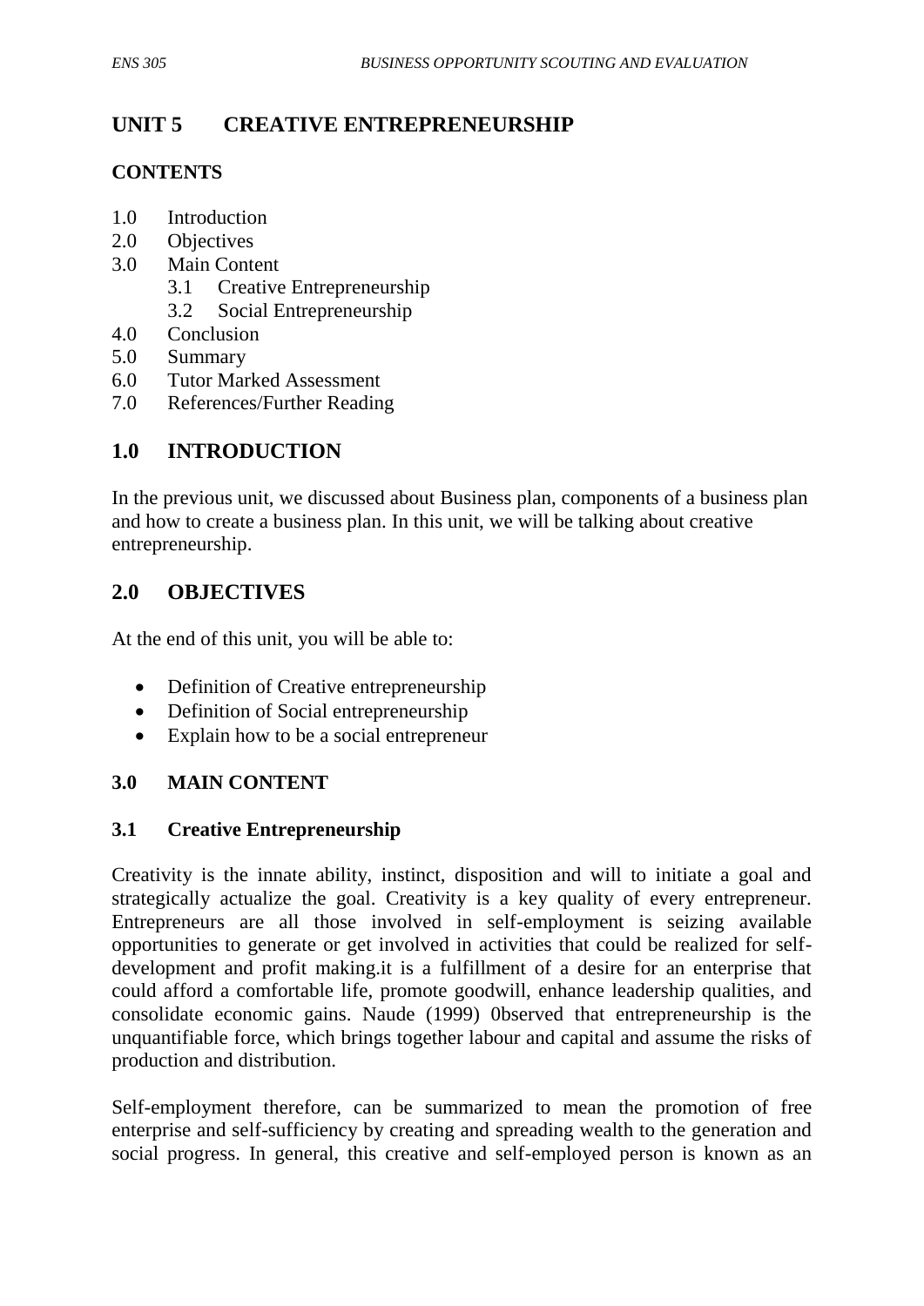# UNIT 5 CREATIVE ENTREPRENEURSHIP

## CONTENTS

1.0 Introduction
2.0 Objectives
3.0 Main Content
    3.1 Creative Entrepreneurship
    3.2 Social Entrepreneurship
4.0 Conclusion
5.0 Summary
6.0 Tutor Marked Assessment
7.0 References/Further Reading

## 1.0 INTRODUCTION

In the previous unit, we discussed about Business plan, components of a business plan and how to create a business plan. In this unit, we will be talking about creative entrepreneurship.

## 2.0 OBJECTIVES

At the end of this unit, you will be able to:

- Definition of Creative entrepreneurship
- Definition of Social entrepreneurship
- Explain how to be a social entrepreneur

## 3.0 MAIN CONTENT

### 3.1 Creative Entrepreneurship

Creativity is the innate ability, instinct, disposition and will to initiate a goal and strategically actualize the goal. Creativity is a key quality of every entrepreneur. Entrepreneurs are all those involved in self-employment is seizing available opportunities to generate or get involved in activities that could be realized for self-development and profit making.it is a fulfillment of a desire for an enterprise that could afford a comfortable life, promote goodwill, enhance leadership qualities, and consolidate economic gains. Naude (1999) 0bserved that entrepreneurship is the unquantifiable force, which brings together labour and capital and assume the risks of production and distribution.

Self-employment therefore, can be summarized to mean the promotion of free enterprise and self-sufficiency by creating and spreading wealth to the generation and social progress. In general, this creative and self-employed person is known as an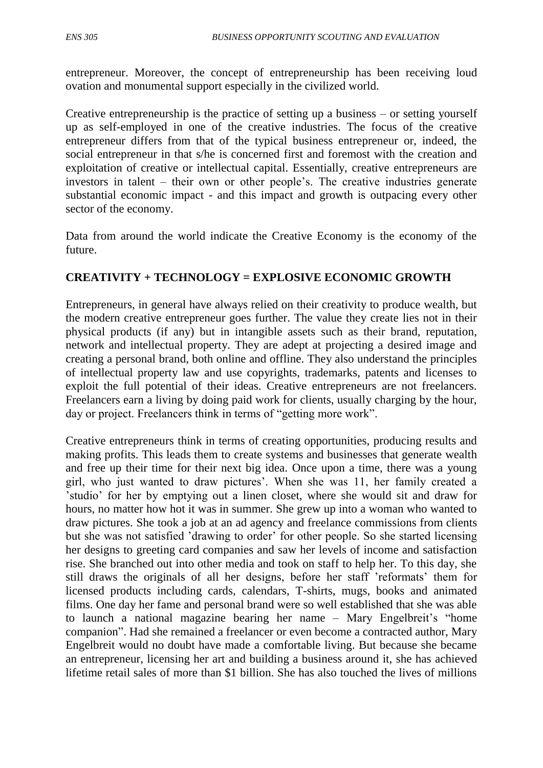entrepreneur. Moreover, the concept of entrepreneurship has been receiving loud ovation and monumental support especially in the civilized world.

Creative entrepreneurship is the practice of setting up a business – or setting yourself up as self-employed in one of the creative industries. The focus of the creative entrepreneur differs from that of the typical business entrepreneur or, indeed, the social entrepreneur in that s/he is concerned first and foremost with the creation and exploitation of creative or intellectual capital. Essentially, creative entrepreneurs are investors in talent – their own or other people's. The creative industries generate substantial economic impact - and this impact and growth is outpacing every other sector of the economy.

Data from around the world indicate the Creative Economy is the economy of the future.

**CREATIVITY + TECHNOLOGY = EXPLOSIVE ECONOMIC GROWTH**

Entrepreneurs, in general have always relied on their creativity to produce wealth, but the modern creative entrepreneur goes further. The value they create lies not in their physical products (if any) but in intangible assets such as their brand, reputation, network and intellectual property. They are adept at projecting a desired image and creating a personal brand, both online and offline. They also understand the principles of intellectual property law and use copyrights, trademarks, patents and licenses to exploit the full potential of their ideas. Creative entrepreneurs are not freelancers. Freelancers earn a living by doing paid work for clients, usually charging by the hour, day or project. Freelancers think in terms of "getting more work".

Creative entrepreneurs think in terms of creating opportunities, producing results and making profits. This leads them to create systems and businesses that generate wealth and free up their time for their next big idea. Once upon a time, there was a young girl, who just wanted to draw pictures'. When she was 11, her family created a 'studio' for her by emptying out a linen closet, where she would sit and draw for hours, no matter how hot it was in summer. She grew up into a woman who wanted to draw pictures. She took a job at an ad agency and freelance commissions from clients but she was not satisfied 'drawing to order' for other people. So she started licensing her designs to greeting card companies and saw her levels of income and satisfaction rise. She branched out into other media and took on staff to help her. To this day, she still draws the originals of all her designs, before her staff 'reformats' them for licensed products including cards, calendars, T-shirts, mugs, books and animated films. One day her fame and personal brand were so well established that she was able to launch a national magazine bearing her name – Mary Engelbreit's "home companion". Had she remained a freelancer or even become a contracted author, Mary Engelbreit would no doubt have made a comfortable living. But because she became an entrepreneur, licensing her art and building a business around it, she has achieved lifetime retail sales of more than $1 billion. She has also touched the lives of millions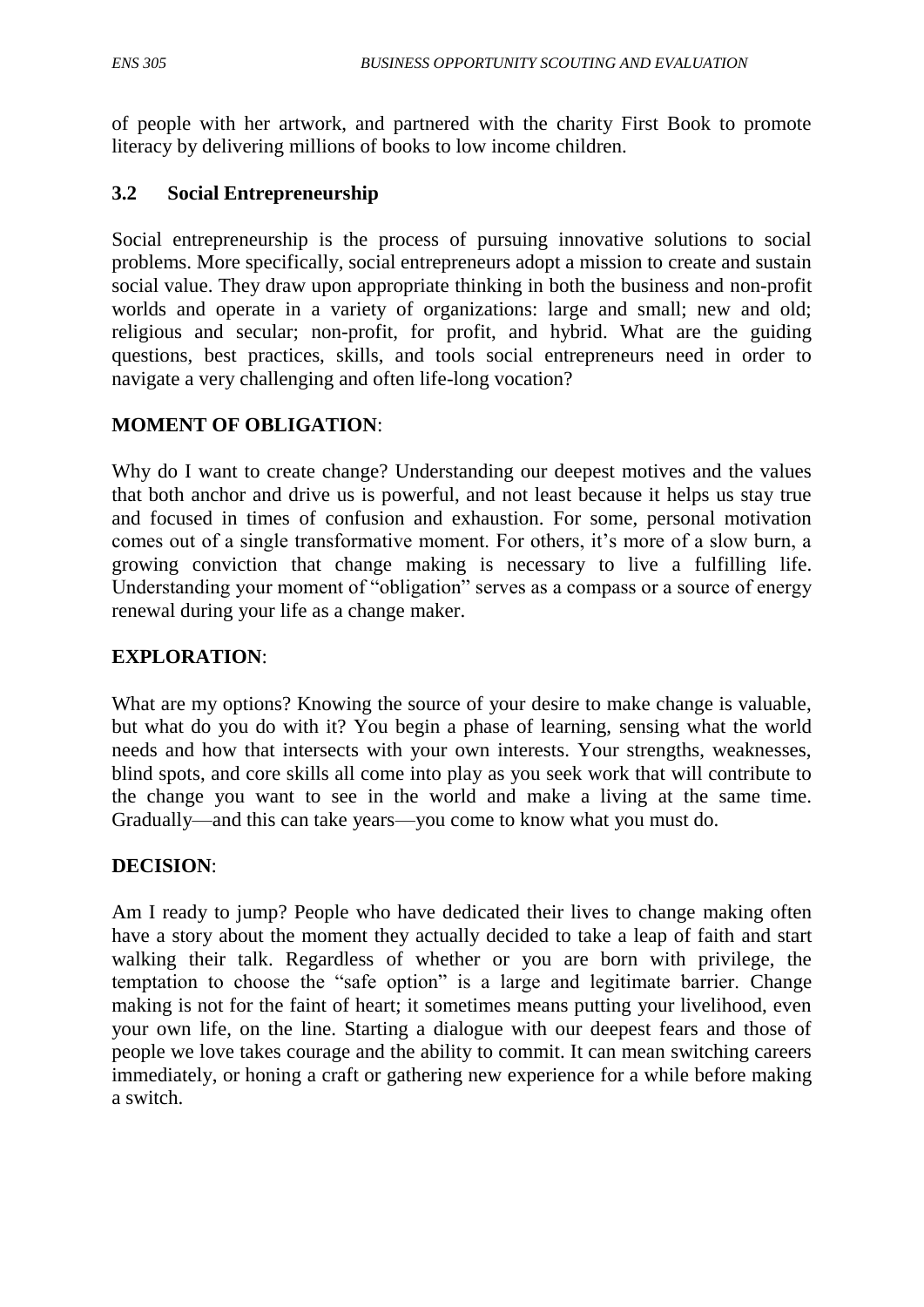of people with her artwork, and partnered with the charity First Book to promote literacy by delivering millions of books to low income children.

### 3.2 Social Entrepreneurship

Social entrepreneurship is the process of pursuing innovative solutions to social problems. More specifically, social entrepreneurs adopt a mission to create and sustain social value. They draw upon appropriate thinking in both the business and non-profit worlds and operate in a variety of organizations: large and small; new and old; religious and secular; non-profit, for profit, and hybrid. What are the guiding questions, best practices, skills, and tools social entrepreneurs need in order to navigate a very challenging and often life-long vocation?

**MOMENT OF OBLIGATION**:

Why do I want to create change? Understanding our deepest motives and the values that both anchor and drive us is powerful, and not least because it helps us stay true and focused in times of confusion and exhaustion. For some, personal motivation comes out of a single transformative moment. For others, it's more of a slow burn, a growing conviction that change making is necessary to live a fulfilling life. Understanding your moment of "obligation" serves as a compass or a source of energy renewal during your life as a change maker.

**EXPLORATION**:

What are my options? Knowing the source of your desire to make change is valuable, but what do you do with it? You begin a phase of learning, sensing what the world needs and how that intersects with your own interests. Your strengths, weaknesses, blind spots, and core skills all come into play as you seek work that will contribute to the change you want to see in the world and make a living at the same time. Gradually—and this can take years—you come to know what you must do.

**DECISION**:

Am I ready to jump? People who have dedicated their lives to change making often have a story about the moment they actually decided to take a leap of faith and start walking their talk. Regardless of whether or you are born with privilege, the temptation to choose the "safe option" is a large and legitimate barrier. Change making is not for the faint of heart; it sometimes means putting your livelihood, even your own life, on the line. Starting a dialogue with our deepest fears and those of people we love takes courage and the ability to commit. It can mean switching careers immediately, or honing a craft or gathering new experience for a while before making a switch.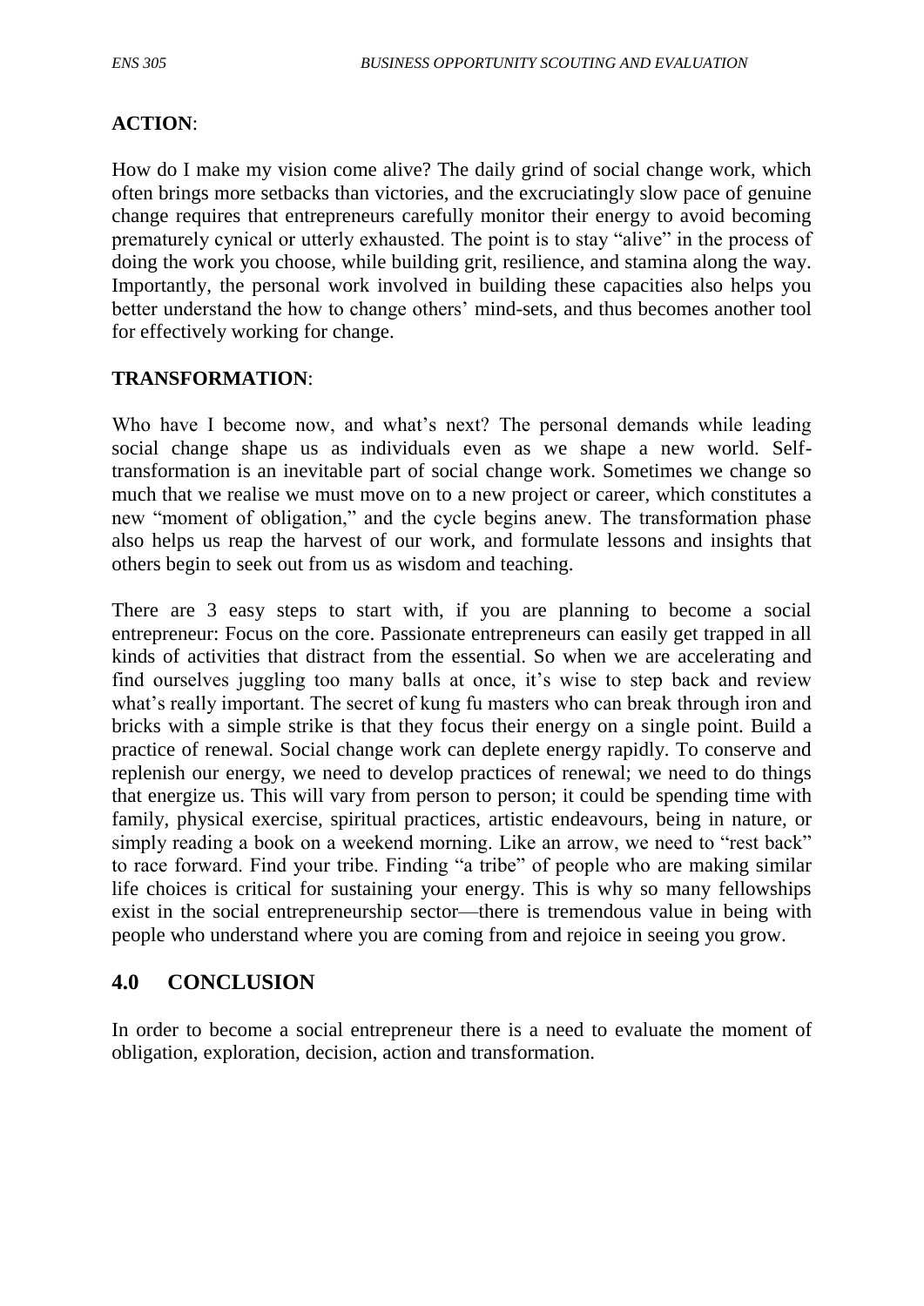**ACTION**:

How do I make my vision come alive? The daily grind of social change work, which often brings more setbacks than victories, and the excruciatingly slow pace of genuine change requires that entrepreneurs carefully monitor their energy to avoid becoming prematurely cynical or utterly exhausted. The point is to stay "alive" in the process of doing the work you choose, while building grit, resilience, and stamina along the way. Importantly, the personal work involved in building these capacities also helps you better understand the how to change others' mind-sets, and thus becomes another tool for effectively working for change.

**TRANSFORMATION**:

Who have I become now, and what's next? The personal demands while leading social change shape us as individuals even as we shape a new world. Self-transformation is an inevitable part of social change work. Sometimes we change so much that we realise we must move on to a new project or career, which constitutes a new "moment of obligation," and the cycle begins anew. The transformation phase also helps us reap the harvest of our work, and formulate lessons and insights that others begin to seek out from us as wisdom and teaching.

There are 3 easy steps to start with, if you are planning to become a social entrepreneur: Focus on the core. Passionate entrepreneurs can easily get trapped in all kinds of activities that distract from the essential. So when we are accelerating and find ourselves juggling too many balls at once, it's wise to step back and review what's really important. The secret of kung fu masters who can break through iron and bricks with a simple strike is that they focus their energy on a single point. Build a practice of renewal. Social change work can deplete energy rapidly. To conserve and replenish our energy, we need to develop practices of renewal; we need to do things that energize us. This will vary from person to person; it could be spending time with family, physical exercise, spiritual practices, artistic endeavours, being in nature, or simply reading a book on a weekend morning. Like an arrow, we need to "rest back" to race forward. Find your tribe. Finding "a tribe" of people who are making similar life choices is critical for sustaining your energy. This is why so many fellowships exist in the social entrepreneurship sector—there is tremendous value in being with people who understand where you are coming from and rejoice in seeing you grow.

## 4.0 CONCLUSION

In order to become a social entrepreneur there is a need to evaluate the moment of obligation, exploration, decision, action and transformation.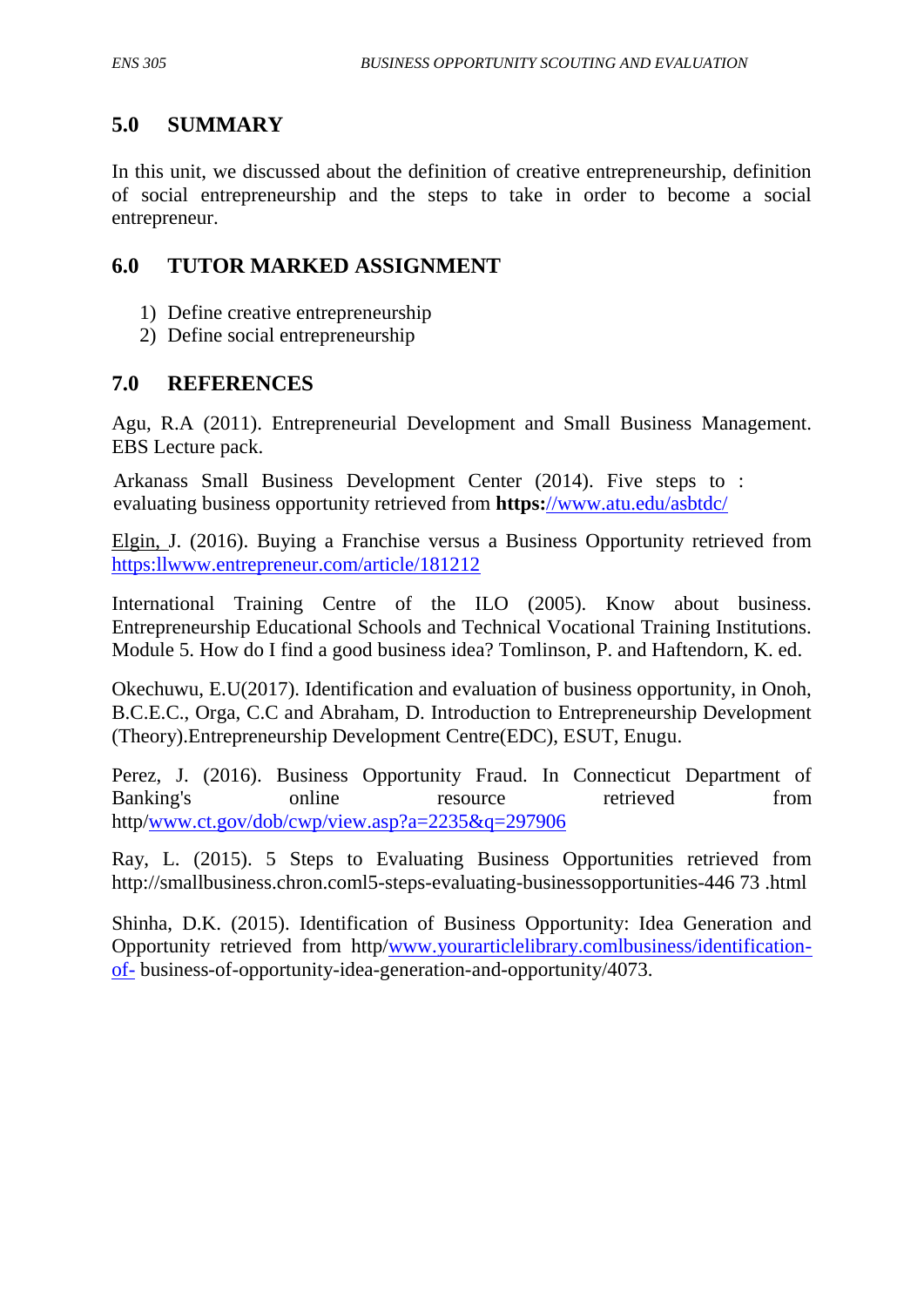## 5.0 SUMMARY

In this unit, we discussed about the definition of creative entrepreneurship, definition of social entrepreneurship and the steps to take in order to become a social entrepreneur.

## 6.0 TUTOR MARKED ASSIGNMENT

1) Define creative entrepreneurship
2) Define social entrepreneurship

## 7.0 REFERENCES

Agu, R.A (2011). Entrepreneurial Development and Small Business Management. EBS Lecture pack.

Arkanass Small Business Development Center (2014). Five steps to : evaluating business opportunity retrieved from **https:**//www.atu.edu/asbtdc/

Elgin, J. (2016). Buying a Franchise versus a Business Opportunity retrieved from https:llwww.entrepreneur.com/article/181212

International Training Centre of the ILO (2005). Know about business. Entrepreneurship Educational Schools and Technical Vocational Training Institutions. Module 5. How do I find a good business idea? Tomlinson, P. and Haftendorn, K. ed.

Okechuwu, E.U(2017). Identification and evaluation of business opportunity, in Onoh, B.C.E.C., Orga, C.C and Abraham, D. Introduction to Entrepreneurship Development (Theory).Entrepreneurship Development Centre(EDC), ESUT, Enugu.

Perez, J. (2016). Business Opportunity Fraud. In Connecticut Department of Banking's online resource retrieved from http/www.ct.gov/dob/cwp/view.asp?a=2235&q=297906

Ray, L. (2015). 5 Steps to Evaluating Business Opportunities retrieved from http://smallbusiness.chron.coml5-steps-evaluating-businessopportunities-446 73 .html

Shinha, D.K. (2015). Identification of Business Opportunity: Idea Generation and Opportunity retrieved from http/www.yourarticlelibrary.comlbusiness/identification-of- business-of-opportunity-idea-generation-and-opportunity/4073.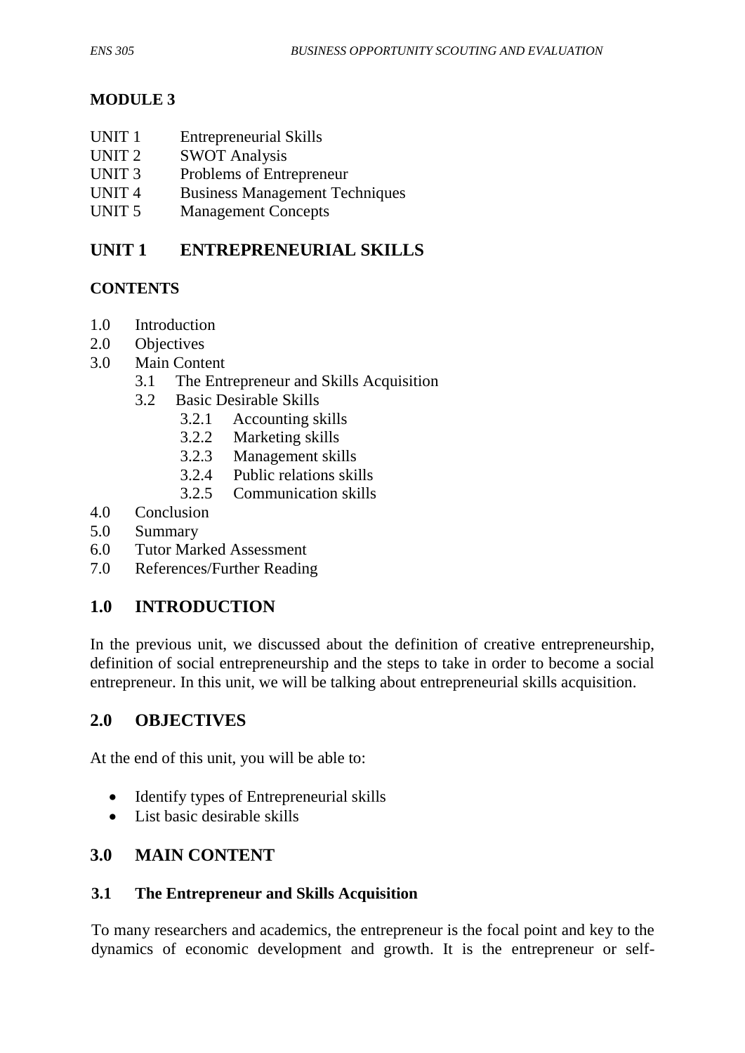## MODULE 3

| | |
|---|---|
| UNIT 1 | Entrepreneurial Skills |
| UNIT 2 | SWOT Analysis |
| UNIT 3 | Problems of Entrepreneur |
| UNIT 4 | Business Management Techniques |
| UNIT 5 | Management Concepts |

## UNIT 1 ENTREPRENEURIAL SKILLS

### CONTENTS

- 1.0 Introduction
- 2.0 Objectives
- 3.0 Main Content
  - 3.1 The Entrepreneur and Skills Acquisition
  - 3.2 Basic Desirable Skills
    - 3.2.1 Accounting skills
    - 3.2.2 Marketing skills
    - 3.2.3 Management skills
    - 3.2.4 Public relations skills
    - 3.2.5 Communication skills
- 4.0 Conclusion
- 5.0 Summary
- 6.0 Tutor Marked Assessment
- 7.0 References/Further Reading

## 1.0 INTRODUCTION

In the previous unit, we discussed about the definition of creative entrepreneurship, definition of social entrepreneurship and the steps to take in order to become a social entrepreneur. In this unit, we will be talking about entrepreneurial skills acquisition.

## 2.0 OBJECTIVES

At the end of this unit, you will be able to:

- Identify types of Entrepreneurial skills
- List basic desirable skills

## 3.0 MAIN CONTENT

### 3.1 The Entrepreneur and Skills Acquisition

To many researchers and academics, the entrepreneur is the focal point and key to the dynamics of economic development and growth. It is the entrepreneur or self-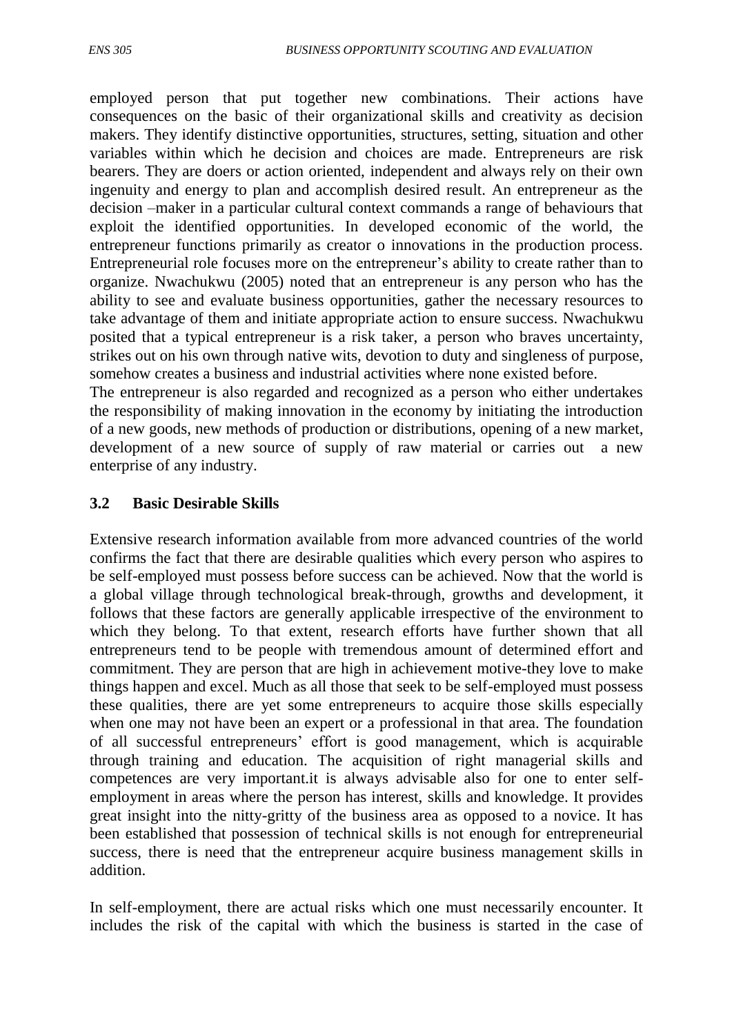employed person that put together new combinations. Their actions have consequences on the basic of their organizational skills and creativity as decision makers. They identify distinctive opportunities, structures, setting, situation and other variables within which he decision and choices are made. Entrepreneurs are risk bearers. They are doers or action oriented, independent and always rely on their own ingenuity and energy to plan and accomplish desired result. An entrepreneur as the decision –maker in a particular cultural context commands a range of behaviours that exploit the identified opportunities. In developed economic of the world, the entrepreneur functions primarily as creator o innovations in the production process. Entrepreneurial role focuses more on the entrepreneur's ability to create rather than to organize. Nwachukwu (2005) noted that an entrepreneur is any person who has the ability to see and evaluate business opportunities, gather the necessary resources to take advantage of them and initiate appropriate action to ensure success. Nwachukwu posited that a typical entrepreneur is a risk taker, a person who braves uncertainty, strikes out on his own through native wits, devotion to duty and singleness of purpose, somehow creates a business and industrial activities where none existed before.

The entrepreneur is also regarded and recognized as a person who either undertakes the responsibility of making innovation in the economy by initiating the introduction of a new goods, new methods of production or distributions, opening of a new market, development of a new source of supply of raw material or carries out a new enterprise of any industry.

### 3.2 Basic Desirable Skills

Extensive research information available from more advanced countries of the world confirms the fact that there are desirable qualities which every person who aspires to be self-employed must possess before success can be achieved. Now that the world is a global village through technological break-through, growths and development, it follows that these factors are generally applicable irrespective of the environment to which they belong. To that extent, research efforts have further shown that all entrepreneurs tend to be people with tremendous amount of determined effort and commitment. They are person that are high in achievement motive-they love to make things happen and excel. Much as all those that seek to be self-employed must possess these qualities, there are yet some entrepreneurs to acquire those skills especially when one may not have been an expert or a professional in that area. The foundation of all successful entrepreneurs' effort is good management, which is acquirable through training and education. The acquisition of right managerial skills and competences are very important.it is always advisable also for one to enter self-employment in areas where the person has interest, skills and knowledge. It provides great insight into the nitty-gritty of the business area as opposed to a novice. It has been established that possession of technical skills is not enough for entrepreneurial success, there is need that the entrepreneur acquire business management skills in addition.

In self-employment, there are actual risks which one must necessarily encounter. It includes the risk of the capital with which the business is started in the case of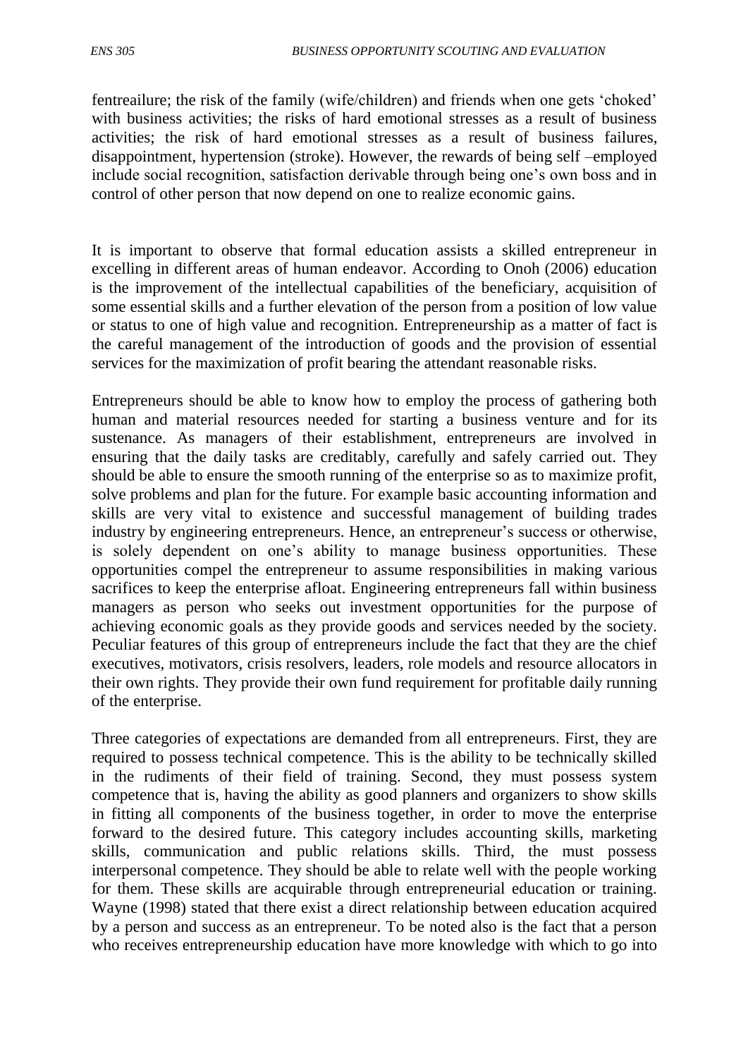fentreailure; the risk of the family (wife/children) and friends when one gets 'choked' with business activities; the risks of hard emotional stresses as a result of business activities; the risk of hard emotional stresses as a result of business failures, disappointment, hypertension (stroke). However, the rewards of being self –employed include social recognition, satisfaction derivable through being one's own boss and in control of other person that now depend on one to realize economic gains.

It is important to observe that formal education assists a skilled entrepreneur in excelling in different areas of human endeavor. According to Onoh (2006) education is the improvement of the intellectual capabilities of the beneficiary, acquisition of some essential skills and a further elevation of the person from a position of low value or status to one of high value and recognition. Entrepreneurship as a matter of fact is the careful management of the introduction of goods and the provision of essential services for the maximization of profit bearing the attendant reasonable risks.

Entrepreneurs should be able to know how to employ the process of gathering both human and material resources needed for starting a business venture and for its sustenance. As managers of their establishment, entrepreneurs are involved in ensuring that the daily tasks are creditably, carefully and safely carried out. They should be able to ensure the smooth running of the enterprise so as to maximize profit, solve problems and plan for the future. For example basic accounting information and skills are very vital to existence and successful management of building trades industry by engineering entrepreneurs. Hence, an entrepreneur's success or otherwise, is solely dependent on one's ability to manage business opportunities. These opportunities compel the entrepreneur to assume responsibilities in making various sacrifices to keep the enterprise afloat. Engineering entrepreneurs fall within business managers as person who seeks out investment opportunities for the purpose of achieving economic goals as they provide goods and services needed by the society. Peculiar features of this group of entrepreneurs include the fact that they are the chief executives, motivators, crisis resolvers, leaders, role models and resource allocators in their own rights. They provide their own fund requirement for profitable daily running of the enterprise.

Three categories of expectations are demanded from all entrepreneurs. First, they are required to possess technical competence. This is the ability to be technically skilled in the rudiments of their field of training. Second, they must possess system competence that is, having the ability as good planners and organizers to show skills in fitting all components of the business together, in order to move the enterprise forward to the desired future. This category includes accounting skills, marketing skills, communication and public relations skills. Third, the must possess interpersonal competence. They should be able to relate well with the people working for them. These skills are acquirable through entrepreneurial education or training. Wayne (1998) stated that there exist a direct relationship between education acquired by a person and success as an entrepreneur. To be noted also is the fact that a person who receives entrepreneurship education have more knowledge with which to go into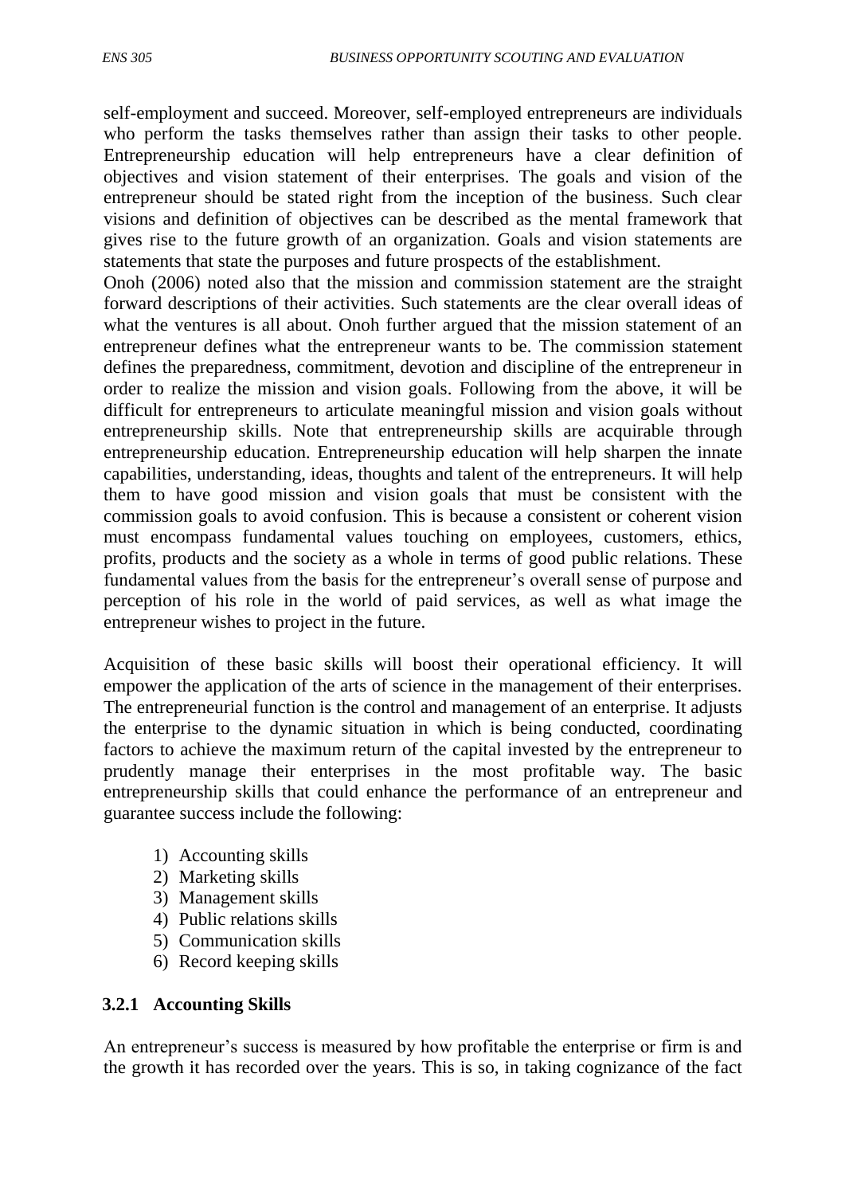self-employment and succeed. Moreover, self-employed entrepreneurs are individuals who perform the tasks themselves rather than assign their tasks to other people. Entrepreneurship education will help entrepreneurs have a clear definition of objectives and vision statement of their enterprises. The goals and vision of the entrepreneur should be stated right from the inception of the business. Such clear visions and definition of objectives can be described as the mental framework that gives rise to the future growth of an organization. Goals and vision statements are statements that state the purposes and future prospects of the establishment.

Onoh (2006) noted also that the mission and commission statement are the straight forward descriptions of their activities. Such statements are the clear overall ideas of what the ventures is all about. Onoh further argued that the mission statement of an entrepreneur defines what the entrepreneur wants to be. The commission statement defines the preparedness, commitment, devotion and discipline of the entrepreneur in order to realize the mission and vision goals. Following from the above, it will be difficult for entrepreneurs to articulate meaningful mission and vision goals without entrepreneurship skills. Note that entrepreneurship skills are acquirable through entrepreneurship education. Entrepreneurship education will help sharpen the innate capabilities, understanding, ideas, thoughts and talent of the entrepreneurs. It will help them to have good mission and vision goals that must be consistent with the commission goals to avoid confusion. This is because a consistent or coherent vision must encompass fundamental values touching on employees, customers, ethics, profits, products and the society as a whole in terms of good public relations. These fundamental values from the basis for the entrepreneur's overall sense of purpose and perception of his role in the world of paid services, as well as what image the entrepreneur wishes to project in the future.

Acquisition of these basic skills will boost their operational efficiency. It will empower the application of the arts of science in the management of their enterprises. The entrepreneurial function is the control and management of an enterprise. It adjusts the enterprise to the dynamic situation in which is being conducted, coordinating factors to achieve the maximum return of the capital invested by the entrepreneur to prudently manage their enterprises in the most profitable way. The basic entrepreneurship skills that could enhance the performance of an entrepreneur and guarantee success include the following:

1) Accounting skills
2) Marketing skills
3) Management skills
4) Public relations skills
5) Communication skills
6) Record keeping skills

### 3.2.1 Accounting Skills

An entrepreneur's success is measured by how profitable the enterprise or firm is and the growth it has recorded over the years. This is so, in taking cognizance of the fact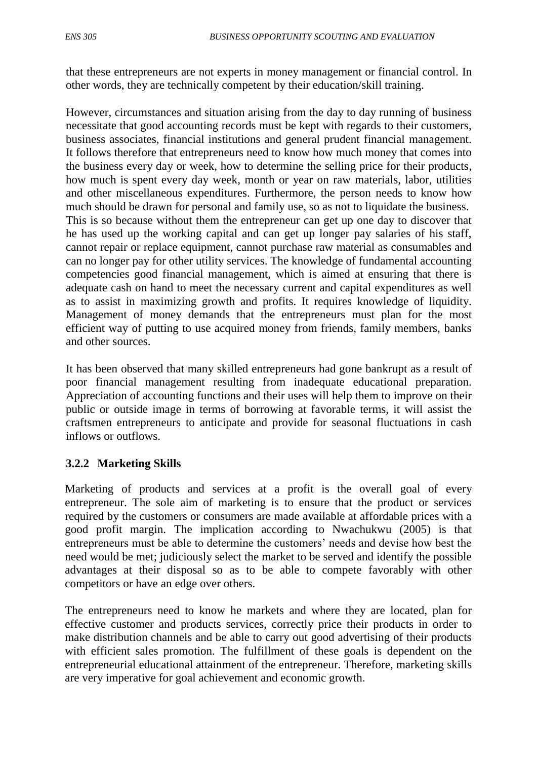that these entrepreneurs are not experts in money management or financial control. In other words, they are technically competent by their education/skill training.

However, circumstances and situation arising from the day to day running of business necessitate that good accounting records must be kept with regards to their customers, business associates, financial institutions and general prudent financial management. It follows therefore that entrepreneurs need to know how much money that comes into the business every day or week, how to determine the selling price for their products, how much is spent every day week, month or year on raw materials, labor, utilities and other miscellaneous expenditures. Furthermore, the person needs to know how much should be drawn for personal and family use, so as not to liquidate the business. This is so because without them the entrepreneur can get up one day to discover that he has used up the working capital and can get up longer pay salaries of his staff, cannot repair or replace equipment, cannot purchase raw material as consumables and can no longer pay for other utility services. The knowledge of fundamental accounting competencies good financial management, which is aimed at ensuring that there is adequate cash on hand to meet the necessary current and capital expenditures as well as to assist in maximizing growth and profits. It requires knowledge of liquidity. Management of money demands that the entrepreneurs must plan for the most efficient way of putting to use acquired money from friends, family members, banks and other sources.

It has been observed that many skilled entrepreneurs had gone bankrupt as a result of poor financial management resulting from inadequate educational preparation. Appreciation of accounting functions and their uses will help them to improve on their public or outside image in terms of borrowing at favorable terms, it will assist the craftsmen entrepreneurs to anticipate and provide for seasonal fluctuations in cash inflows or outflows.

### 3.2.2 Marketing Skills

Marketing of products and services at a profit is the overall goal of every entrepreneur. The sole aim of marketing is to ensure that the product or services required by the customers or consumers are made available at affordable prices with a good profit margin. The implication according to Nwachukwu (2005) is that entrepreneurs must be able to determine the customers' needs and devise how best the need would be met; judiciously select the market to be served and identify the possible advantages at their disposal so as to be able to compete favorably with other competitors or have an edge over others.

The entrepreneurs need to know he markets and where they are located, plan for effective customer and products services, correctly price their products in order to make distribution channels and be able to carry out good advertising of their products with efficient sales promotion. The fulfillment of these goals is dependent on the entrepreneurial educational attainment of the entrepreneur. Therefore, marketing skills are very imperative for goal achievement and economic growth.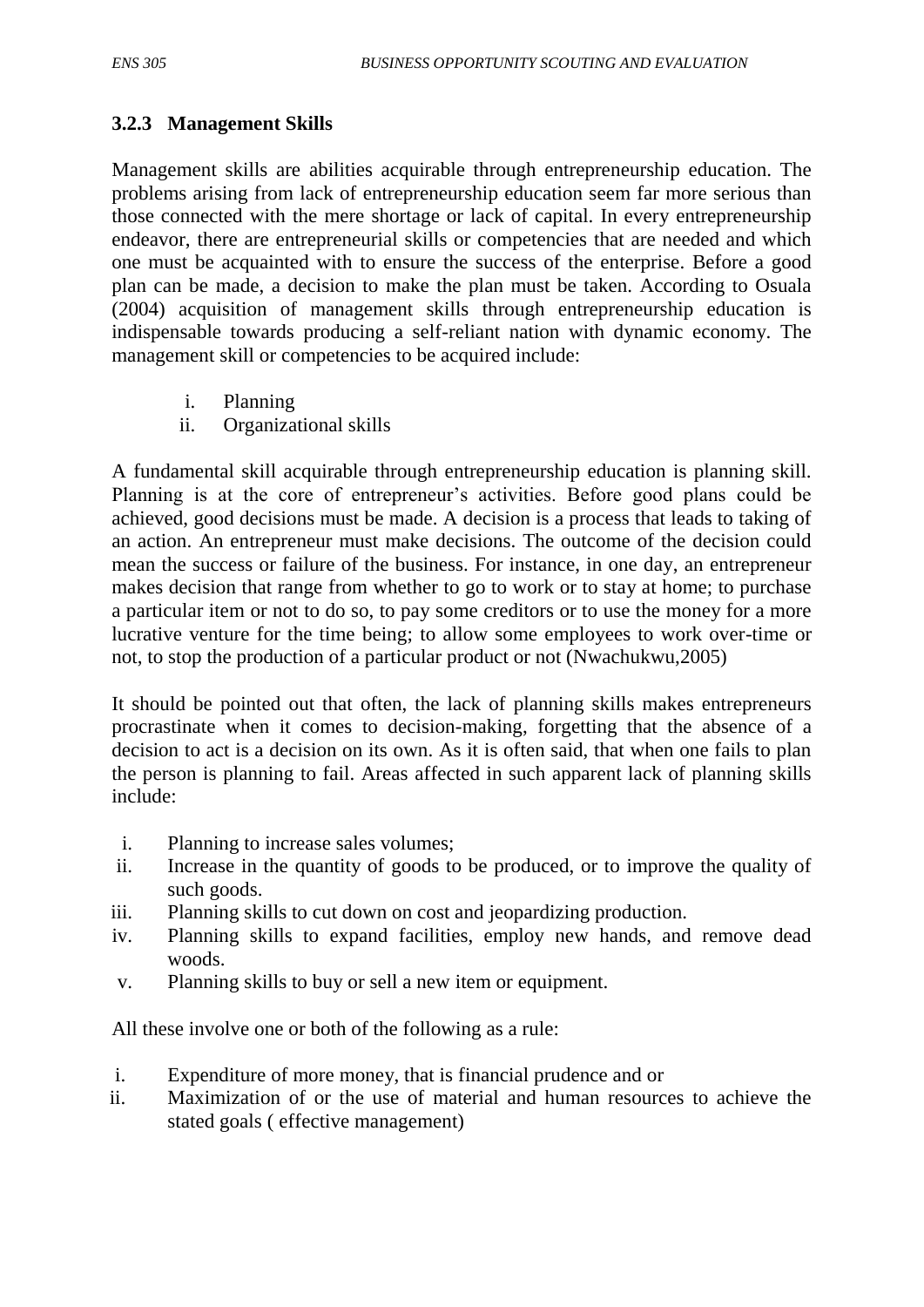### 3.2.3 Management Skills

Management skills are abilities acquirable through entrepreneurship education. The problems arising from lack of entrepreneurship education seem far more serious than those connected with the mere shortage or lack of capital. In every entrepreneurship endeavor, there are entrepreneurial skills or competencies that are needed and which one must be acquainted with to ensure the success of the enterprise. Before a good plan can be made, a decision to make the plan must be taken. According to Osuala (2004) acquisition of management skills through entrepreneurship education is indispensable towards producing a self-reliant nation with dynamic economy. The management skill or competencies to be acquired include:

i. Planning
ii. Organizational skills

A fundamental skill acquirable through entrepreneurship education is planning skill. Planning is at the core of entrepreneur's activities. Before good plans could be achieved, good decisions must be made. A decision is a process that leads to taking of an action. An entrepreneur must make decisions. The outcome of the decision could mean the success or failure of the business. For instance, in one day, an entrepreneur makes decision that range from whether to go to work or to stay at home; to purchase a particular item or not to do so, to pay some creditors or to use the money for a more lucrative venture for the time being; to allow some employees to work over-time or not, to stop the production of a particular product or not (Nwachukwu,2005)

It should be pointed out that often, the lack of planning skills makes entrepreneurs procrastinate when it comes to decision-making, forgetting that the absence of a decision to act is a decision on its own. As it is often said, that when one fails to plan the person is planning to fail. Areas affected in such apparent lack of planning skills include:

i. Planning to increase sales volumes;
ii. Increase in the quantity of goods to be produced, or to improve the quality of such goods.
iii. Planning skills to cut down on cost and jeopardizing production.
iv. Planning skills to expand facilities, employ new hands, and remove dead woods.
v. Planning skills to buy or sell a new item or equipment.

All these involve one or both of the following as a rule:

i. Expenditure of more money, that is financial prudence and or
ii. Maximization of or the use of material and human resources to achieve the stated goals ( effective management)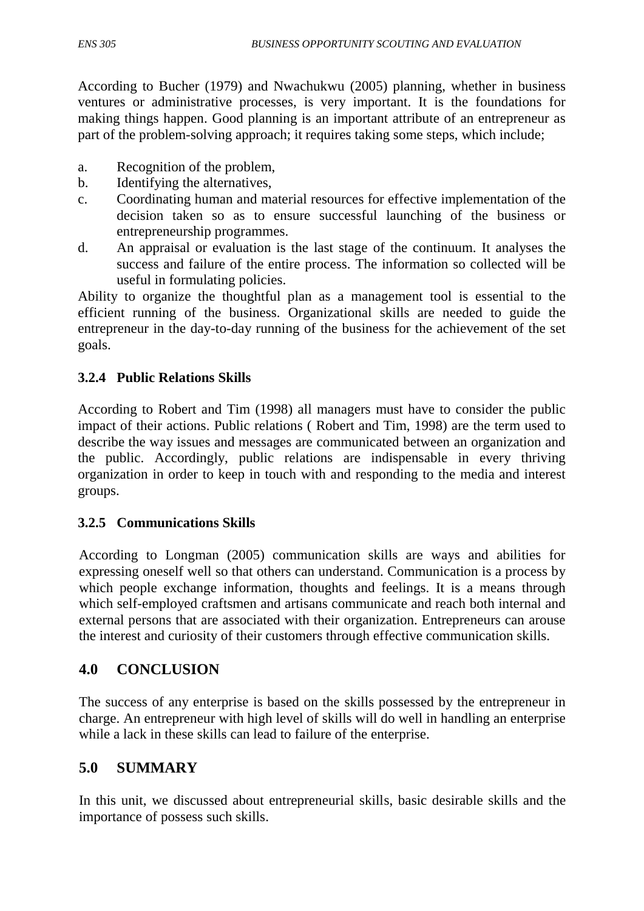According to Bucher (1979) and Nwachukwu (2005) planning, whether in business ventures or administrative processes, is very important. It is the foundations for making things happen. Good planning is an important attribute of an entrepreneur as part of the problem-solving approach; it requires taking some steps, which include;

a. Recognition of the problem,
b. Identifying the alternatives,
c. Coordinating human and material resources for effective implementation of the decision taken so as to ensure successful launching of the business or entrepreneurship programmes.
d. An appraisal or evaluation is the last stage of the continuum. It analyses the success and failure of the entire process. The information so collected will be useful in formulating policies.

Ability to organize the thoughtful plan as a management tool is essential to the efficient running of the business. Organizational skills are needed to guide the entrepreneur in the day-to-day running of the business for the achievement of the set goals.

### 3.2.4 Public Relations Skills

According to Robert and Tim (1998) all managers must have to consider the public impact of their actions. Public relations ( Robert and Tim, 1998) are the term used to describe the way issues and messages are communicated between an organization and the public. Accordingly, public relations are indispensable in every thriving organization in order to keep in touch with and responding to the media and interest groups.

### 3.2.5 Communications Skills

According to Longman (2005) communication skills are ways and abilities for expressing oneself well so that others can understand. Communication is a process by which people exchange information, thoughts and feelings. It is a means through which self-employed craftsmen and artisans communicate and reach both internal and external persons that are associated with their organization. Entrepreneurs can arouse the interest and curiosity of their customers through effective communication skills.

## 4.0 CONCLUSION

The success of any enterprise is based on the skills possessed by the entrepreneur in charge. An entrepreneur with high level of skills will do well in handling an enterprise while a lack in these skills can lead to failure of the enterprise.

## 5.0 SUMMARY

In this unit, we discussed about entrepreneurial skills, basic desirable skills and the importance of possess such skills.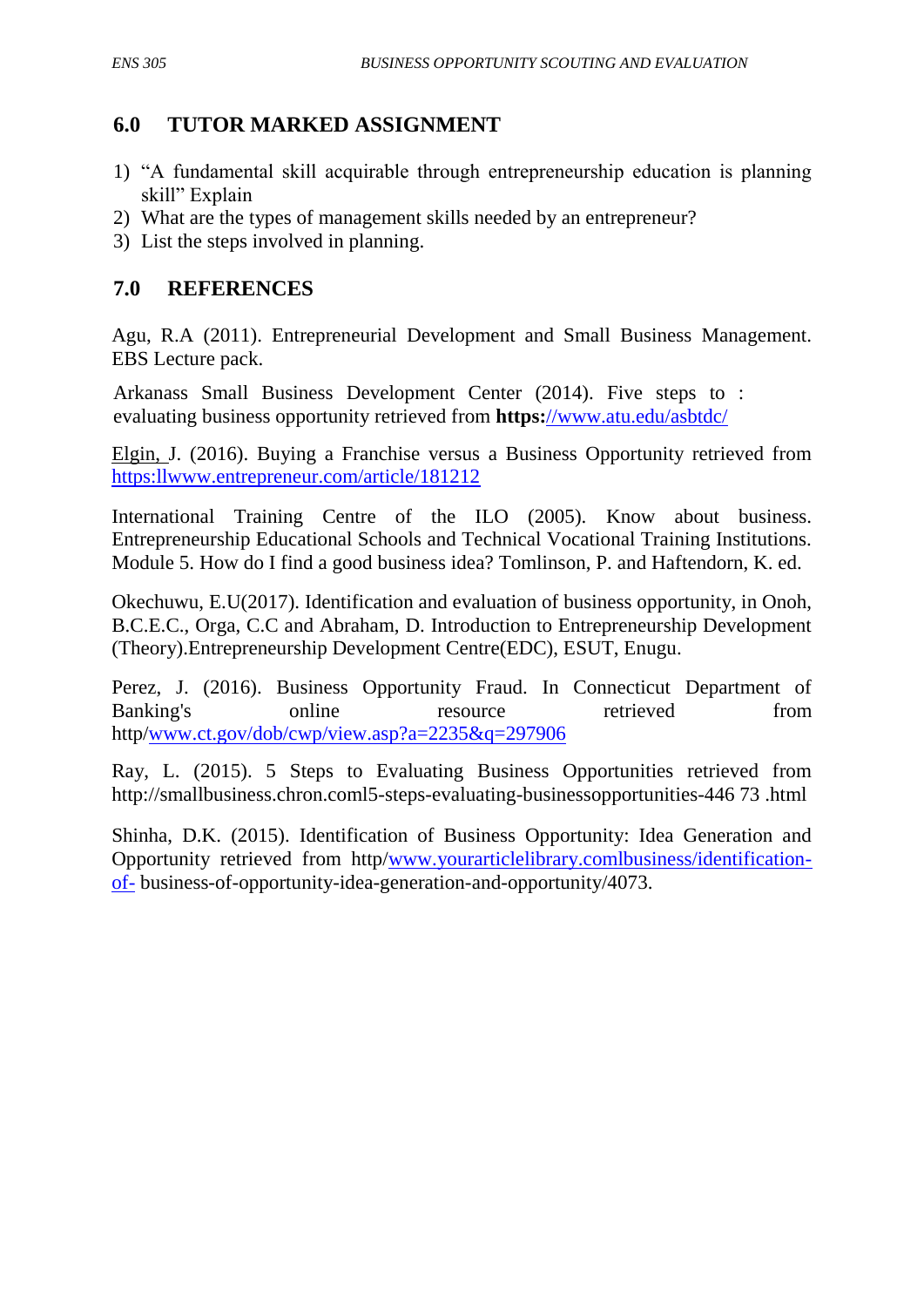## 6.0 TUTOR MARKED ASSIGNMENT

1) "A fundamental skill acquirable through entrepreneurship education is planning skill" Explain
2) What are the types of management skills needed by an entrepreneur?
3) List the steps involved in planning.

## 7.0 REFERENCES

Agu, R.A (2011). Entrepreneurial Development and Small Business Management. EBS Lecture pack.

Arkanass Small Business Development Center (2014). Five steps to : evaluating business opportunity retrieved from **https:**//www.atu.edu/asbtdc/

Elgin, J. (2016). Buying a Franchise versus a Business Opportunity retrieved from https:llwww.entrepreneur.com/article/181212

International Training Centre of the ILO (2005). Know about business. Entrepreneurship Educational Schools and Technical Vocational Training Institutions. Module 5. How do I find a good business idea? Tomlinson, P. and Haftendorn, K. ed.

Okechuwu, E.U(2017). Identification and evaluation of business opportunity, in Onoh, B.C.E.C., Orga, C.C and Abraham, D. Introduction to Entrepreneurship Development (Theory).Entrepreneurship Development Centre(EDC), ESUT, Enugu.

Perez, J. (2016). Business Opportunity Fraud. In Connecticut Department of Banking's online resource retrieved from http/www.ct.gov/dob/cwp/view.asp?a=2235&q=297906

Ray, L. (2015). 5 Steps to Evaluating Business Opportunities retrieved from http://smallbusiness.chron.coml5-steps-evaluating-businessopportunities-446 73 .html

Shinha, D.K. (2015). Identification of Business Opportunity: Idea Generation and Opportunity retrieved from http/www.yourarticlelibrary.comlbusiness/identification-of- business-of-opportunity-idea-generation-and-opportunity/4073.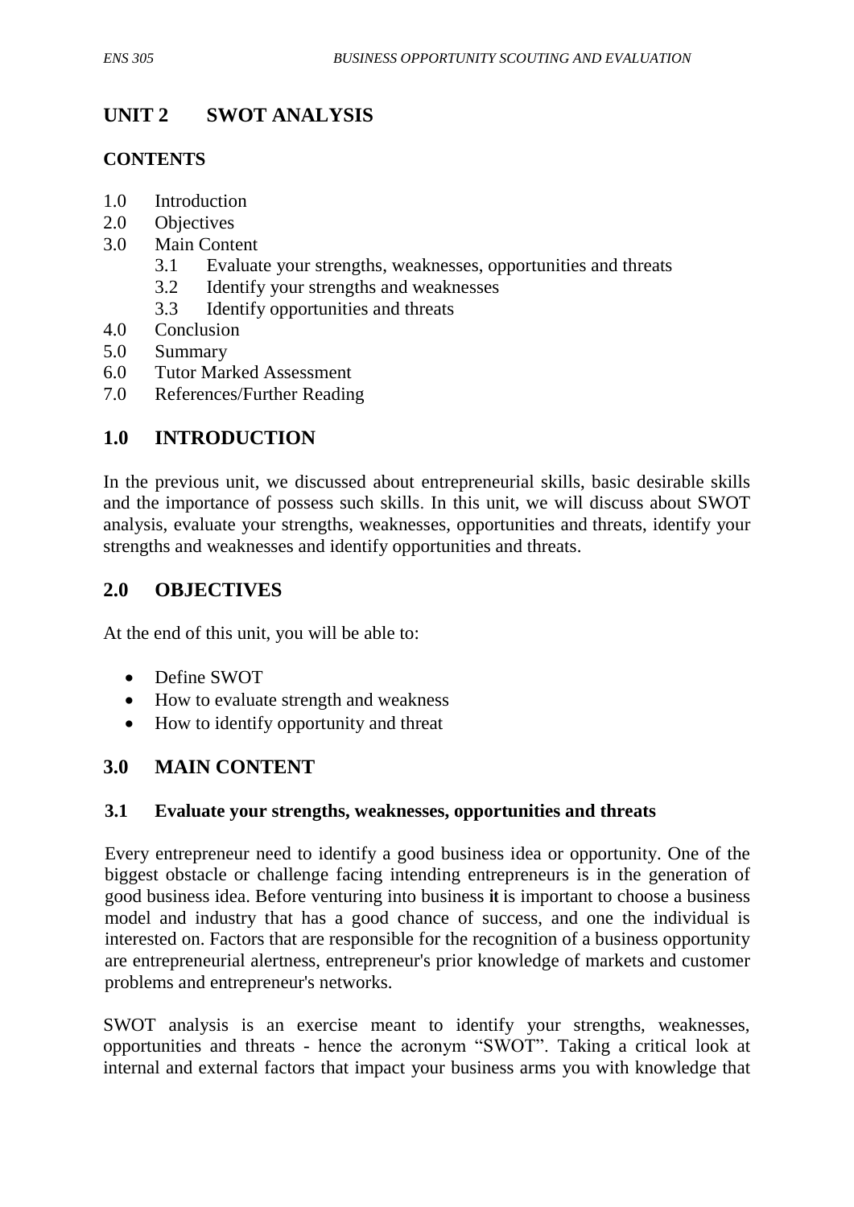## UNIT 2 SWOT ANALYSIS

### CONTENTS

1.0 Introduction
2.0 Objectives
3.0 Main Content
    3.1 Evaluate your strengths, weaknesses, opportunities and threats
    3.2 Identify your strengths and weaknesses
    3.3 Identify opportunities and threats
4.0 Conclusion
5.0 Summary
6.0 Tutor Marked Assessment
7.0 References/Further Reading

## 1.0 INTRODUCTION

In the previous unit, we discussed about entrepreneurial skills, basic desirable skills and the importance of possess such skills. In this unit, we will discuss about SWOT analysis, evaluate your strengths, weaknesses, opportunities and threats, identify your strengths and weaknesses and identify opportunities and threats.

## 2.0 OBJECTIVES

At the end of this unit, you will be able to:

- Define SWOT
- How to evaluate strength and weakness
- How to identify opportunity and threat

## 3.0 MAIN CONTENT

### 3.1 Evaluate your strengths, weaknesses, opportunities and threats

Every entrepreneur need to identify a good business idea or opportunity. One of the biggest obstacle or challenge facing intending entrepreneurs is in the generation of good business idea. Before venturing into business **it** is important to choose a business model and industry that has a good chance of success, and one the individual is interested on. Factors that are responsible for the recognition of a business opportunity are entrepreneurial alertness, entrepreneur's prior knowledge of markets and customer problems and entrepreneur's networks.

SWOT analysis is an exercise meant to identify your strengths, weaknesses, opportunities and threats - hence the acronym "SWOT". Taking a critical look at internal and external factors that impact your business arms you with knowledge that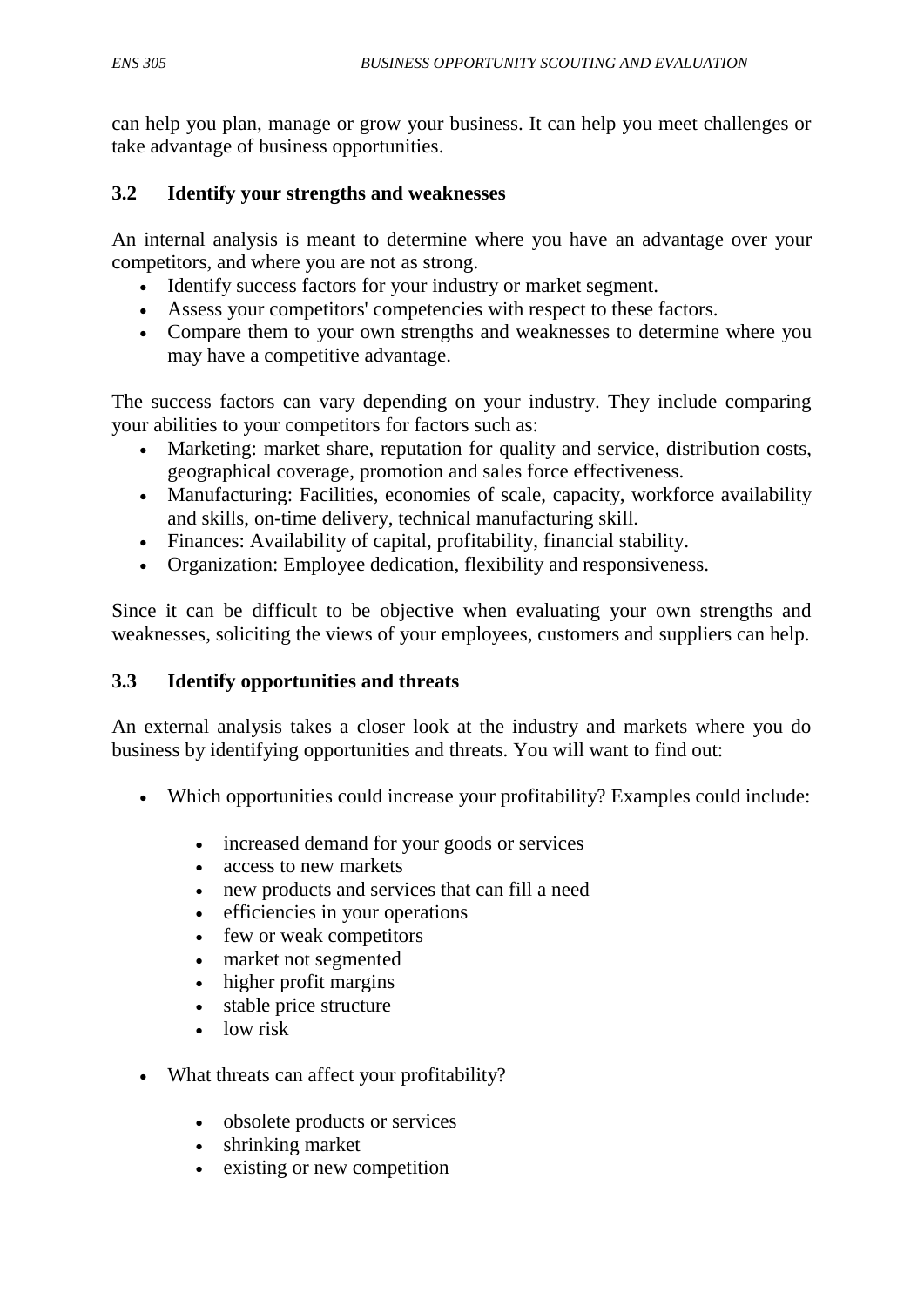can help you plan, manage or grow your business. It can help you meet challenges or take advantage of business opportunities.

### 3.2 Identify your strengths and weaknesses

An internal analysis is meant to determine where you have an advantage over your competitors, and where you are not as strong.

- Identify success factors for your industry or market segment.
- Assess your competitors' competencies with respect to these factors.
- Compare them to your own strengths and weaknesses to determine where you may have a competitive advantage.

The success factors can vary depending on your industry. They include comparing your abilities to your competitors for factors such as:

- Marketing: market share, reputation for quality and service, distribution costs, geographical coverage, promotion and sales force effectiveness.
- Manufacturing: Facilities, economies of scale, capacity, workforce availability and skills, on-time delivery, technical manufacturing skill.
- Finances: Availability of capital, profitability, financial stability.
- Organization: Employee dedication, flexibility and responsiveness.

Since it can be difficult to be objective when evaluating your own strengths and weaknesses, soliciting the views of your employees, customers and suppliers can help.

### 3.3 Identify opportunities and threats

An external analysis takes a closer look at the industry and markets where you do business by identifying opportunities and threats. You will want to find out:

- Which opportunities could increase your profitability? Examples could include:
  - increased demand for your goods or services
  - access to new markets
  - new products and services that can fill a need
  - efficiencies in your operations
  - few or weak competitors
  - market not segmented
  - higher profit margins
  - stable price structure
  - low risk
- What threats can affect your profitability?
  - obsolete products or services
  - shrinking market
  - existing or new competition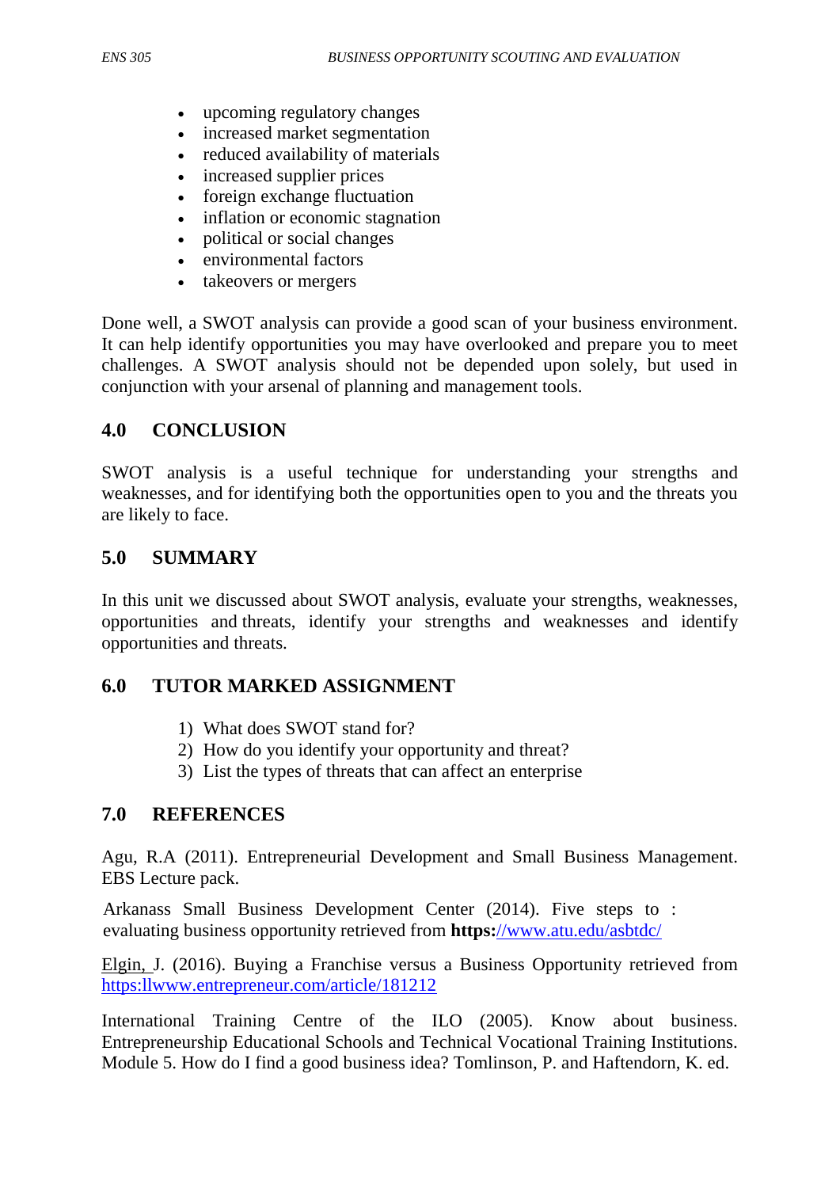- upcoming regulatory changes
- increased market segmentation
- reduced availability of materials
- increased supplier prices
- foreign exchange fluctuation
- inflation or economic stagnation
- political or social changes
- environmental factors
- takeovers or mergers

Done well, a SWOT analysis can provide a good scan of your business environment. It can help identify opportunities you may have overlooked and prepare you to meet challenges. A SWOT analysis should not be depended upon solely, but used in conjunction with your arsenal of planning and management tools.

## 4.0 CONCLUSION

SWOT analysis is a useful technique for understanding your strengths and weaknesses, and for identifying both the opportunities open to you and the threats you are likely to face.

## 5.0 SUMMARY

In this unit we discussed about SWOT analysis, evaluate your strengths, weaknesses, opportunities and threats, identify your strengths and weaknesses and identify opportunities and threats.

## 6.0 TUTOR MARKED ASSIGNMENT

1) What does SWOT stand for?
2) How do you identify your opportunity and threat?
3) List the types of threats that can affect an enterprise

## 7.0 REFERENCES

Agu, R.A (2011). Entrepreneurial Development and Small Business Management. EBS Lecture pack.

Arkanass Small Business Development Center (2014). Five steps to : evaluating business opportunity retrieved from **https:**//www.atu.edu/asbtdc/

Elgin, J. (2016). Buying a Franchise versus a Business Opportunity retrieved from https:llwww.entrepreneur.com/article/181212

International Training Centre of the ILO (2005). Know about business. Entrepreneurship Educational Schools and Technical Vocational Training Institutions. Module 5. How do I find a good business idea? Tomlinson, P. and Haftendorn, K. ed.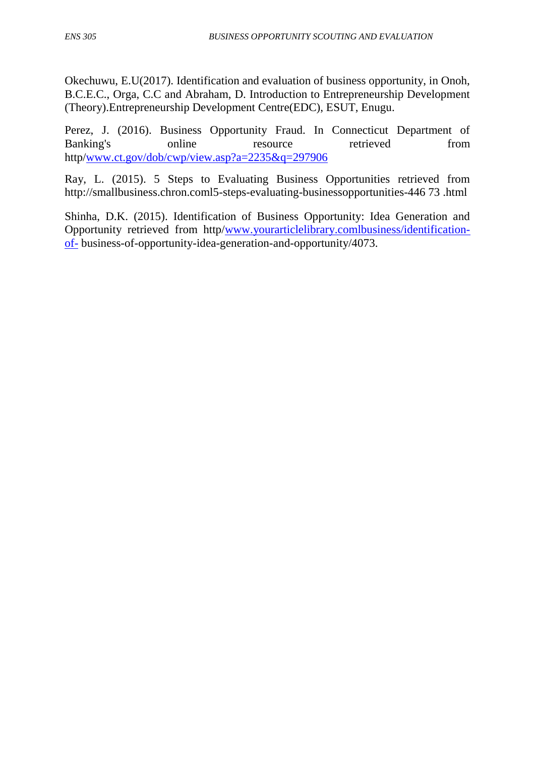Okechuwu, E.U(2017). Identification and evaluation of business opportunity, in Onoh, B.C.E.C., Orga, C.C and Abraham, D. Introduction to Entrepreneurship Development (Theory).Entrepreneurship Development Centre(EDC), ESUT, Enugu.

Perez, J. (2016). Business Opportunity Fraud. In Connecticut Department of Banking's online resource retrieved from http/www.ct.gov/dob/cwp/view.asp?a=2235&q=297906

Ray, L. (2015). 5 Steps to Evaluating Business Opportunities retrieved from http://smallbusiness.chron.coml5-steps-evaluating-businessopportunities-446 73 .html

Shinha, D.K. (2015). Identification of Business Opportunity: Idea Generation and Opportunity retrieved from http/www.yourarticlelibrary.comlbusiness/identification-of- business-of-opportunity-idea-generation-and-opportunity/4073.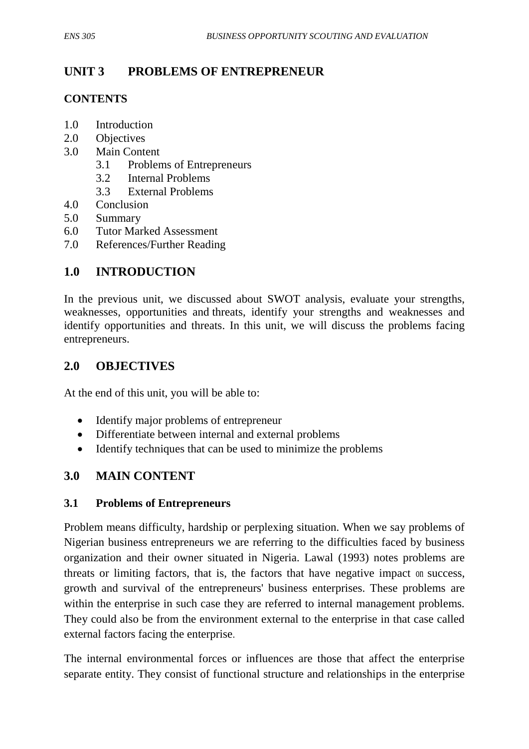## UNIT 3 PROBLEMS OF ENTREPRENEUR

**CONTENTS**

1.0 Introduction
2.0 Objectives
3.0 Main Content
   3.1 Problems of Entrepreneurs
   3.2 Internal Problems
   3.3 External Problems
4.0 Conclusion
5.0 Summary
6.0 Tutor Marked Assessment
7.0 References/Further Reading

## 1.0 INTRODUCTION

In the previous unit, we discussed about SWOT analysis, evaluate your strengths, weaknesses, opportunities and threats, identify your strengths and weaknesses and identify opportunities and threats. In this unit, we will discuss the problems facing entrepreneurs.

## 2.0 OBJECTIVES

At the end of this unit, you will be able to:

- Identify major problems of entrepreneur
- Differentiate between internal and external problems
- Identify techniques that can be used to minimize the problems

## 3.0 MAIN CONTENT

### 3.1 Problems of Entrepreneurs

Problem means difficulty, hardship or perplexing situation. When we say problems of Nigerian business entrepreneurs we are referring to the difficulties faced by business organization and their owner situated in Nigeria. Lawal (1993) notes problems are threats or limiting factors, that is, the factors that have negative impact on success, growth and survival of the entrepreneurs' business enterprises. These problems are within the enterprise in such case they are referred to internal management problems. They could also be from the environment external to the enterprise in that case called external factors facing the enterprise.

The internal environmental forces or influences are those that affect the enterprise separate entity. They consist of functional structure and relationships in the enterprise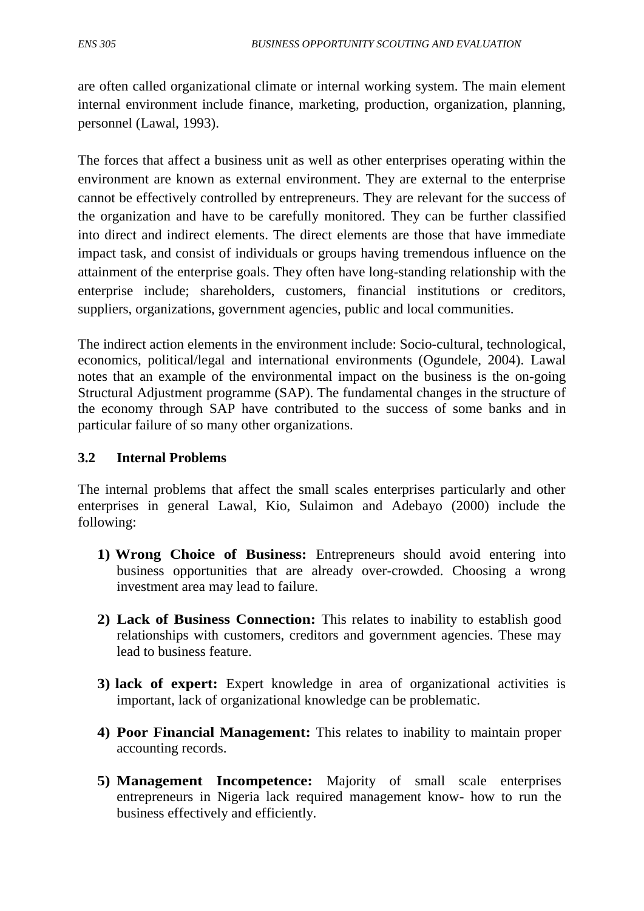are often called organizational climate or internal working system. The main element internal environment include finance, marketing, production, organization, planning, personnel (Lawal, 1993).

The forces that affect a business unit as well as other enterprises operating within the environment are known as external environment. They are external to the enterprise cannot be effectively controlled by entrepreneurs. They are relevant for the success of the organization and have to be carefully monitored. They can be further classified into direct and indirect elements. The direct elements are those that have immediate impact task, and consist of individuals or groups having tremendous influence on the attainment of the enterprise goals. They often have long-standing relationship with the enterprise include; shareholders, customers, financial institutions or creditors, suppliers, organizations, government agencies, public and local communities.

The indirect action elements in the environment include: Socio-cultural, technological, economics, political/legal and international environments (Ogundele, 2004). Lawal notes that an example of the environmental impact on the business is the on-going Structural Adjustment programme (SAP). The fundamental changes in the structure of the economy through SAP have contributed to the success of some banks and in particular failure of so many other organizations.

### 3.2 Internal Problems

The internal problems that affect the small scales enterprises particularly and other enterprises in general Lawal, Kio, Sulaimon and Adebayo (2000) include the following:

1) **Wrong Choice of Business:** Entrepreneurs should avoid entering into business opportunities that are already over-crowded. Choosing a wrong investment area may lead to failure.

2) **Lack of Business Connection:** This relates to inability to establish good relationships with customers, creditors and government agencies. These may lead to business feature.

3) **lack of expert:** Expert knowledge in area of organizational activities is important, lack of organizational knowledge can be problematic.

4) **Poor Financial Management:** This relates to inability to maintain proper accounting records.

5) **Management Incompetence:** Majority of small scale enterprises entrepreneurs in Nigeria lack required management know- how to run the business effectively and efficiently.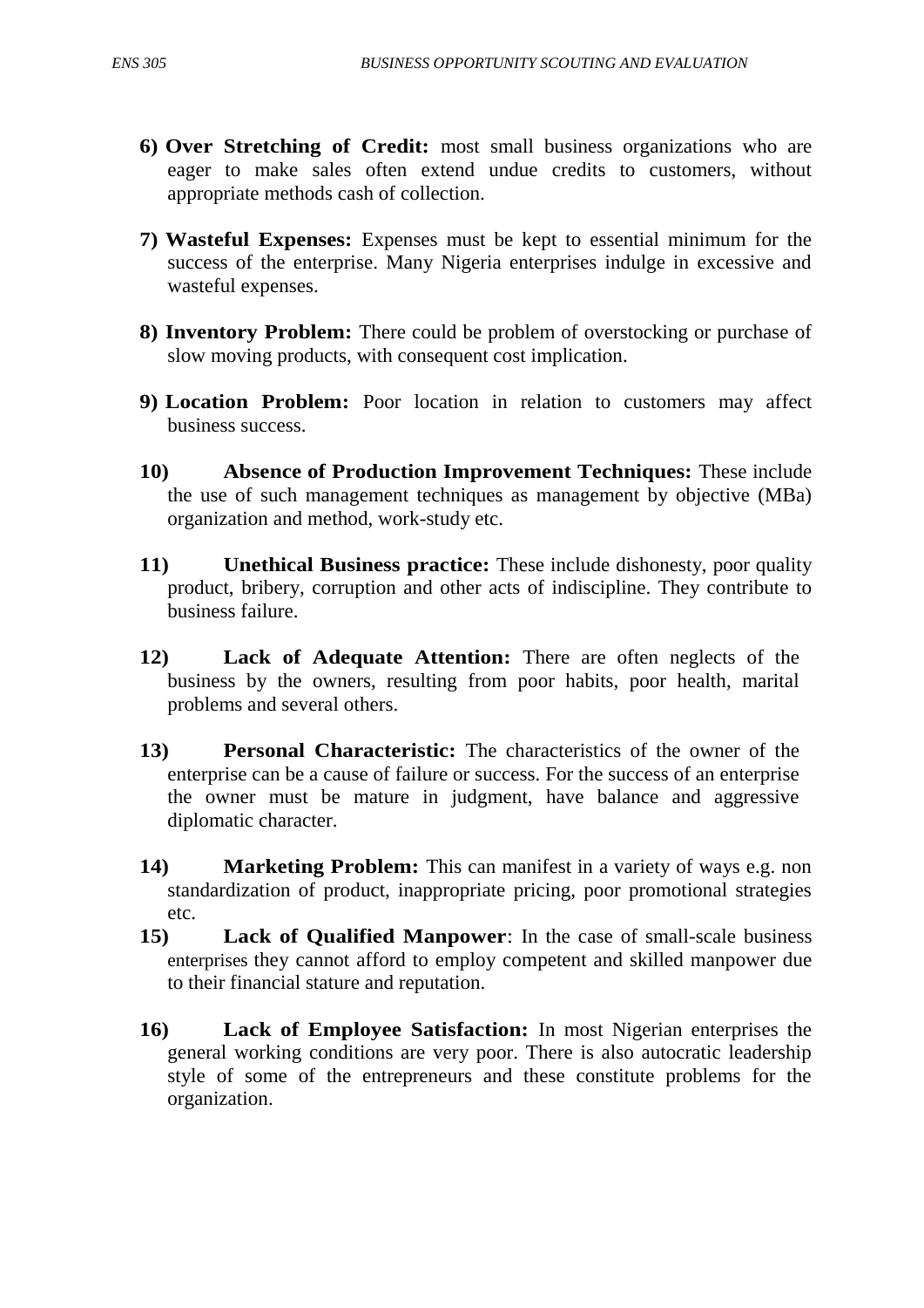6) **Over Stretching of Credit:** most small business organizations who are eager to make sales often extend undue credits to customers, without appropriate methods cash of collection.

7) **Wasteful Expenses:** Expenses must be kept to essential minimum for the success of the enterprise. Many Nigeria enterprises indulge in excessive and wasteful expenses.

8) **Inventory Problem:** There could be problem of overstocking or purchase of slow moving products, with consequent cost implication.

9) **Location Problem:** Poor location in relation to customers may affect business success.

10) **Absence of Production Improvement Techniques:** These include the use of such management techniques as management by objective (MBa) organization and method, work-study etc.

11) **Unethical Business practice:** These include dishonesty, poor quality product, bribery, corruption and other acts of indiscipline. They contribute to business failure.

12) **Lack of Adequate Attention:** There are often neglects of the business by the owners, resulting from poor habits, poor health, marital problems and several others.

13) **Personal Characteristic:** The characteristics of the owner of the enterprise can be a cause of failure or success. For the success of an enterprise the owner must be mature in judgment, have balance and aggressive diplomatic character.

14) **Marketing Problem:** This can manifest in a variety of ways e.g. non standardization of product, inappropriate pricing, poor promotional strategies etc.

15) **Lack of Qualified Manpower**: In the case of small-scale business enterprises they cannot afford to employ competent and skilled manpower due to their financial stature and reputation.

16) **Lack of Employee Satisfaction:** In most Nigerian enterprises the general working conditions are very poor. There is also autocratic leadership style of some of the entrepreneurs and these constitute problems for the organization.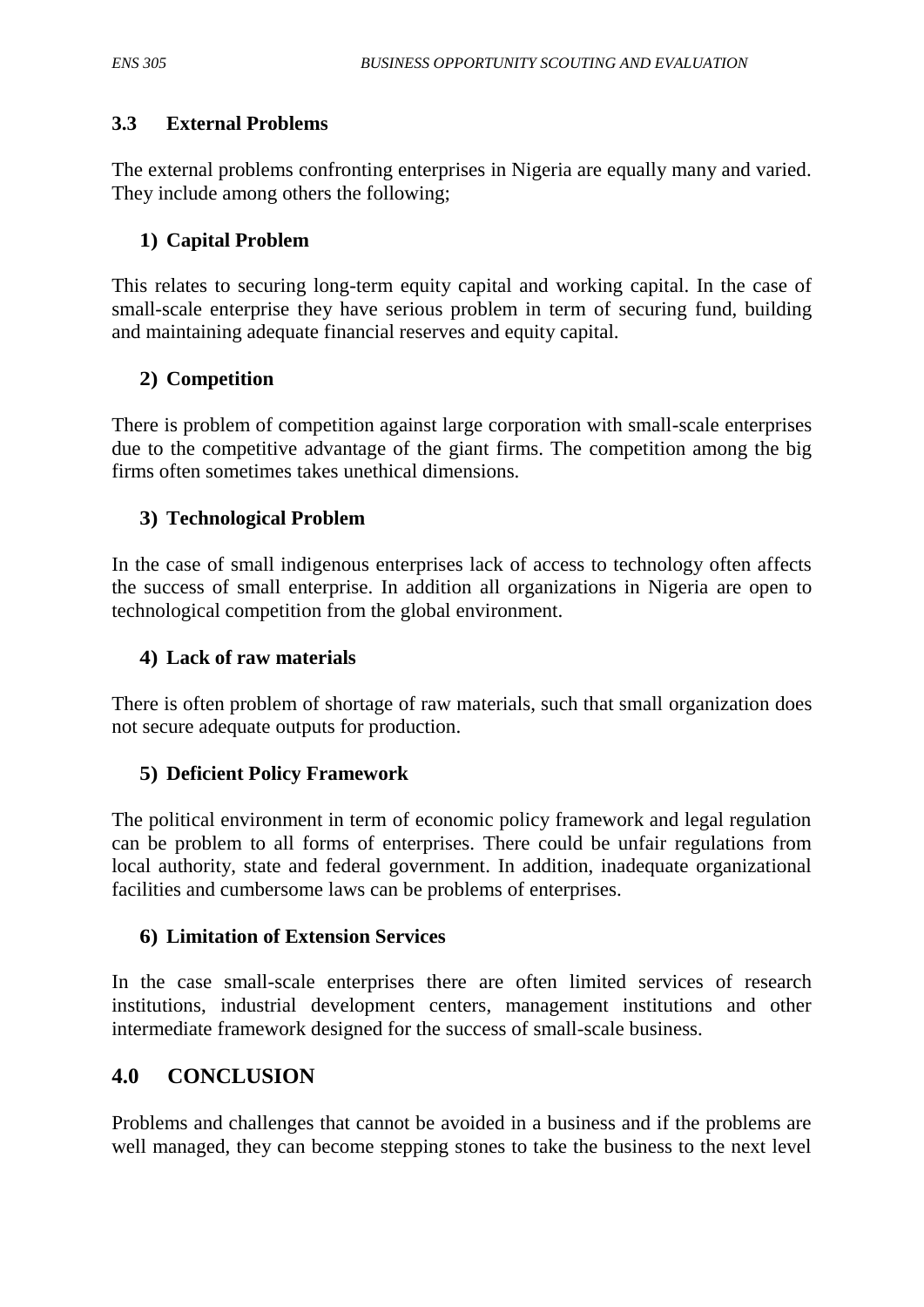### 3.3 External Problems

The external problems confronting enterprises in Nigeria are equally many and varied. They include among others the following;

1) **Capital Problem**

This relates to securing long-term equity capital and working capital. In the case of small-scale enterprise they have serious problem in term of securing fund, building and maintaining adequate financial reserves and equity capital.

2) **Competition**

There is problem of competition against large corporation with small-scale enterprises due to the competitive advantage of the giant firms. The competition among the big firms often sometimes takes unethical dimensions.

3) **Technological Problem**

In the case of small indigenous enterprises lack of access to technology often affects the success of small enterprise. In addition all organizations in Nigeria are open to technological competition from the global environment.

4) **Lack of raw materials**

There is often problem of shortage of raw materials, such that small organization does not secure adequate outputs for production.

5) **Deficient Policy Framework**

The political environment in term of economic policy framework and legal regulation can be problem to all forms of enterprises. There could be unfair regulations from local authority, state and federal government. In addition, inadequate organizational facilities and cumbersome laws can be problems of enterprises.

6) **Limitation of Extension Services**

In the case small-scale enterprises there are often limited services of research institutions, industrial development centers, management institutions and other intermediate framework designed for the success of small-scale business.

## 4.0 CONCLUSION

Problems and challenges that cannot be avoided in a business and if the problems are well managed, they can become stepping stones to take the business to the next level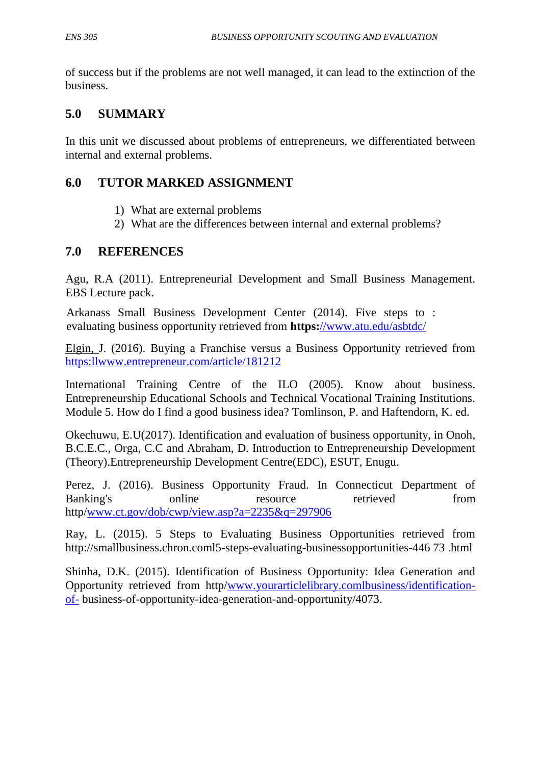of success but if the problems are not well managed, it can lead to the extinction of the business.

## 5.0 SUMMARY

In this unit we discussed about problems of entrepreneurs, we differentiated between internal and external problems.

## 6.0 TUTOR MARKED ASSIGNMENT

1) What are external problems
2) What are the differences between internal and external problems?

## 7.0 REFERENCES

Agu, R.A (2011). Entrepreneurial Development and Small Business Management. EBS Lecture pack.

Arkanass Small Business Development Center (2014). Five steps to : evaluating business opportunity retrieved from **https:**//www.atu.edu/asbtdc/

Elgin, J. (2016). Buying a Franchise versus a Business Opportunity retrieved from https:llwww.entrepreneur.com/article/181212

International Training Centre of the ILO (2005). Know about business. Entrepreneurship Educational Schools and Technical Vocational Training Institutions. Module 5. How do I find a good business idea? Tomlinson, P. and Haftendorn, K. ed.

Okechuwu, E.U(2017). Identification and evaluation of business opportunity, in Onoh, B.C.E.C., Orga, C.C and Abraham, D. Introduction to Entrepreneurship Development (Theory).Entrepreneurship Development Centre(EDC), ESUT, Enugu.

Perez, J. (2016). Business Opportunity Fraud. In Connecticut Department of Banking's online resource retrieved from http/www.ct.gov/dob/cwp/view.asp?a=2235&q=297906

Ray, L. (2015). 5 Steps to Evaluating Business Opportunities retrieved from http://smallbusiness.chron.coml5-steps-evaluating-businessopportunities-446 73 .html

Shinha, D.K. (2015). Identification of Business Opportunity: Idea Generation and Opportunity retrieved from http/www.yourarticlelibrary.comlbusiness/identification-of- business-of-opportunity-idea-generation-and-opportunity/4073.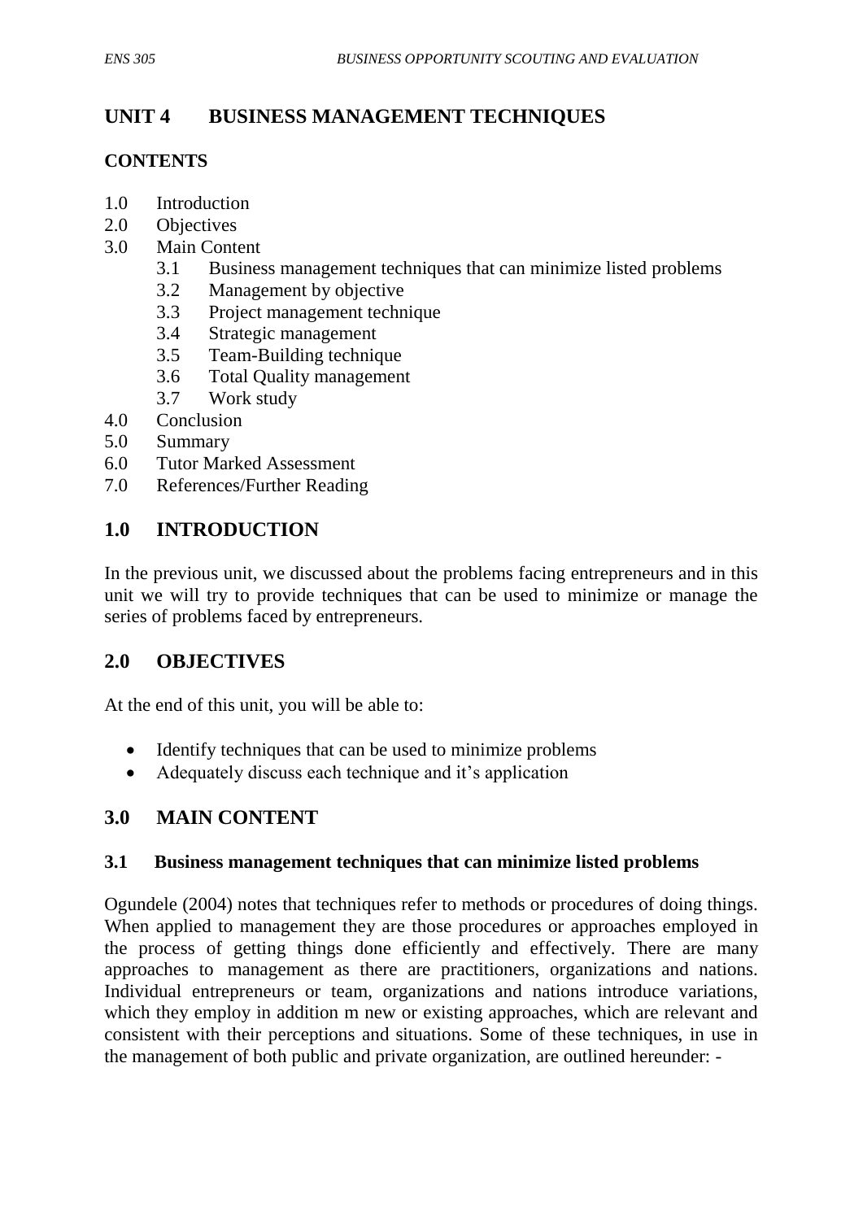# UNIT 4 BUSINESS MANAGEMENT TECHNIQUES

**CONTENTS**

1.0 Introduction
2.0 Objectives
3.0 Main Content
 3.1 Business management techniques that can minimize listed problems
 3.2 Management by objective
 3.3 Project management technique
 3.4 Strategic management
 3.5 Team-Building technique
 3.6 Total Quality management
 3.7 Work study
4.0 Conclusion
5.0 Summary
6.0 Tutor Marked Assessment
7.0 References/Further Reading

## 1.0 INTRODUCTION

In the previous unit, we discussed about the problems facing entrepreneurs and in this unit we will try to provide techniques that can be used to minimize or manage the series of problems faced by entrepreneurs.

## 2.0 OBJECTIVES

At the end of this unit, you will be able to:

- Identify techniques that can be used to minimize problems
- Adequately discuss each technique and it's application

## 3.0 MAIN CONTENT

### 3.1 Business management techniques that can minimize listed problems

Ogundele (2004) notes that techniques refer to methods or procedures of doing things. When applied to management they are those procedures or approaches employed in the process of getting things done efficiently and effectively. There are many approaches to management as there are practitioners, organizations and nations. Individual entrepreneurs or team, organizations and nations introduce variations, which they employ in addition m new or existing approaches, which are relevant and consistent with their perceptions and situations. Some of these techniques, in use in the management of both public and private organization, are outlined hereunder: -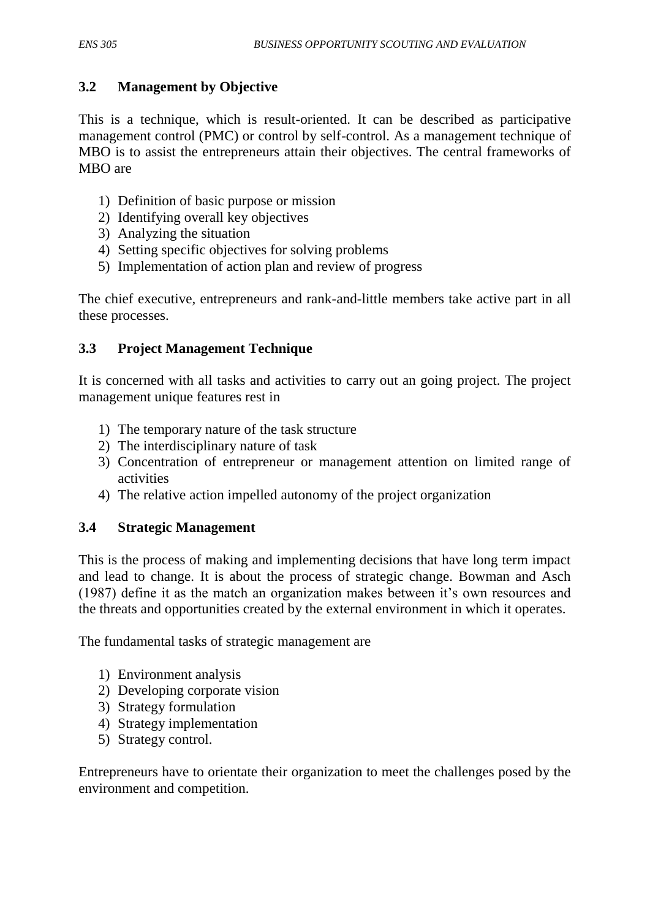### 3.2 Management by Objective

This is a technique, which is result-oriented. It can be described as participative management control (PMC) or control by self-control. As a management technique of MBO is to assist the entrepreneurs attain their objectives. The central frameworks of MBO are

1) Definition of basic purpose or mission
2) Identifying overall key objectives
3) Analyzing the situation
4) Setting specific objectives for solving problems
5) Implementation of action plan and review of progress

The chief executive, entrepreneurs and rank-and-little members take active part in all these processes.

### 3.3 Project Management Technique

It is concerned with all tasks and activities to carry out an going project. The project management unique features rest in

1) The temporary nature of the task structure
2) The interdisciplinary nature of task
3) Concentration of entrepreneur or management attention on limited range of activities
4) The relative action impelled autonomy of the project organization

### 3.4 Strategic Management

This is the process of making and implementing decisions that have long term impact and lead to change. It is about the process of strategic change. Bowman and Asch (1987) define it as the match an organization makes between it's own resources and the threats and opportunities created by the external environment in which it operates.

The fundamental tasks of strategic management are

1) Environment analysis
2) Developing corporate vision
3) Strategy formulation
4) Strategy implementation
5) Strategy control.

Entrepreneurs have to orientate their organization to meet the challenges posed by the environment and competition.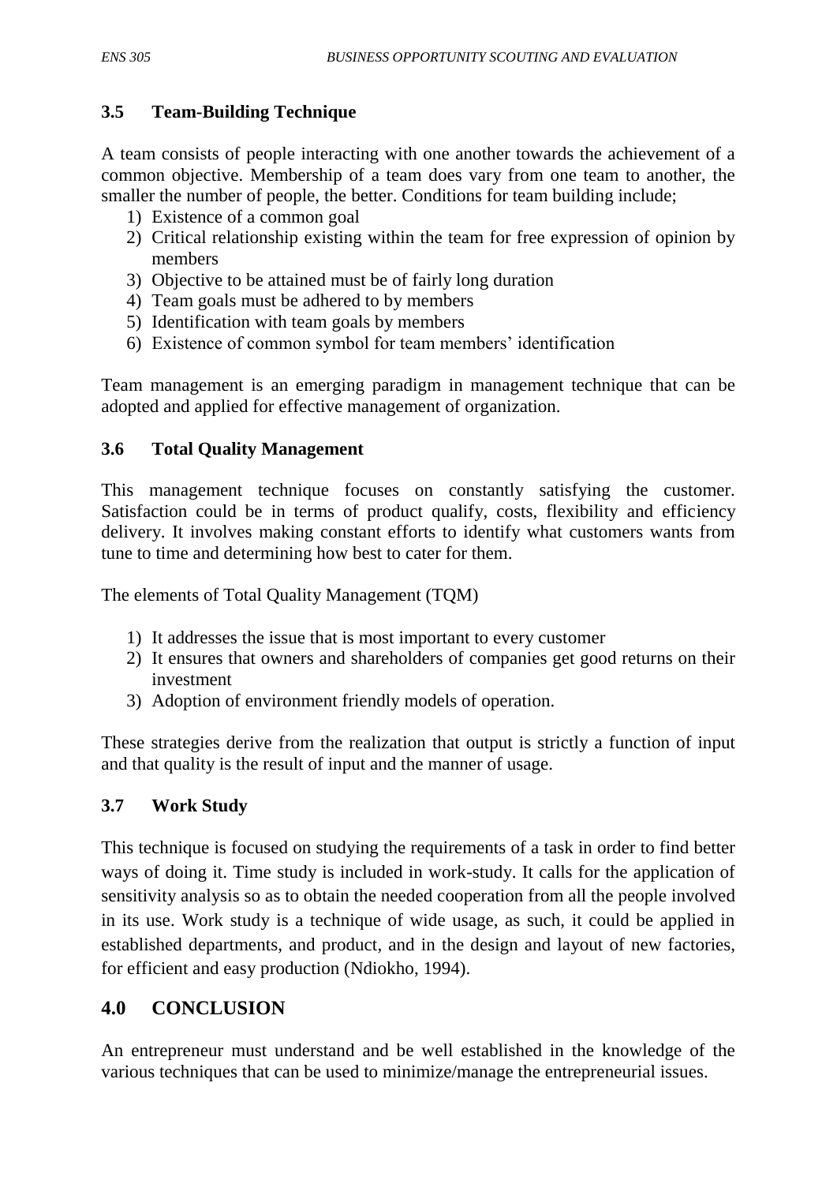### 3.5 Team-Building Technique

A team consists of people interacting with one another towards the achievement of a common objective. Membership of a team does vary from one team to another, the smaller the number of people, the better. Conditions for team building include;

1) Existence of a common goal
2) Critical relationship existing within the team for free expression of opinion by members
3) Objective to be attained must be of fairly long duration
4) Team goals must be adhered to by members
5) Identification with team goals by members
6) Existence of common symbol for team members' identification

Team management is an emerging paradigm in management technique that can be adopted and applied for effective management of organization.

### 3.6 Total Quality Management

This management technique focuses on constantly satisfying the customer. Satisfaction could be in terms of product qualify, costs, flexibility and efficiency delivery. It involves making constant efforts to identify what customers wants from tune to time and determining how best to cater for them.

The elements of Total Quality Management (TQM)

1) It addresses the issue that is most important to every customer
2) It ensures that owners and shareholders of companies get good returns on their investment
3) Adoption of environment friendly models of operation.

These strategies derive from the realization that output is strictly a function of input and that quality is the result of input and the manner of usage.

### 3.7 Work Study

This technique is focused on studying the requirements of a task in order to find better ways of doing it. Time study is included in work-study. It calls for the application of sensitivity analysis so as to obtain the needed cooperation from all the people involved in its use. Work study is a technique of wide usage, as such, it could be applied in established departments, and product, and in the design and layout of new factories, for efficient and easy production (Ndiokho, 1994).

## 4.0 CONCLUSION

An entrepreneur must understand and be well established in the knowledge of the various techniques that can be used to minimize/manage the entrepreneurial issues.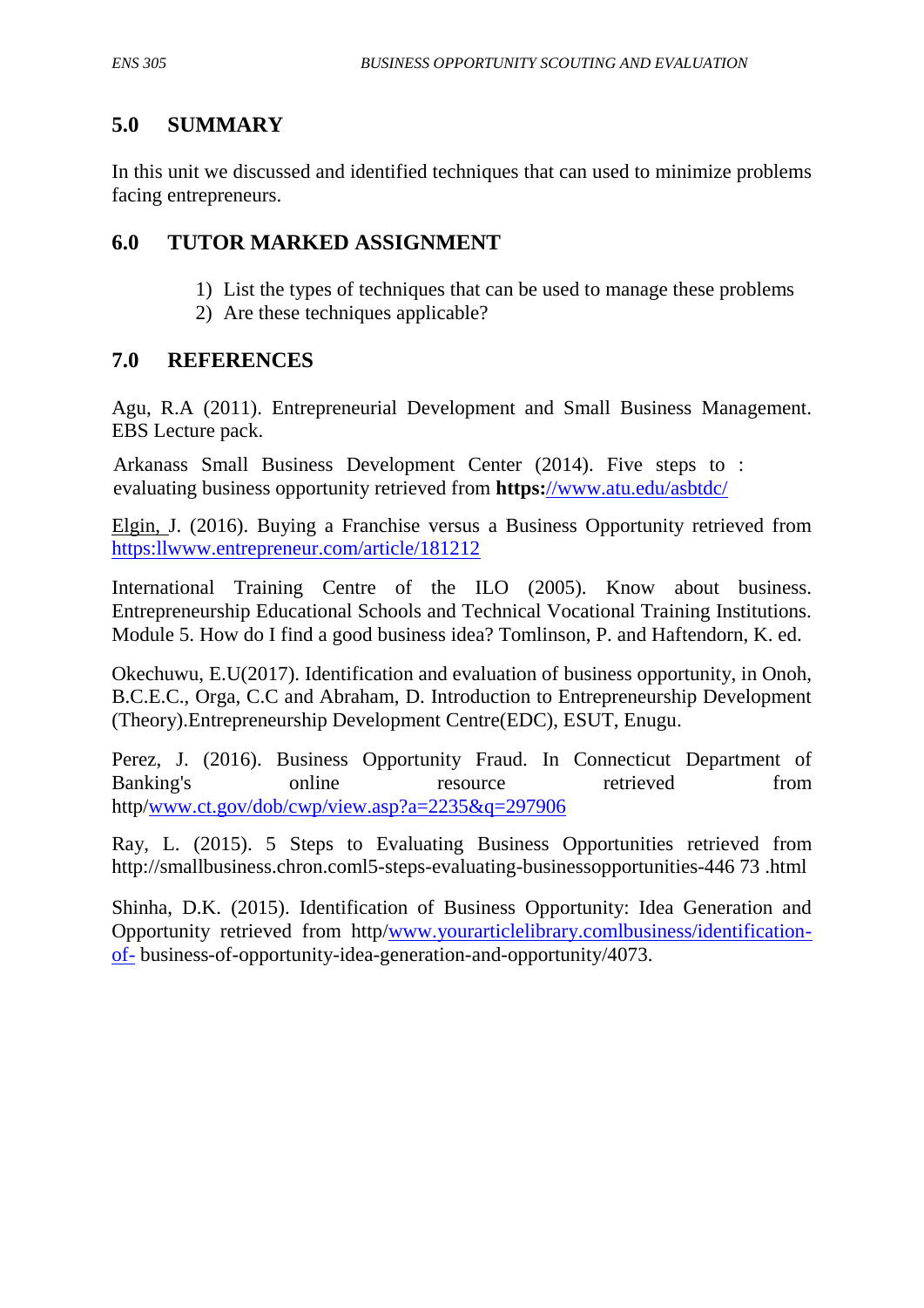## 5.0 SUMMARY

In this unit we discussed and identified techniques that can used to minimize problems facing entrepreneurs.

## 6.0 TUTOR MARKED ASSIGNMENT

1) List the types of techniques that can be used to manage these problems
2) Are these techniques applicable?

## 7.0 REFERENCES

Agu, R.A (2011). Entrepreneurial Development and Small Business Management. EBS Lecture pack.

Arkanass Small Business Development Center (2014). Five steps to : evaluating business opportunity retrieved from **https:**//www.atu.edu/asbtdc/

Elgin, J. (2016). Buying a Franchise versus a Business Opportunity retrieved from https:llwww.entrepreneur.com/article/181212

International Training Centre of the ILO (2005). Know about business. Entrepreneurship Educational Schools and Technical Vocational Training Institutions. Module 5. How do I find a good business idea? Tomlinson, P. and Haftendorn, K. ed.

Okechuwu, E.U(2017). Identification and evaluation of business opportunity, in Onoh, B.C.E.C., Orga, C.C and Abraham, D. Introduction to Entrepreneurship Development (Theory).Entrepreneurship Development Centre(EDC), ESUT, Enugu.

Perez, J. (2016). Business Opportunity Fraud. In Connecticut Department of Banking's online resource retrieved from http/www.ct.gov/dob/cwp/view.asp?a=2235&q=297906

Ray, L. (2015). 5 Steps to Evaluating Business Opportunities retrieved from http://smallbusiness.chron.coml5-steps-evaluating-businessopportunities-446 73 .html

Shinha, D.K. (2015). Identification of Business Opportunity: Idea Generation and Opportunity retrieved from http/www.yourarticlelibrary.comlbusiness/identification-of- business-of-opportunity-idea-generation-and-opportunity/4073.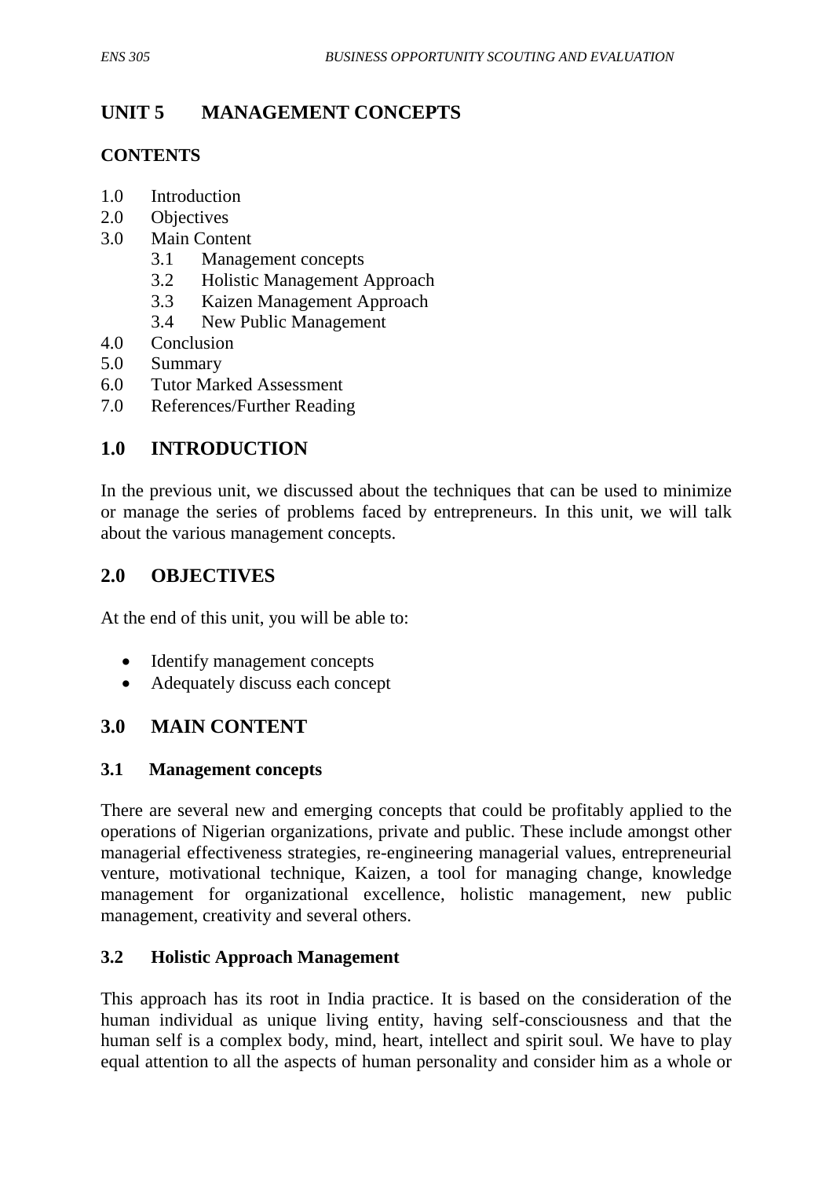## UNIT 5 MANAGEMENT CONCEPTS

**CONTENTS**

1.0 Introduction
2.0 Objectives
3.0 Main Content
    3.1 Management concepts
    3.2 Holistic Management Approach
    3.3 Kaizen Management Approach
    3.4 New Public Management
4.0 Conclusion
5.0 Summary
6.0 Tutor Marked Assessment
7.0 References/Further Reading

## 1.0 INTRODUCTION

In the previous unit, we discussed about the techniques that can be used to minimize or manage the series of problems faced by entrepreneurs. In this unit, we will talk about the various management concepts.

## 2.0 OBJECTIVES

At the end of this unit, you will be able to:

- Identify management concepts
- Adequately discuss each concept

## 3.0 MAIN CONTENT

### 3.1 Management concepts

There are several new and emerging concepts that could be profitably applied to the operations of Nigerian organizations, private and public. These include amongst other managerial effectiveness strategies, re-engineering managerial values, entrepreneurial venture, motivational technique, Kaizen, a tool for managing change, knowledge management for organizational excellence, holistic management, new public management, creativity and several others.

### 3.2 Holistic Approach Management

This approach has its root in India practice. It is based on the consideration of the human individual as unique living entity, having self-consciousness and that the human self is a complex body, mind, heart, intellect and spirit soul. We have to play equal attention to all the aspects of human personality and consider him as a whole or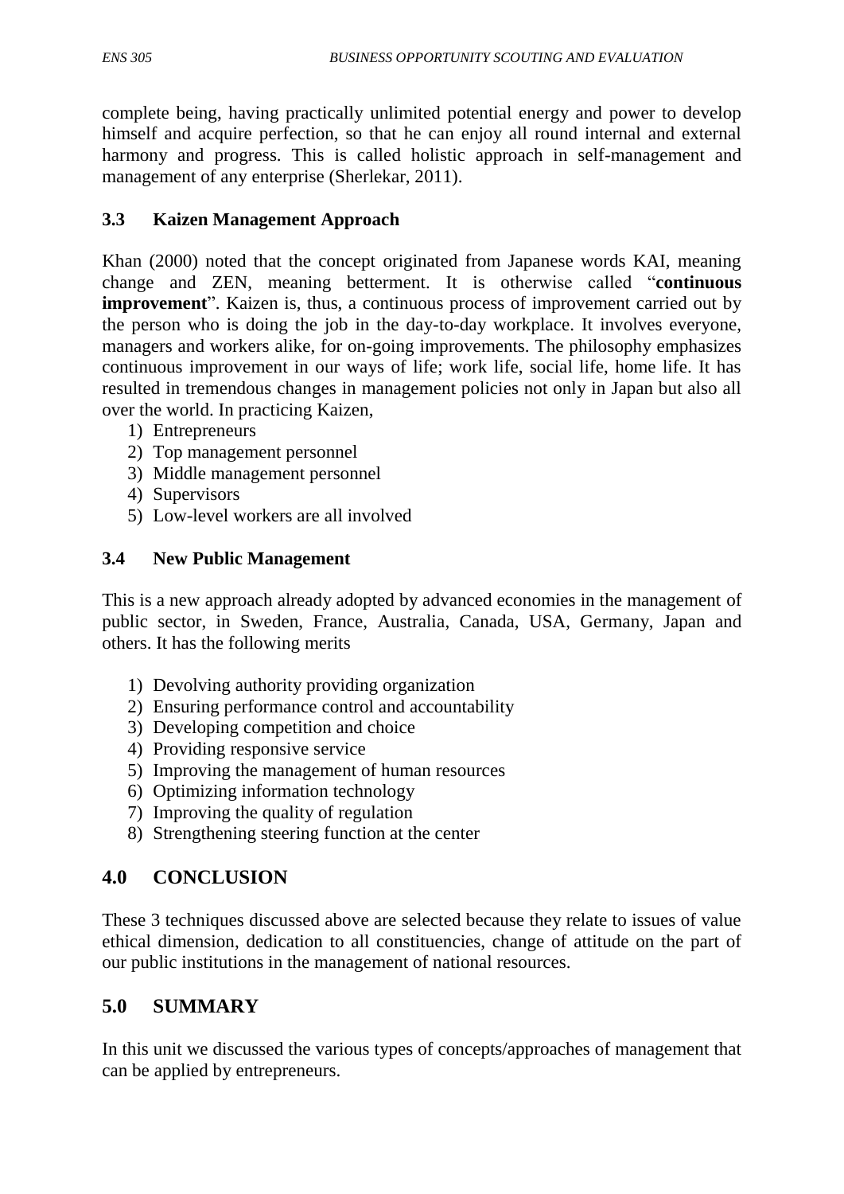complete being, having practically unlimited potential energy and power to develop himself and acquire perfection, so that he can enjoy all round internal and external harmony and progress. This is called holistic approach in self-management and management of any enterprise (Sherlekar, 2011).

### 3.3 Kaizen Management Approach

Khan (2000) noted that the concept originated from Japanese words KAI, meaning change and ZEN, meaning betterment. It is otherwise called "**continuous improvement**". Kaizen is, thus, a continuous process of improvement carried out by the person who is doing the job in the day-to-day workplace. It involves everyone, managers and workers alike, for on-going improvements. The philosophy emphasizes continuous improvement in our ways of life; work life, social life, home life. It has resulted in tremendous changes in management policies not only in Japan but also all over the world. In practicing Kaizen,

1) Entrepreneurs
2) Top management personnel
3) Middle management personnel
4) Supervisors
5) Low-level workers are all involved

### 3.4 New Public Management

This is a new approach already adopted by advanced economies in the management of public sector, in Sweden, France, Australia, Canada, USA, Germany, Japan and others. It has the following merits

1) Devolving authority providing organization
2) Ensuring performance control and accountability
3) Developing competition and choice
4) Providing responsive service
5) Improving the management of human resources
6) Optimizing information technology
7) Improving the quality of regulation
8) Strengthening steering function at the center

## 4.0 CONCLUSION

These 3 techniques discussed above are selected because they relate to issues of value ethical dimension, dedication to all constituencies, change of attitude on the part of our public institutions in the management of national resources.

## 5.0 SUMMARY

In this unit we discussed the various types of concepts/approaches of management that can be applied by entrepreneurs.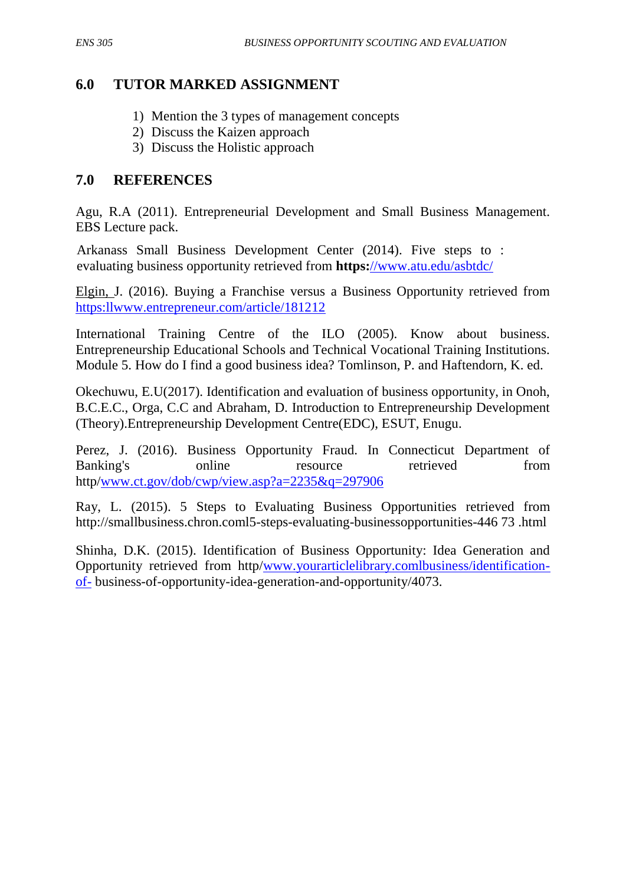## 6.0 TUTOR MARKED ASSIGNMENT

1) Mention the 3 types of management concepts
2) Discuss the Kaizen approach
3) Discuss the Holistic approach

## 7.0 REFERENCES

Agu, R.A (2011). Entrepreneurial Development and Small Business Management. EBS Lecture pack.

Arkanass Small Business Development Center (2014). Five steps to : evaluating business opportunity retrieved from **https:**//www.atu.edu/asbtdc/

Elgin, J. (2016). Buying a Franchise versus a Business Opportunity retrieved from https:llwww.entrepreneur.com/article/181212

International Training Centre of the ILO (2005). Know about business. Entrepreneurship Educational Schools and Technical Vocational Training Institutions. Module 5. How do I find a good business idea? Tomlinson, P. and Haftendorn, K. ed.

Okechuwu, E.U(2017). Identification and evaluation of business opportunity, in Onoh, B.C.E.C., Orga, C.C and Abraham, D. Introduction to Entrepreneurship Development (Theory).Entrepreneurship Development Centre(EDC), ESUT, Enugu.

Perez, J. (2016). Business Opportunity Fraud. In Connecticut Department of Banking's online resource retrieved from http/www.ct.gov/dob/cwp/view.asp?a=2235&q=297906

Ray, L. (2015). 5 Steps to Evaluating Business Opportunities retrieved from http://smallbusiness.chron.coml5-steps-evaluating-businessopportunities-446 73 .html

Shinha, D.K. (2015). Identification of Business Opportunity: Idea Generation and Opportunity retrieved from http/www.yourarticlelibrary.comlbusiness/identification-of- business-of-opportunity-idea-generation-and-opportunity/4073.